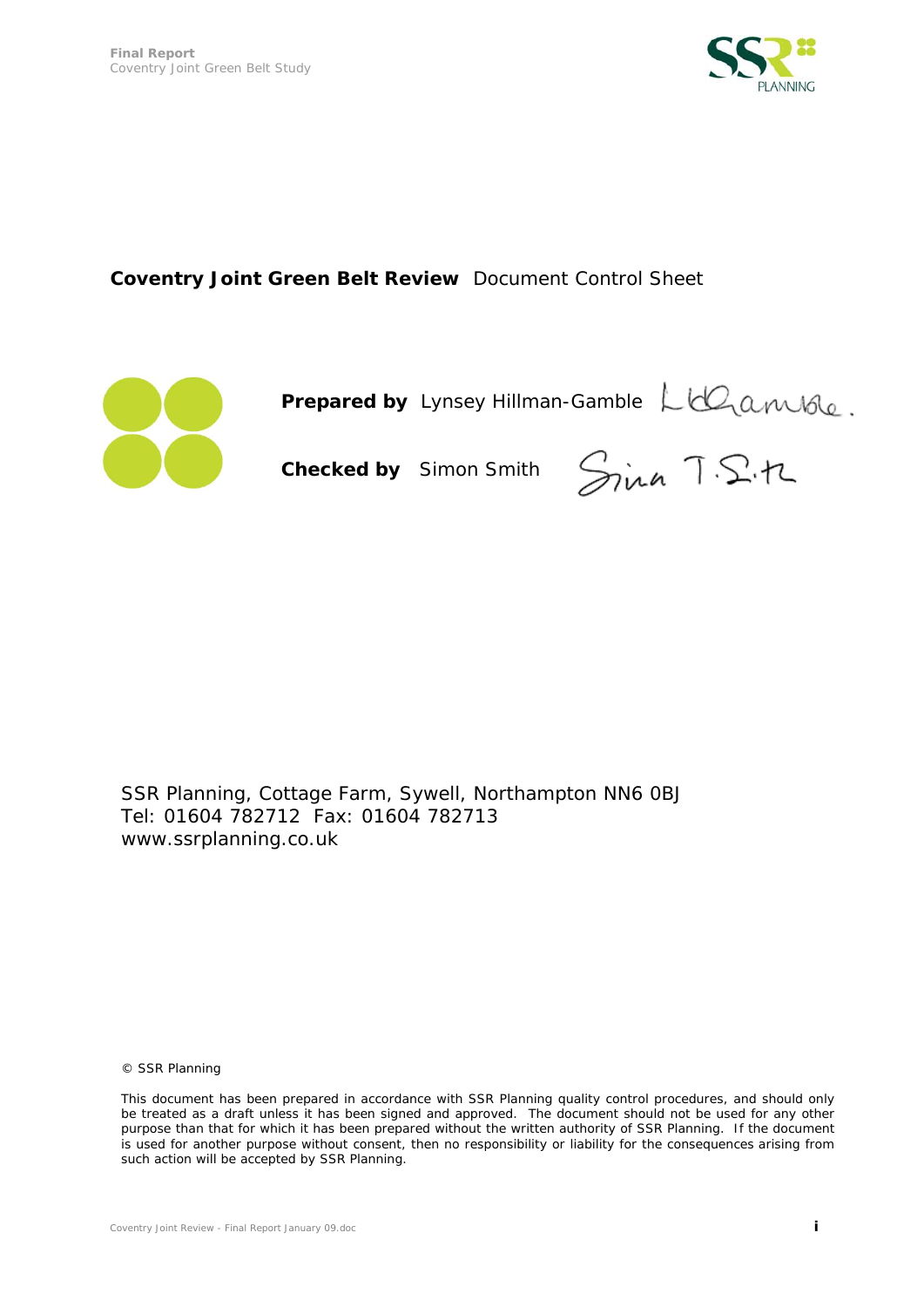**Coventry Joint Green Belt Review** Document Control Sheet

**Prepared by** Lynsey Hillman-Gamble

**Checked by** Simon Smith

SSR Planning, Cottage Farm, Sywell, Northampton NN6 0BJ
Tel: 01604 782712 Fax: 01604 782713
www.ssrplanning.co.uk

© SSR Planning

This document has been prepared in accordance with SSR Planning quality control procedures, and should only be treated as a draft unless it has been signed and approved. The document should not be used for any other purpose than that for which it has been prepared without the written authority of SSR Planning. If the document is used for another purpose without consent, then no responsibility or liability for the consequences arising from such action will be accepted by SSR Planning.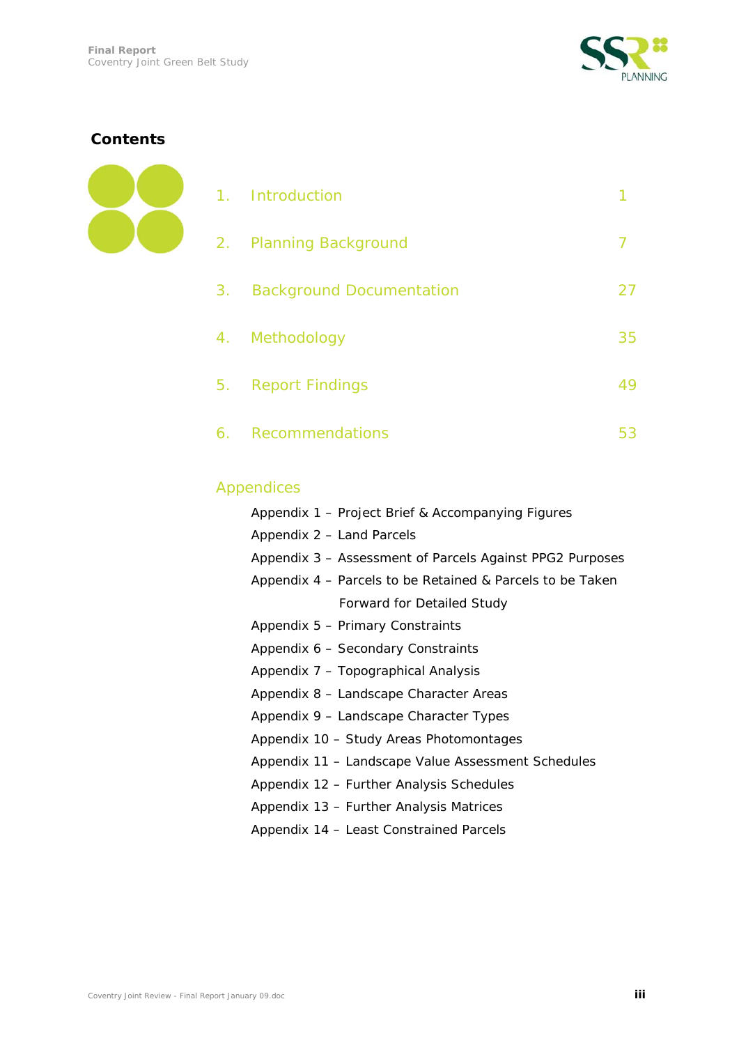# Contents

| | | |
|---|---|---|
| 1. | Introduction | 1 |
| 2. | Planning Background | 7 |
| 3. | Background Documentation | 27 |
| 4. | Methodology | 35 |
| 5. | Report Findings | 49 |
| 6. | Recommendations | 53 |

## Appendices

- Appendix 1 – Project Brief & Accompanying Figures
- Appendix 2 – Land Parcels
- Appendix 3 – Assessment of Parcels Against PPG2 Purposes
- Appendix 4 – Parcels to be Retained & Parcels to be Taken Forward for Detailed Study
- Appendix 5 – Primary Constraints
- Appendix 6 – Secondary Constraints
- Appendix 7 – Topographical Analysis
- Appendix 8 – Landscape Character Areas
- Appendix 9 – Landscape Character Types
- Appendix 10 – Study Areas Photomontages
- Appendix 11 – Landscape Value Assessment Schedules
- Appendix 12 – Further Analysis Schedules
- Appendix 13 – Further Analysis Matrices
- Appendix 14 – Least Constrained Parcels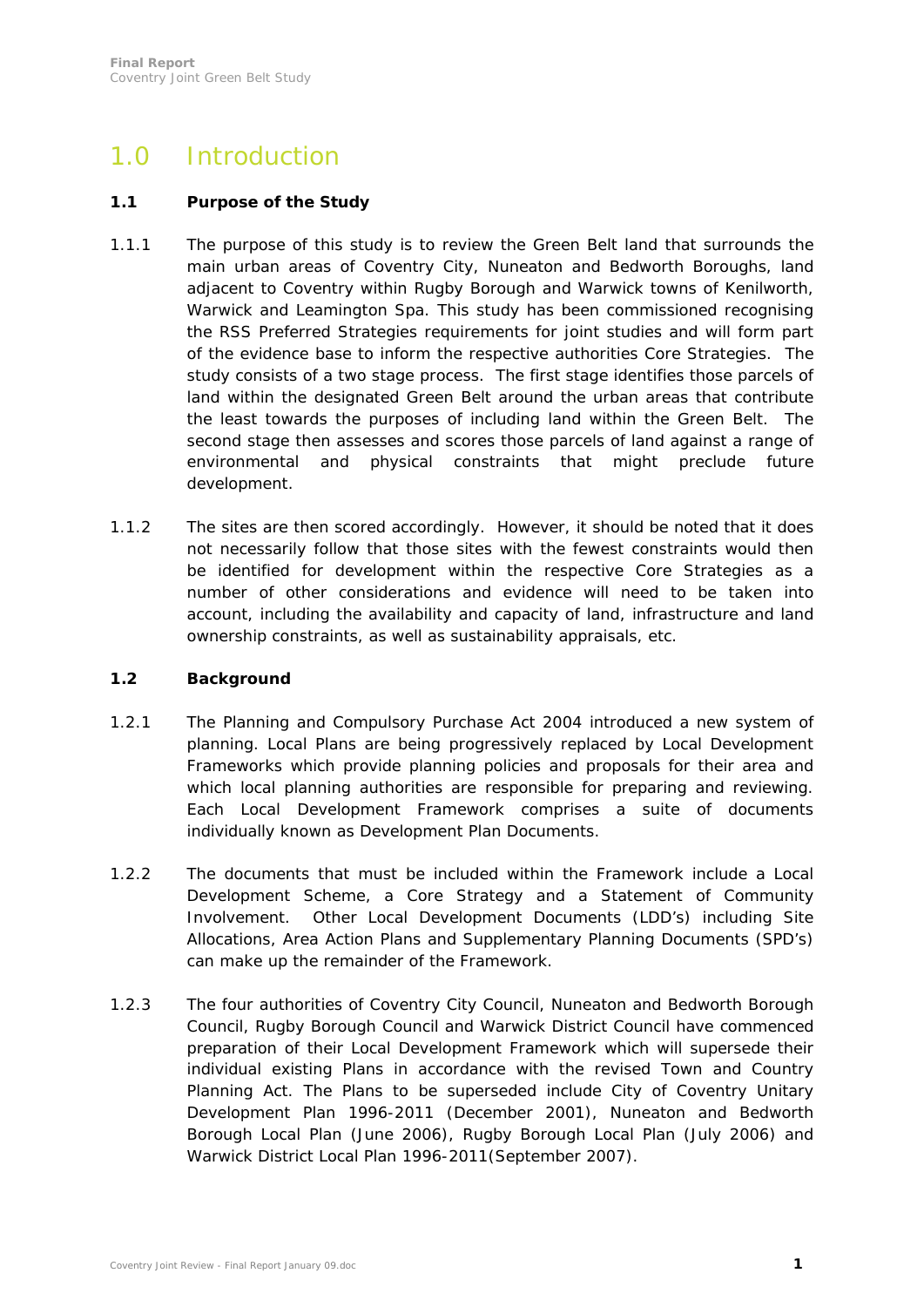# 1.0 Introduction

## 1.1 Purpose of the Study

1.1.1 The purpose of this study is to review the Green Belt land that surrounds the main urban areas of Coventry City, Nuneaton and Bedworth Boroughs, land adjacent to Coventry within Rugby Borough and Warwick towns of Kenilworth, Warwick and Leamington Spa. This study has been commissioned recognising the RSS Preferred Strategies requirements for joint studies and will form part of the evidence base to inform the respective authorities Core Strategies. The study consists of a two stage process. The first stage identifies those parcels of land within the designated Green Belt around the urban areas that contribute the least towards the purposes of including land within the Green Belt. The second stage then assesses and scores those parcels of land against a range of environmental and physical constraints that might preclude future development.

1.1.2 The sites are then scored accordingly. However, it should be noted that it does not necessarily follow that those sites with the fewest constraints would then be identified for development within the respective Core Strategies as a number of other considerations and evidence will need to be taken into account, including the availability and capacity of land, infrastructure and land ownership constraints, as well as sustainability appraisals, etc.

## 1.2 Background

1.2.1 The Planning and Compulsory Purchase Act 2004 introduced a new system of planning. Local Plans are being progressively replaced by Local Development Frameworks which provide planning policies and proposals for their area and which local planning authorities are responsible for preparing and reviewing. Each Local Development Framework comprises a suite of documents individually known as Development Plan Documents.

1.2.2 The documents that must be included within the Framework include a Local Development Scheme, a Core Strategy and a Statement of Community Involvement. Other Local Development Documents (LDD's) including Site Allocations, Area Action Plans and Supplementary Planning Documents (SPD's) can make up the remainder of the Framework.

1.2.3 The four authorities of Coventry City Council, Nuneaton and Bedworth Borough Council, Rugby Borough Council and Warwick District Council have commenced preparation of their Local Development Framework which will supersede their individual existing Plans in accordance with the revised Town and Country Planning Act. The Plans to be superseded include City of Coventry Unitary Development Plan 1996-2011 (December 2001), Nuneaton and Bedworth Borough Local Plan (June 2006), Rugby Borough Local Plan (July 2006) and Warwick District Local Plan 1996-2011(September 2007).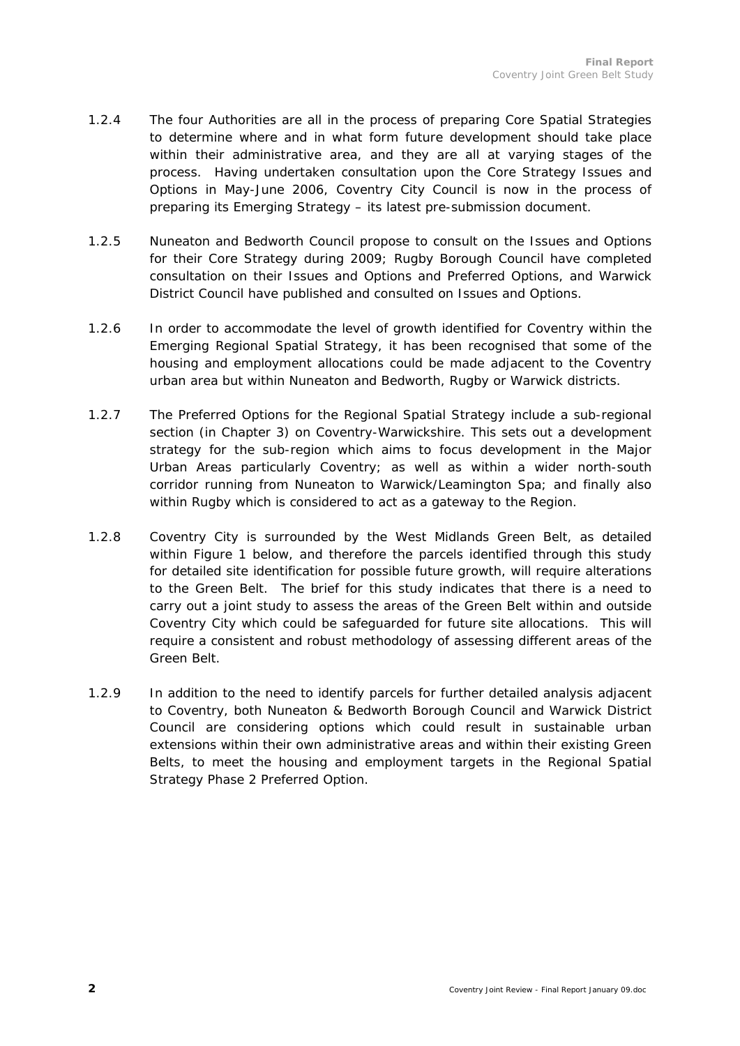1.2.4 The four Authorities are all in the process of preparing Core Spatial Strategies to determine where and in what form future development should take place within their administrative area, and they are all at varying stages of the process. Having undertaken consultation upon the Core Strategy Issues and Options in May-June 2006, Coventry City Council is now in the process of preparing its Emerging Strategy – its latest pre-submission document.

1.2.5 Nuneaton and Bedworth Council propose to consult on the Issues and Options for their Core Strategy during 2009; Rugby Borough Council have completed consultation on their Issues and Options and Preferred Options, and Warwick District Council have published and consulted on Issues and Options.

1.2.6 In order to accommodate the level of growth identified for Coventry within the Emerging Regional Spatial Strategy, it has been recognised that some of the housing and employment allocations could be made adjacent to the Coventry urban area but within Nuneaton and Bedworth, Rugby or Warwick districts.

1.2.7 The Preferred Options for the Regional Spatial Strategy include a sub-regional section (in Chapter 3) on Coventry-Warwickshire. This sets out a development strategy for the sub-region which aims to focus development in the Major Urban Areas particularly Coventry; as well as within a wider north-south corridor running from Nuneaton to Warwick/Leamington Spa; and finally also within Rugby which is considered to act as a gateway to the Region.

1.2.8 Coventry City is surrounded by the West Midlands Green Belt, as detailed within Figure 1 below, and therefore the parcels identified through this study for detailed site identification for possible future growth, will require alterations to the Green Belt. The brief for this study indicates that there is a need to carry out a joint study to assess the areas of the Green Belt within and outside Coventry City which could be safeguarded for future site allocations. This will require a consistent and robust methodology of assessing different areas of the Green Belt.

1.2.9 In addition to the need to identify parcels for further detailed analysis adjacent to Coventry, both Nuneaton & Bedworth Borough Council and Warwick District Council are considering options which could result in sustainable urban extensions within their own administrative areas and within their existing Green Belts, to meet the housing and employment targets in the Regional Spatial Strategy Phase 2 Preferred Option.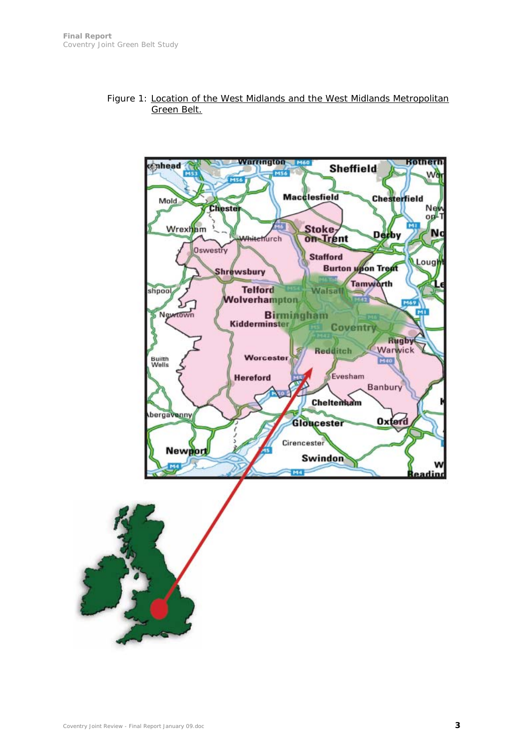Figure 1: Location of the West Midlands and the West Midlands Metropolitan Green Belt.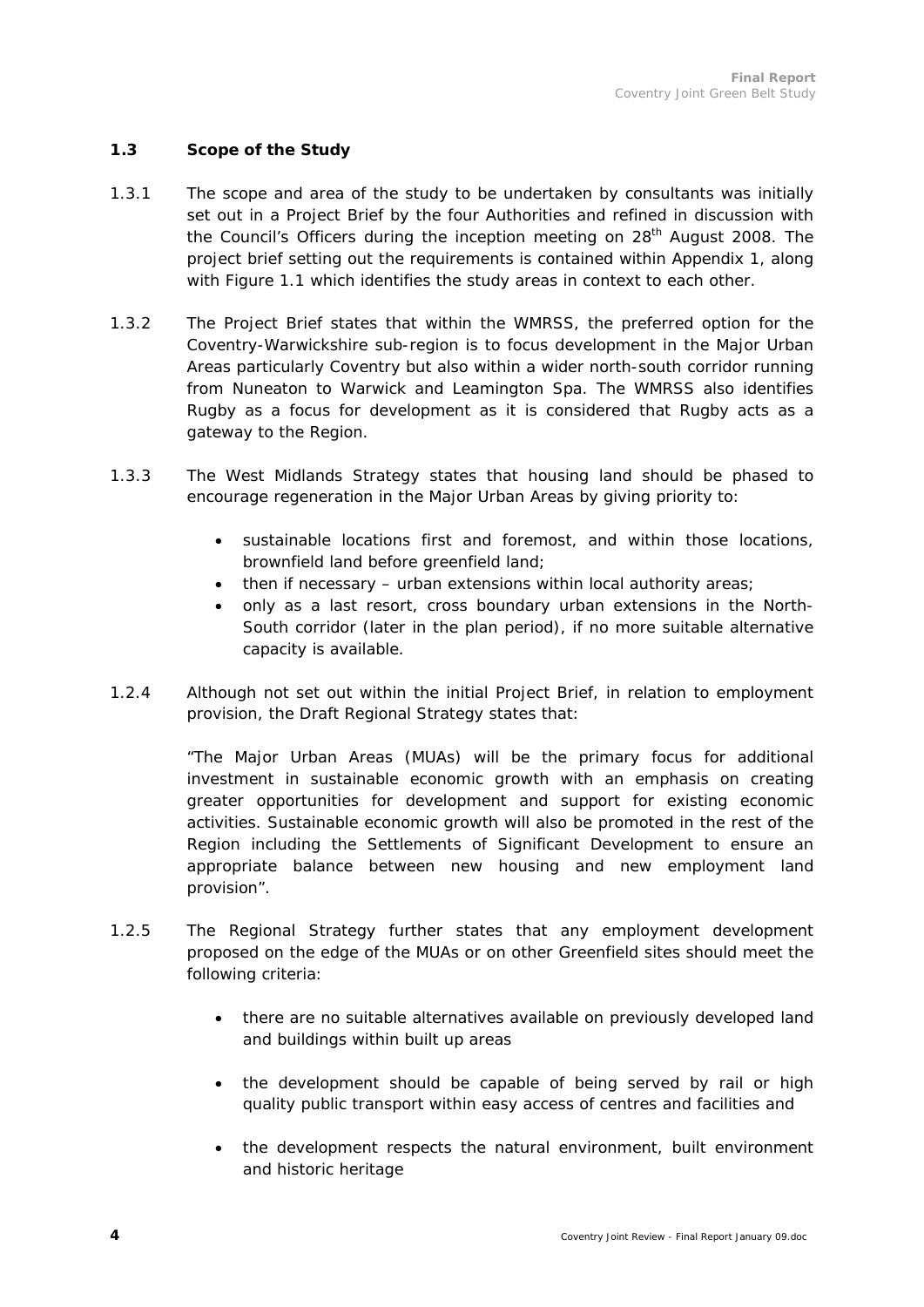### 1.3 Scope of the Study

1.3.1 The scope and area of the study to be undertaken by consultants was initially set out in a Project Brief by the four Authorities and refined in discussion with the Council's Officers during the inception meeting on 28th August 2008. The project brief setting out the requirements is contained within Appendix 1, along with Figure 1.1 which identifies the study areas in context to each other.

1.3.2 The Project Brief states that within the WMRSS, the preferred option for the Coventry-Warwickshire sub-region is to focus development in the Major Urban Areas particularly Coventry but also within a wider north-south corridor running from Nuneaton to Warwick and Leamington Spa. The WMRSS also identifies Rugby as a focus for development as it is considered that Rugby acts as a gateway to the Region.

1.3.3 The West Midlands Strategy states that housing land should be phased to encourage regeneration in the Major Urban Areas by giving priority to:

- sustainable locations first and foremost, and within those locations, brownfield land before greenfield land;
- then if necessary – urban extensions within local authority areas;
- only as a last resort, cross boundary urban extensions in the North-South corridor (later in the plan period), if no more suitable alternative capacity is available.

1.2.4 Although not set out within the initial Project Brief, in relation to employment provision, the Draft Regional Strategy states that:

"The Major Urban Areas (MUAs) will be the primary focus for additional investment in sustainable economic growth with an emphasis on creating greater opportunities for development and support for existing economic activities. Sustainable economic growth will also be promoted in the rest of the Region including the Settlements of Significant Development to ensure an appropriate balance between new housing and new employment land provision".

1.2.5 The Regional Strategy further states that any employment development proposed on the edge of the MUAs or on other Greenfield sites should meet the following criteria:

- there are no suitable alternatives available on previously developed land and buildings within built up areas
- the development should be capable of being served by rail or high quality public transport within easy access of centres and facilities and
- the development respects the natural environment, built environment and historic heritage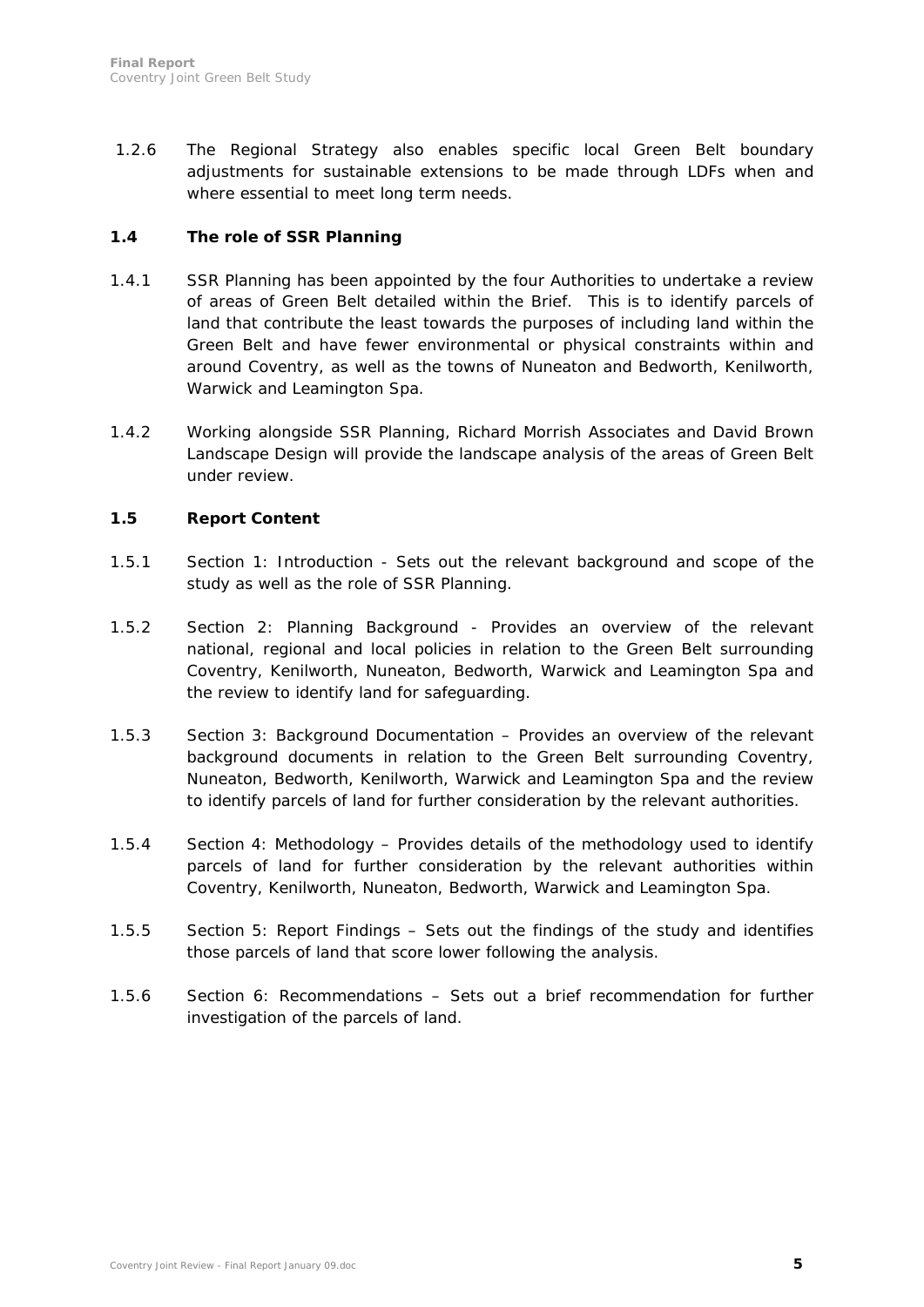1.2.6 The Regional Strategy also enables specific local Green Belt boundary adjustments for sustainable extensions to be made through LDFs when and where essential to meet long term needs.

### 1.4 The role of SSR Planning

1.4.1 SSR Planning has been appointed by the four Authorities to undertake a review of areas of Green Belt detailed within the Brief. This is to identify parcels of land that contribute the least towards the purposes of including land within the Green Belt and have fewer environmental or physical constraints within and around Coventry, as well as the towns of Nuneaton and Bedworth, Kenilworth, Warwick and Leamington Spa.

1.4.2 Working alongside SSR Planning, Richard Morrish Associates and David Brown Landscape Design will provide the landscape analysis of the areas of Green Belt under review.

### 1.5 Report Content

1.5.1 Section 1: Introduction - Sets out the relevant background and scope of the study as well as the role of SSR Planning.

1.5.2 Section 2: Planning Background - Provides an overview of the relevant national, regional and local policies in relation to the Green Belt surrounding Coventry, Kenilworth, Nuneaton, Bedworth, Warwick and Leamington Spa and the review to identify land for safeguarding.

1.5.3 Section 3: Background Documentation – Provides an overview of the relevant background documents in relation to the Green Belt surrounding Coventry, Nuneaton, Bedworth, Kenilworth, Warwick and Leamington Spa and the review to identify parcels of land for further consideration by the relevant authorities.

1.5.4 Section 4: Methodology – Provides details of the methodology used to identify parcels of land for further consideration by the relevant authorities within Coventry, Kenilworth, Nuneaton, Bedworth, Warwick and Leamington Spa.

1.5.5 Section 5: Report Findings – Sets out the findings of the study and identifies those parcels of land that score lower following the analysis.

1.5.6 Section 6: Recommendations – Sets out a brief recommendation for further investigation of the parcels of land.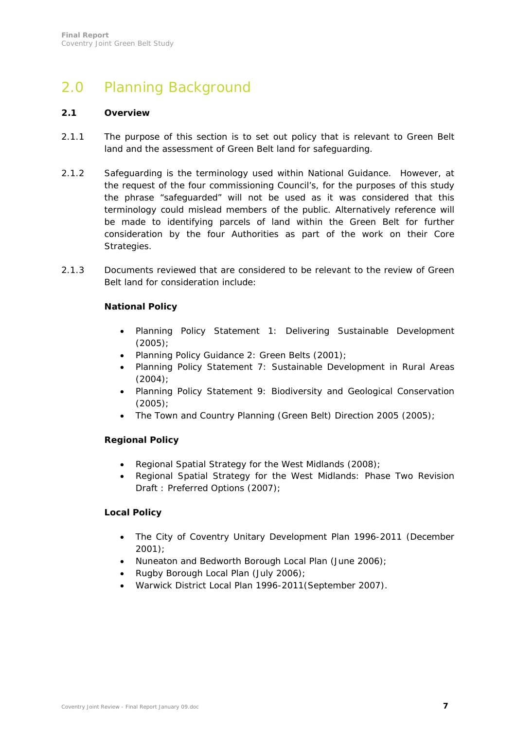# 2.0 Planning Background

## 2.1 Overview

2.1.1 The purpose of this section is to set out policy that is relevant to Green Belt land and the assessment of Green Belt land for safeguarding.

2.1.2 Safeguarding is the terminology used within National Guidance. However, at the request of the four commissioning Council's, for the purposes of this study the phrase "safeguarded" will not be used as it was considered that this terminology could mislead members of the public. Alternatively reference will be made to identifying parcels of land within the Green Belt for further consideration by the four Authorities as part of the work on their Core Strategies.

2.1.3 Documents reviewed that are considered to be relevant to the review of Green Belt land for consideration include:

**National Policy**

- Planning Policy Statement 1: Delivering Sustainable Development (2005);
- Planning Policy Guidance 2: Green Belts (2001);
- Planning Policy Statement 7: Sustainable Development in Rural Areas (2004);
- Planning Policy Statement 9: Biodiversity and Geological Conservation (2005);
- The Town and Country Planning (Green Belt) Direction 2005 (2005);

**Regional Policy**

- Regional Spatial Strategy for the West Midlands (2008);
- Regional Spatial Strategy for the West Midlands: Phase Two Revision Draft : Preferred Options (2007);

**Local Policy**

- The City of Coventry Unitary Development Plan 1996-2011 (December 2001);
- Nuneaton and Bedworth Borough Local Plan (June 2006);
- Rugby Borough Local Plan (July 2006);
- Warwick District Local Plan 1996-2011(September 2007).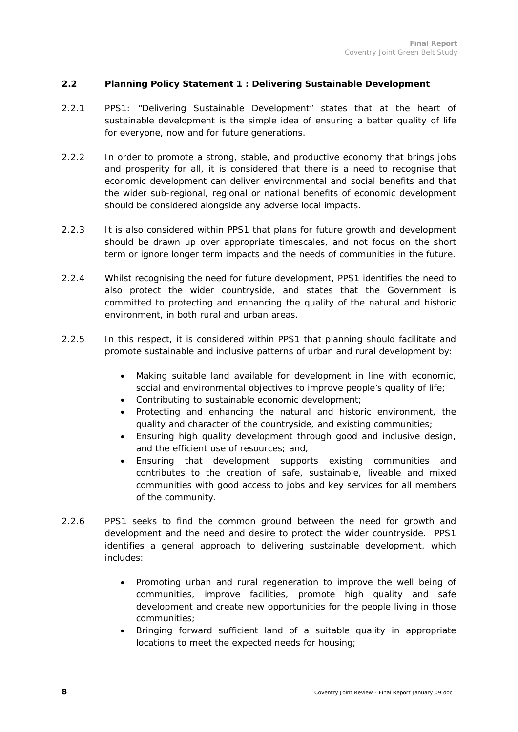## 2.2 Planning Policy Statement 1 : Delivering Sustainable Development

2.2.1 PPS1: "Delivering Sustainable Development" states that at the heart of sustainable development is the simple idea of ensuring a better quality of life for everyone, now and for future generations.

2.2.2 In order to promote a strong, stable, and productive economy that brings jobs and prosperity for all, it is considered that there is a need to recognise that economic development can deliver environmental and social benefits and that the wider sub-regional, regional or national benefits of economic development should be considered alongside any adverse local impacts.

2.2.3 It is also considered within PPS1 that plans for future growth and development should be drawn up over appropriate timescales, and not focus on the short term or ignore longer term impacts and the needs of communities in the future.

2.2.4 Whilst recognising the need for future development, PPS1 identifies the need to also protect the wider countryside, and states that the Government is committed to protecting and enhancing the quality of the natural and historic environment, in both rural and urban areas.

2.2.5 In this respect, it is considered within PPS1 that planning should facilitate and promote sustainable and inclusive patterns of urban and rural development by:

- Making suitable land available for development in line with economic, social and environmental objectives to improve people's quality of life;
- Contributing to sustainable economic development;
- Protecting and enhancing the natural and historic environment, the quality and character of the countryside, and existing communities;
- Ensuring high quality development through good and inclusive design, and the efficient use of resources; and,
- Ensuring that development supports existing communities and contributes to the creation of safe, sustainable, liveable and mixed communities with good access to jobs and key services for all members of the community.

2.2.6 PPS1 seeks to find the common ground between the need for growth and development and the need and desire to protect the wider countryside. PPS1 identifies a general approach to delivering sustainable development, which includes:

- Promoting urban and rural regeneration to improve the well being of communities, improve facilities, promote high quality and safe development and create new opportunities for the people living in those communities;
- Bringing forward sufficient land of a suitable quality in appropriate locations to meet the expected needs for housing;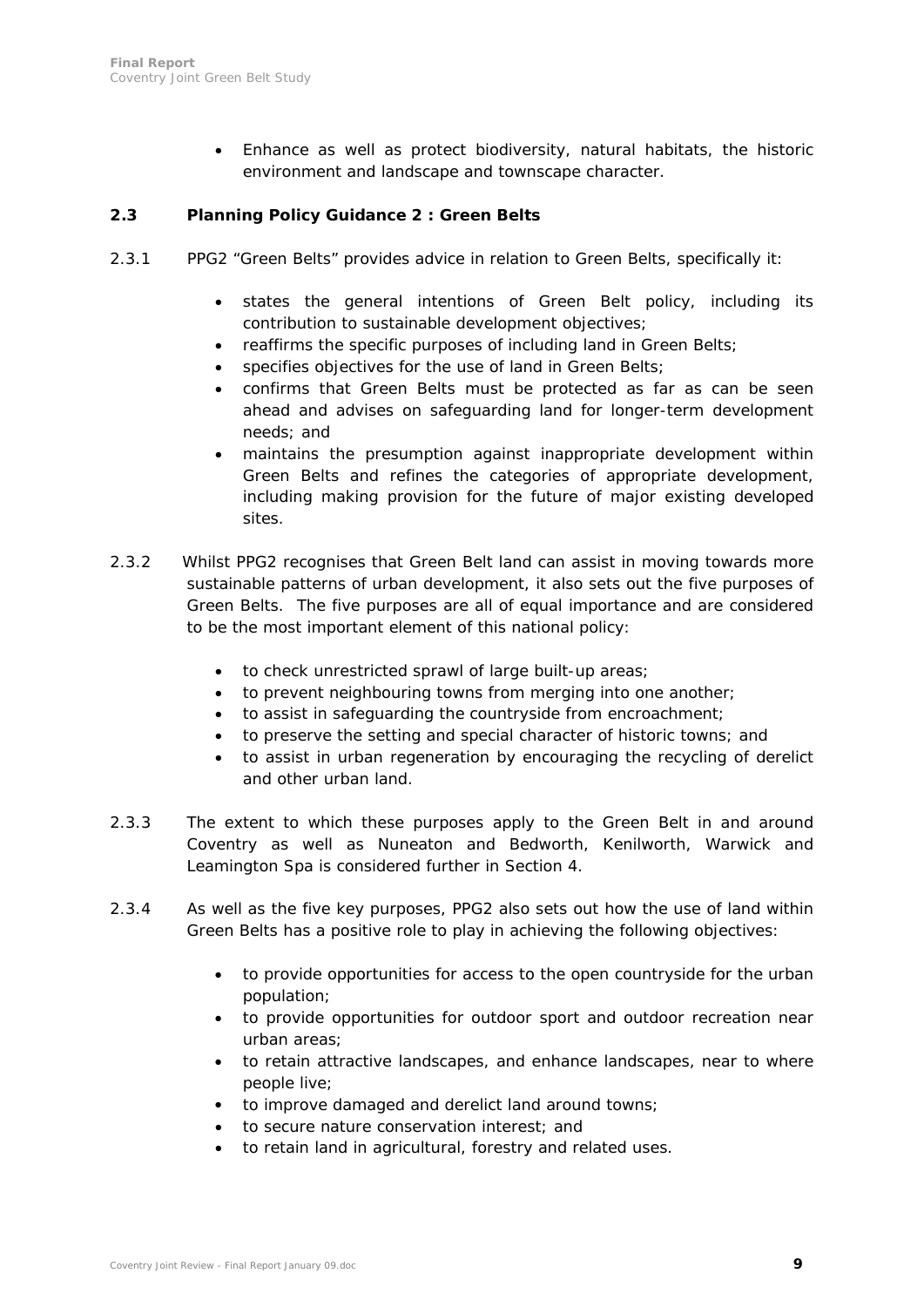- Enhance as well as protect biodiversity, natural habitats, the historic environment and landscape and townscape character.

### 2.3 Planning Policy Guidance 2 : Green Belts

2.3.1 PPG2 "Green Belts" provides advice in relation to Green Belts, specifically it:

- states the general intentions of Green Belt policy, including its contribution to sustainable development objectives;
- reaffirms the specific purposes of including land in Green Belts;
- specifies objectives for the use of land in Green Belts;
- confirms that Green Belts must be protected as far as can be seen ahead and advises on safeguarding land for longer-term development needs; and
- maintains the presumption against inappropriate development within Green Belts and refines the categories of appropriate development, including making provision for the future of major existing developed sites.

2.3.2 Whilst PPG2 recognises that Green Belt land can assist in moving towards more sustainable patterns of urban development, it also sets out the five purposes of Green Belts. The five purposes are all of equal importance and are considered to be the most important element of this national policy:

- to check unrestricted sprawl of large built-up areas;
- to prevent neighbouring towns from merging into one another;
- to assist in safeguarding the countryside from encroachment;
- to preserve the setting and special character of historic towns; and
- to assist in urban regeneration by encouraging the recycling of derelict and other urban land.

2.3.3 The extent to which these purposes apply to the Green Belt in and around Coventry as well as Nuneaton and Bedworth, Kenilworth, Warwick and Leamington Spa is considered further in Section 4.

2.3.4 As well as the five key purposes, PPG2 also sets out how the use of land within Green Belts has a positive role to play in achieving the following objectives:

- to provide opportunities for access to the open countryside for the urban population;
- to provide opportunities for outdoor sport and outdoor recreation near urban areas;
- to retain attractive landscapes, and enhance landscapes, near to where people live;
- to improve damaged and derelict land around towns;
- to secure nature conservation interest; and
- to retain land in agricultural, forestry and related uses.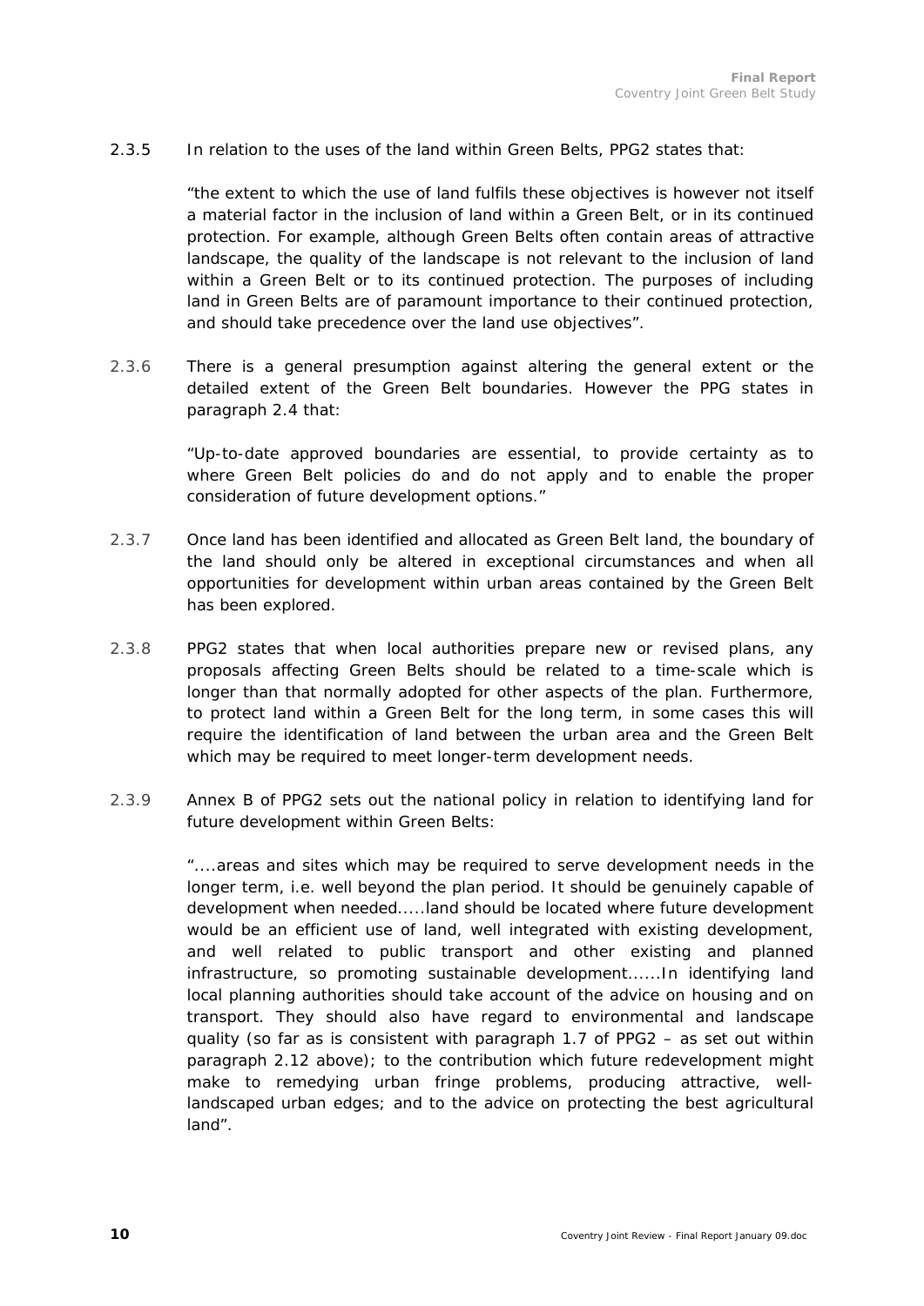2.3.5 In relation to the uses of the land within Green Belts, PPG2 states that:

"the extent to which the use of land fulfils these objectives is however not itself a material factor in the inclusion of land within a Green Belt, or in its continued protection. For example, although Green Belts often contain areas of attractive landscape, the quality of the landscape is not relevant to the inclusion of land within a Green Belt or to its continued protection. The purposes of including land in Green Belts are of paramount importance to their continued protection, and should take precedence over the land use objectives".

2.3.6 There is a general presumption against altering the general extent or the detailed extent of the Green Belt boundaries. However the PPG states in paragraph 2.4 that:

"Up-to-date approved boundaries are essential, to provide certainty as to where Green Belt policies do and do not apply and to enable the proper consideration of future development options."

2.3.7 Once land has been identified and allocated as Green Belt land, the boundary of the land should only be altered in exceptional circumstances and when all opportunities for development within urban areas contained by the Green Belt has been explored.

2.3.8 PPG2 states that when local authorities prepare new or revised plans, any proposals affecting Green Belts should be related to a time-scale which is longer than that normally adopted for other aspects of the plan. Furthermore, to protect land within a Green Belt for the long term, in some cases this will require the identification of land between the urban area and the Green Belt which may be required to meet longer-term development needs.

2.3.9 Annex B of PPG2 sets out the national policy in relation to identifying land for future development within Green Belts:

"....areas and sites which may be required to serve development needs in the longer term, i.e. well beyond the plan period. It should be genuinely capable of development when needed.....land should be located where future development would be an efficient use of land, well integrated with existing development, and well related to public transport and other existing and planned infrastructure, so promoting sustainable development......In identifying land local planning authorities should take account of the advice on housing and on transport. They should also have regard to environmental and landscape quality (so far as is consistent with paragraph 1.7 of PPG2 – as set out within paragraph 2.12 above); to the contribution which future redevelopment might make to remedying urban fringe problems, producing attractive, well-landscaped urban edges; and to the advice on protecting the best agricultural land".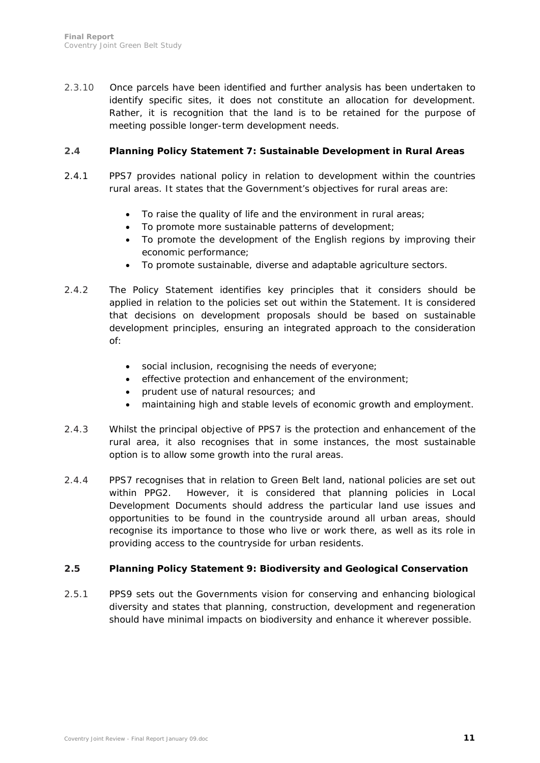2.3.10 Once parcels have been identified and further analysis has been undertaken to identify specific sites, it does not constitute an allocation for development. Rather, it is recognition that the land is to be retained for the purpose of meeting possible longer-term development needs.

## 2.4 Planning Policy Statement 7: Sustainable Development in Rural Areas

2.4.1 PPS7 provides national policy in relation to development within the countries rural areas. It states that the Government's objectives for rural areas are:

- To raise the quality of life and the environment in rural areas;
- To promote more sustainable patterns of development;
- To promote the development of the English regions by improving their economic performance;
- To promote sustainable, diverse and adaptable agriculture sectors.

2.4.2 The Policy Statement identifies key principles that it considers should be applied in relation to the policies set out within the Statement. It is considered that decisions on development proposals should be based on sustainable development principles, ensuring an integrated approach to the consideration of:

- social inclusion, recognising the needs of everyone;
- effective protection and enhancement of the environment;
- prudent use of natural resources; and
- maintaining high and stable levels of economic growth and employment.

2.4.3 Whilst the principal objective of PPS7 is the protection and enhancement of the rural area, it also recognises that in some instances, the most sustainable option is to allow some growth into the rural areas.

2.4.4 PPS7 recognises that in relation to Green Belt land, national policies are set out within PPG2. However, it is considered that planning policies in Local Development Documents should address the particular land use issues and opportunities to be found in the countryside around all urban areas, should recognise its importance to those who live or work there, as well as its role in providing access to the countryside for urban residents.

## 2.5 Planning Policy Statement 9: Biodiversity and Geological Conservation

2.5.1 PPS9 sets out the Governments vision for conserving and enhancing biological diversity and states that planning, construction, development and regeneration should have minimal impacts on biodiversity and enhance it wherever possible.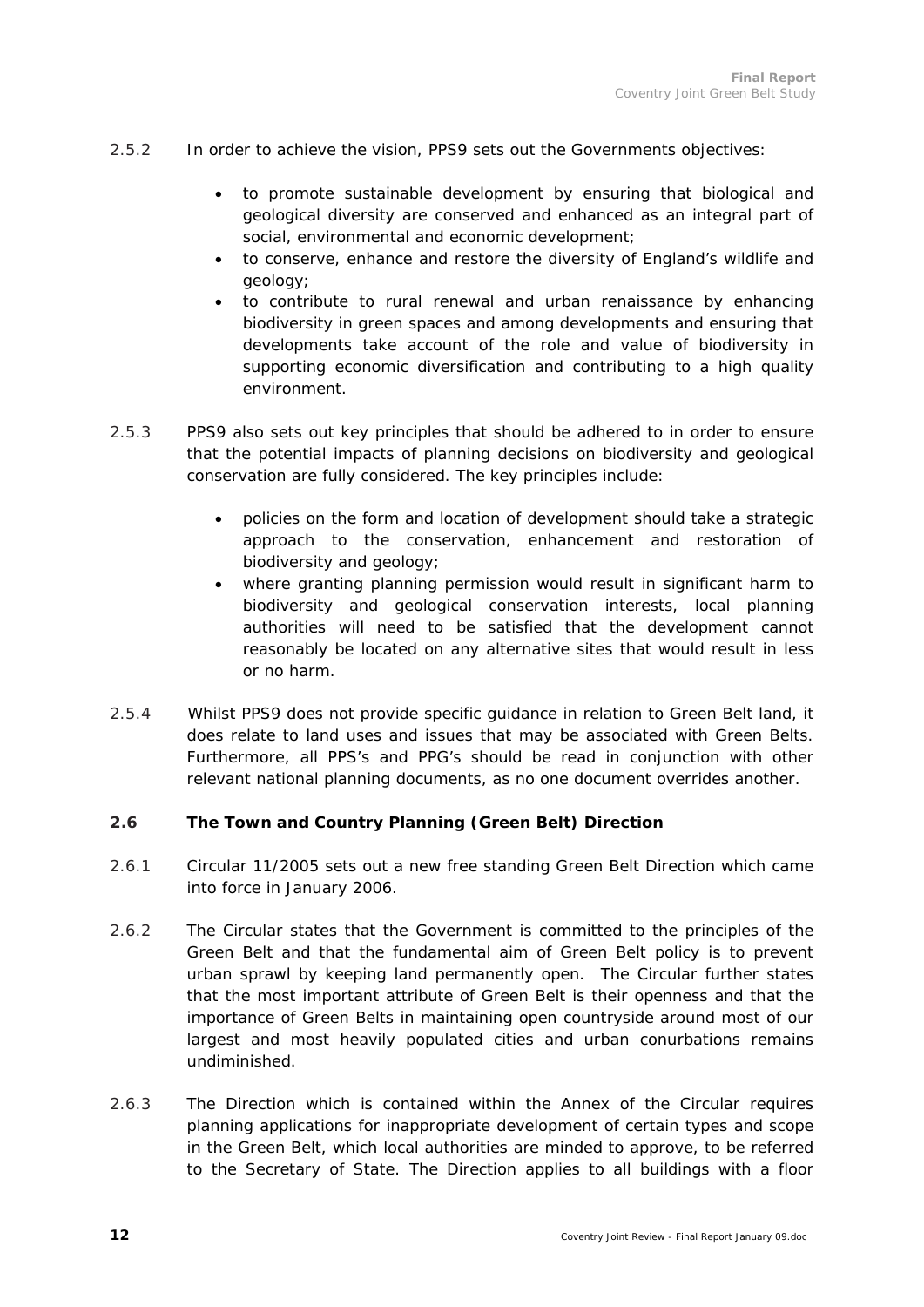2.5.2 In order to achieve the vision, PPS9 sets out the Governments objectives:

- to promote sustainable development by ensuring that biological and geological diversity are conserved and enhanced as an integral part of social, environmental and economic development;
- to conserve, enhance and restore the diversity of England's wildlife and geology;
- to contribute to rural renewal and urban renaissance by enhancing biodiversity in green spaces and among developments and ensuring that developments take account of the role and value of biodiversity in supporting economic diversification and contributing to a high quality environment.

2.5.3 PPS9 also sets out key principles that should be adhered to in order to ensure that the potential impacts of planning decisions on biodiversity and geological conservation are fully considered. The key principles include:

- policies on the form and location of development should take a strategic approach to the conservation, enhancement and restoration of biodiversity and geology;
- where granting planning permission would result in significant harm to biodiversity and geological conservation interests, local planning authorities will need to be satisfied that the development cannot reasonably be located on any alternative sites that would result in less or no harm.

2.5.4 Whilst PPS9 does not provide specific guidance in relation to Green Belt land, it does relate to land uses and issues that may be associated with Green Belts. Furthermore, all PPS's and PPG's should be read in conjunction with other relevant national planning documents, as no one document overrides another.

### 2.6 The Town and Country Planning (Green Belt) Direction

2.6.1 Circular 11/2005 sets out a new free standing Green Belt Direction which came into force in January 2006.

2.6.2 The Circular states that the Government is committed to the principles of the Green Belt and that the fundamental aim of Green Belt policy is to prevent urban sprawl by keeping land permanently open. The Circular further states that the most important attribute of Green Belt is their openness and that the importance of Green Belts in maintaining open countryside around most of our largest and most heavily populated cities and urban conurbations remains undiminished.

2.6.3 The Direction which is contained within the Annex of the Circular requires planning applications for inappropriate development of certain types and scope in the Green Belt, which local authorities are minded to approve, to be referred to the Secretary of State. The Direction applies to all buildings with a floor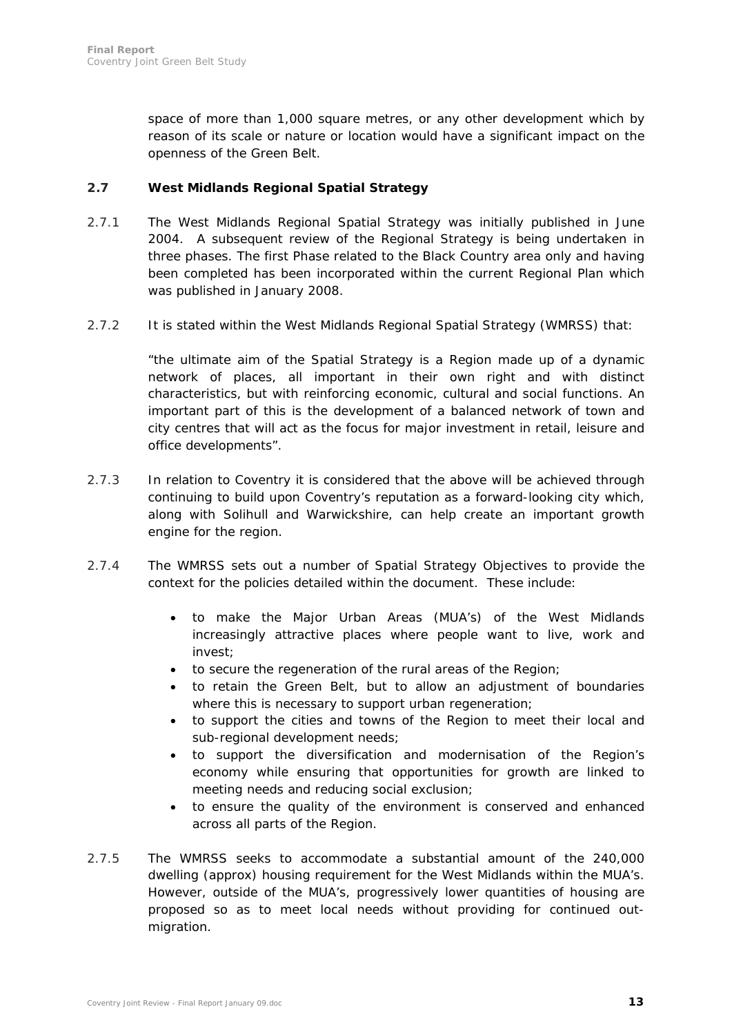space of more than 1,000 square metres, or any other development which by reason of its scale or nature or location would have a significant impact on the openness of the Green Belt.

## 2.7 West Midlands Regional Spatial Strategy

2.7.1 The West Midlands Regional Spatial Strategy was initially published in June 2004. A subsequent review of the Regional Strategy is being undertaken in three phases. The first Phase related to the Black Country area only and having been completed has been incorporated within the current Regional Plan which was published in January 2008.

2.7.2 It is stated within the West Midlands Regional Spatial Strategy (WMRSS) that:

"the ultimate aim of the Spatial Strategy is a Region made up of a dynamic network of places, all important in their own right and with distinct characteristics, but with reinforcing economic, cultural and social functions. An important part of this is the development of a balanced network of town and city centres that will act as the focus for major investment in retail, leisure and office developments".

2.7.3 In relation to Coventry it is considered that the above will be achieved through continuing to build upon Coventry's reputation as a forward-looking city which, along with Solihull and Warwickshire, can help create an important growth engine for the region.

2.7.4 The WMRSS sets out a number of Spatial Strategy Objectives to provide the context for the policies detailed within the document. These include:

- to make the Major Urban Areas (MUA's) of the West Midlands increasingly attractive places where people want to live, work and invest;
- to secure the regeneration of the rural areas of the Region;
- to retain the Green Belt, but to allow an adjustment of boundaries where this is necessary to support urban regeneration;
- to support the cities and towns of the Region to meet their local and sub-regional development needs;
- to support the diversification and modernisation of the Region's economy while ensuring that opportunities for growth are linked to meeting needs and reducing social exclusion;
- to ensure the quality of the environment is conserved and enhanced across all parts of the Region.

2.7.5 The WMRSS seeks to accommodate a substantial amount of the 240,000 dwelling (approx) housing requirement for the West Midlands within the MUA's. However, outside of the MUA's, progressively lower quantities of housing are proposed so as to meet local needs without providing for continued out-migration.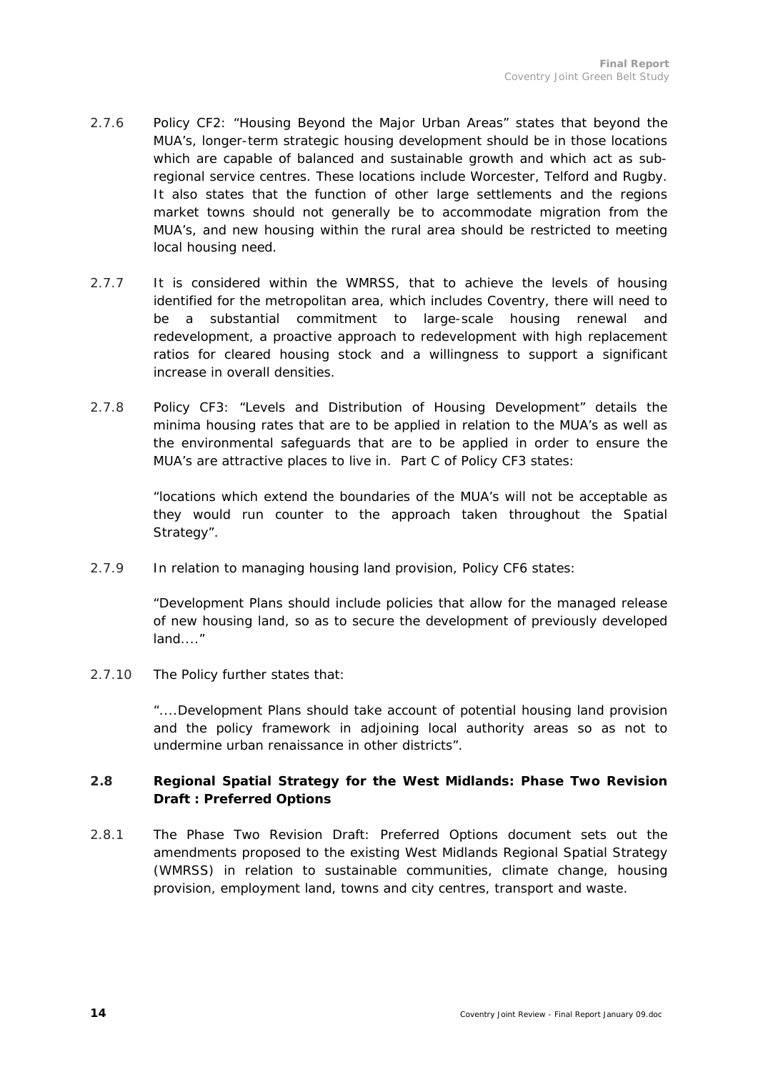2.7.6 Policy CF2: "Housing Beyond the Major Urban Areas" states that beyond the MUA's, longer-term strategic housing development should be in those locations which are capable of balanced and sustainable growth and which act as sub-regional service centres. These locations include Worcester, Telford and Rugby. It also states that the function of other large settlements and the regions market towns should not generally be to accommodate migration from the MUA's, and new housing within the rural area should be restricted to meeting local housing need.

2.7.7 It is considered within the WMRSS, that to achieve the levels of housing identified for the metropolitan area, which includes Coventry, there will need to be a substantial commitment to large-scale housing renewal and redevelopment, a proactive approach to redevelopment with high replacement ratios for cleared housing stock and a willingness to support a significant increase in overall densities.

2.7.8 Policy CF3: "Levels and Distribution of Housing Development" details the minima housing rates that are to be applied in relation to the MUA's as well as the environmental safeguards that are to be applied in order to ensure the MUA's are attractive places to live in. Part C of Policy CF3 states:

"locations which extend the boundaries of the MUA's will not be acceptable as they would run counter to the approach taken throughout the Spatial Strategy".

2.7.9 In relation to managing housing land provision, Policy CF6 states:

"Development Plans should include policies that allow for the managed release of new housing land, so as to secure the development of previously developed land...."

2.7.10 The Policy further states that:

"....Development Plans should take account of potential housing land provision and the policy framework in adjoining local authority areas so as not to undermine urban renaissance in other districts".

## 2.8 Regional Spatial Strategy for the West Midlands: Phase Two Revision Draft : Preferred Options

2.8.1 The Phase Two Revision Draft: Preferred Options document sets out the amendments proposed to the existing West Midlands Regional Spatial Strategy (WMRSS) in relation to sustainable communities, climate change, housing provision, employment land, towns and city centres, transport and waste.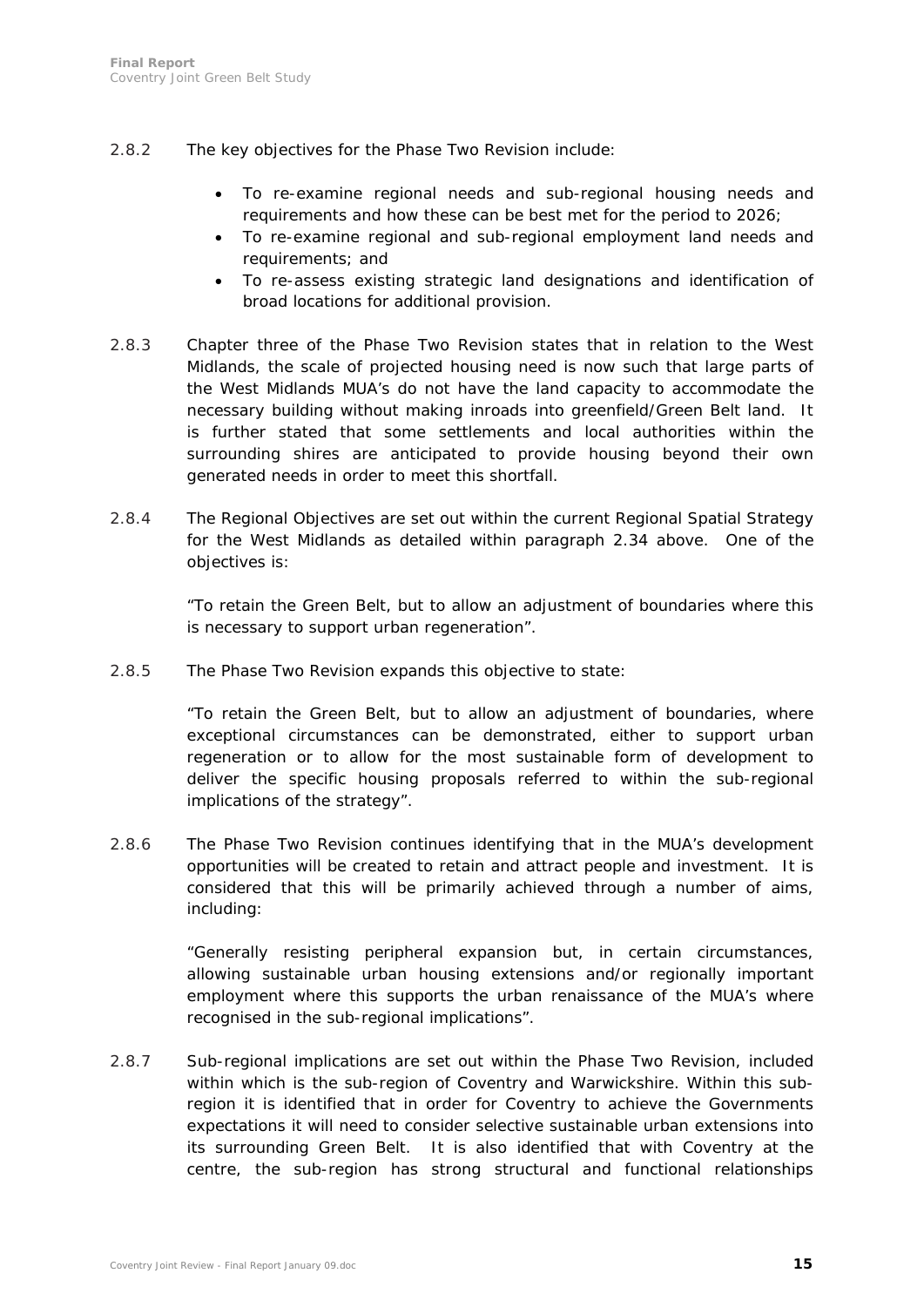2.8.2 The key objectives for the Phase Two Revision include:

- To re-examine regional needs and sub-regional housing needs and requirements and how these can be best met for the period to 2026;
- To re-examine regional and sub-regional employment land needs and requirements; and
- To re-assess existing strategic land designations and identification of broad locations for additional provision.

2.8.3 Chapter three of the Phase Two Revision states that in relation to the West Midlands, the scale of projected housing need is now such that large parts of the West Midlands MUA's do not have the land capacity to accommodate the necessary building without making inroads into greenfield/Green Belt land. It is further stated that some settlements and local authorities within the surrounding shires are anticipated to provide housing beyond their own generated needs in order to meet this shortfall.

2.8.4 The Regional Objectives are set out within the current Regional Spatial Strategy for the West Midlands as detailed within paragraph 2.34 above. One of the objectives is:

> "To retain the Green Belt, but to allow an adjustment of boundaries where this is necessary to support urban regeneration".

2.8.5 The Phase Two Revision expands this objective to state:

> "To retain the Green Belt, but to allow an adjustment of boundaries, where exceptional circumstances can be demonstrated, either to support urban regeneration or to allow for the most sustainable form of development to deliver the specific housing proposals referred to within the sub-regional implications of the strategy".

2.8.6 The Phase Two Revision continues identifying that in the MUA's development opportunities will be created to retain and attract people and investment. It is considered that this will be primarily achieved through a number of aims, including:

> "Generally resisting peripheral expansion but, in certain circumstances, allowing sustainable urban housing extensions and/or regionally important employment where this supports the urban renaissance of the MUA's where recognised in the sub-regional implications".

2.8.7 Sub-regional implications are set out within the Phase Two Revision, included within which is the sub-region of Coventry and Warwickshire. Within this sub-region it is identified that in order for Coventry to achieve the Governments expectations it will need to consider selective sustainable urban extensions into its surrounding Green Belt. It is also identified that with Coventry at the centre, the sub-region has strong structural and functional relationships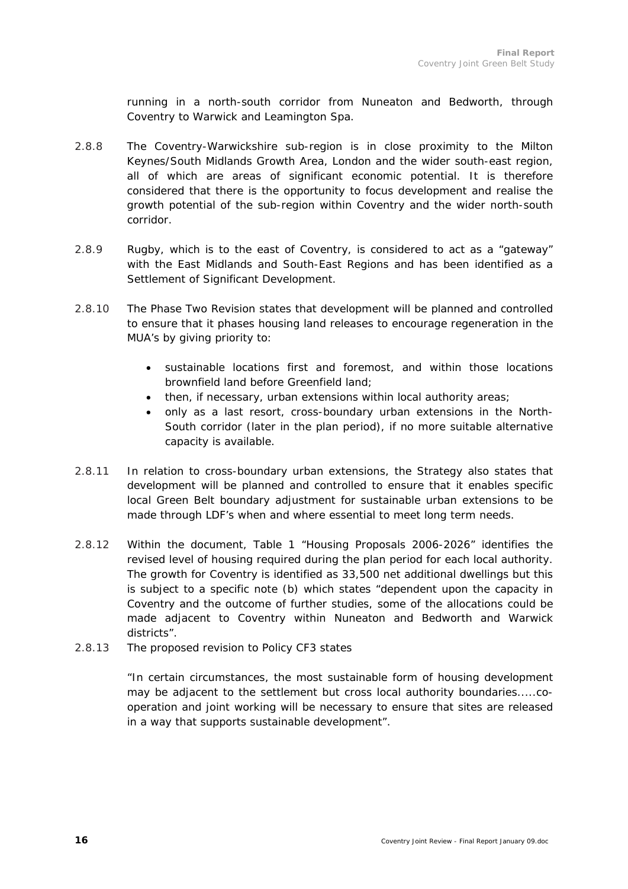running in a north-south corridor from Nuneaton and Bedworth, through Coventry to Warwick and Leamington Spa.

2.8.8 The Coventry-Warwickshire sub-region is in close proximity to the Milton Keynes/South Midlands Growth Area, London and the wider south-east region, all of which are areas of significant economic potential. It is therefore considered that there is the opportunity to focus development and realise the growth potential of the sub-region within Coventry and the wider north-south corridor.

2.8.9 Rugby, which is to the east of Coventry, is considered to act as a "gateway" with the East Midlands and South-East Regions and has been identified as a Settlement of Significant Development.

2.8.10 The Phase Two Revision states that development will be planned and controlled to ensure that it phases housing land releases to encourage regeneration in the MUA's by giving priority to:

- sustainable locations first and foremost, and within those locations brownfield land before Greenfield land;
- then, if necessary, urban extensions within local authority areas;
- only as a last resort, cross-boundary urban extensions in the North-South corridor (later in the plan period), if no more suitable alternative capacity is available.

2.8.11 In relation to cross-boundary urban extensions, the Strategy also states that development will be planned and controlled to ensure that it enables specific local Green Belt boundary adjustment for sustainable urban extensions to be made through LDF's when and where essential to meet long term needs.

2.8.12 Within the document, Table 1 "Housing Proposals 2006-2026" identifies the revised level of housing required during the plan period for each local authority. The growth for Coventry is identified as 33,500 net additional dwellings but this is subject to a specific note (b) which states "dependent upon the capacity in Coventry and the outcome of further studies, some of the allocations could be made adjacent to Coventry within Nuneaton and Bedworth and Warwick districts".

2.8.13 The proposed revision to Policy CF3 states

"In certain circumstances, the most sustainable form of housing development may be adjacent to the settlement but cross local authority boundaries.....co-operation and joint working will be necessary to ensure that sites are released in a way that supports sustainable development".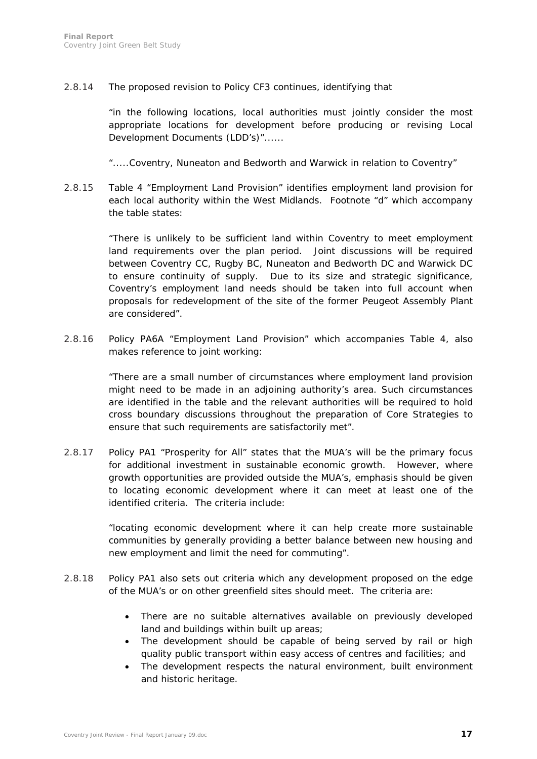2.8.14 The proposed revision to Policy CF3 continues, identifying that

> "in the following locations, local authorities must jointly consider the most appropriate locations for development before producing or revising Local Development Documents (LDD's)"......
>
> ".....Coventry, Nuneaton and Bedworth and Warwick in relation to Coventry"

2.8.15 Table 4 "Employment Land Provision" identifies employment land provision for each local authority within the West Midlands. Footnote "d" which accompany the table states:

> "There is unlikely to be sufficient land within Coventry to meet employment land requirements over the plan period. Joint discussions will be required between Coventry CC, Rugby BC, Nuneaton and Bedworth DC and Warwick DC to ensure continuity of supply. Due to its size and strategic significance, Coventry's employment land needs should be taken into full account when proposals for redevelopment of the site of the former Peugeot Assembly Plant are considered".

2.8.16 Policy PA6A "Employment Land Provision" which accompanies Table 4, also makes reference to joint working:

> "There are a small number of circumstances where employment land provision might need to be made in an adjoining authority's area. Such circumstances are identified in the table and the relevant authorities will be required to hold cross boundary discussions throughout the preparation of Core Strategies to ensure that such requirements are satisfactorily met".

2.8.17 Policy PA1 "Prosperity for All" states that the MUA's will be the primary focus for additional investment in sustainable economic growth. However, where growth opportunities are provided outside the MUA's, emphasis should be given to locating economic development where it can meet at least one of the identified criteria. The criteria include:

> "locating economic development where it can help create more sustainable communities by generally providing a better balance between new housing and new employment and limit the need for commuting".

2.8.18 Policy PA1 also sets out criteria which any development proposed on the edge of the MUA's or on other greenfield sites should meet. The criteria are:

- There are no suitable alternatives available on previously developed land and buildings within built up areas;
- The development should be capable of being served by rail or high quality public transport within easy access of centres and facilities; and
- The development respects the natural environment, built environment and historic heritage.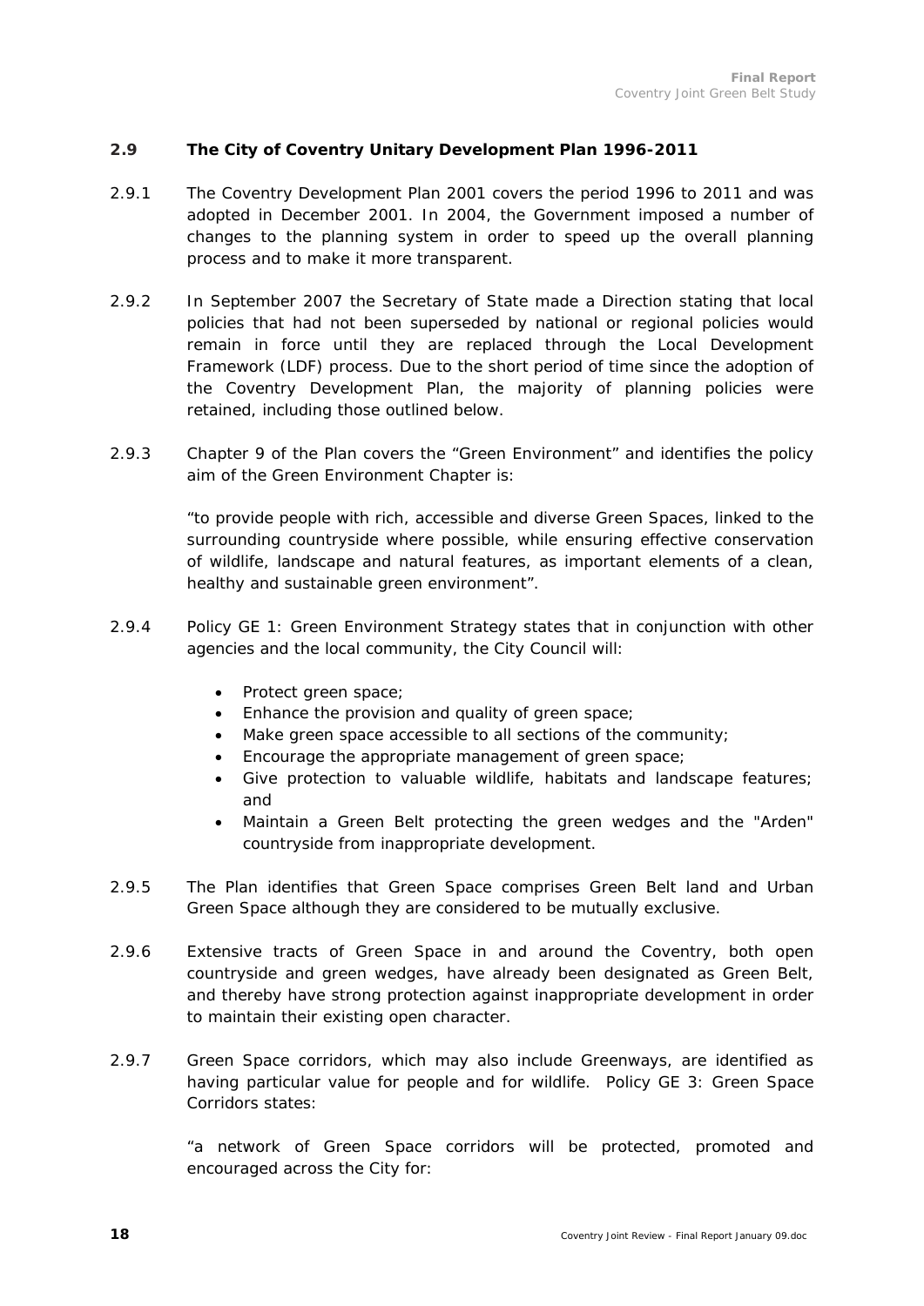## 2.9 The City of Coventry Unitary Development Plan 1996-2011

2.9.1 The Coventry Development Plan 2001 covers the period 1996 to 2011 and was adopted in December 2001. In 2004, the Government imposed a number of changes to the planning system in order to speed up the overall planning process and to make it more transparent.

2.9.2 In September 2007 the Secretary of State made a Direction stating that local policies that had not been superseded by national or regional policies would remain in force until they are replaced through the Local Development Framework (LDF) process. Due to the short period of time since the adoption of the Coventry Development Plan, the majority of planning policies were retained, including those outlined below.

2.9.3 Chapter 9 of the Plan covers the "Green Environment" and identifies the policy aim of the Green Environment Chapter is:

"to provide people with rich, accessible and diverse Green Spaces, linked to the surrounding countryside where possible, while ensuring effective conservation of wildlife, landscape and natural features, as important elements of a clean, healthy and sustainable green environment".

2.9.4 Policy GE 1: Green Environment Strategy states that in conjunction with other agencies and the local community, the City Council will:

- Protect green space;
- Enhance the provision and quality of green space;
- Make green space accessible to all sections of the community;
- Encourage the appropriate management of green space;
- Give protection to valuable wildlife, habitats and landscape features; and
- Maintain a Green Belt protecting the green wedges and the "Arden" countryside from inappropriate development.

2.9.5 The Plan identifies that Green Space comprises Green Belt land and Urban Green Space although they are considered to be mutually exclusive.

2.9.6 Extensive tracts of Green Space in and around the Coventry, both open countryside and green wedges, have already been designated as Green Belt, and thereby have strong protection against inappropriate development in order to maintain their existing open character.

2.9.7 Green Space corridors, which may also include Greenways, are identified as having particular value for people and for wildlife. Policy GE 3: Green Space Corridors states:

"a network of Green Space corridors will be protected, promoted and encouraged across the City for: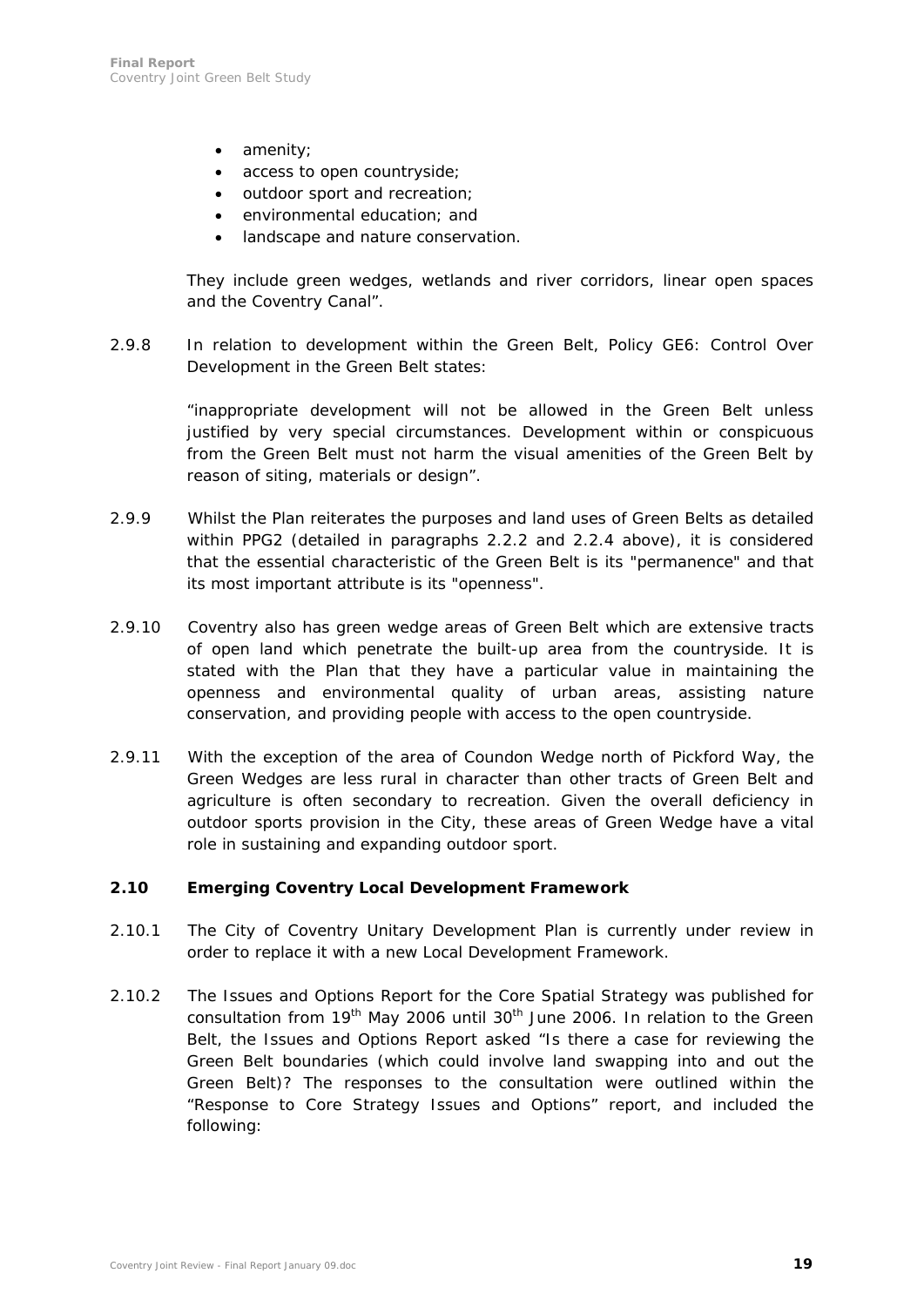- amenity;
- access to open countryside;
- outdoor sport and recreation;
- environmental education; and
- landscape and nature conservation.

They include green wedges, wetlands and river corridors, linear open spaces and the Coventry Canal".

2.9.8 In relation to development within the Green Belt, Policy GE6: Control Over Development in the Green Belt states:

"inappropriate development will not be allowed in the Green Belt unless justified by very special circumstances. Development within or conspicuous from the Green Belt must not harm the visual amenities of the Green Belt by reason of siting, materials or design".

2.9.9 Whilst the Plan reiterates the purposes and land uses of Green Belts as detailed within PPG2 (detailed in paragraphs 2.2.2 and 2.2.4 above), it is considered that the essential characteristic of the Green Belt is its "permanence" and that its most important attribute is its "openness".

2.9.10 Coventry also has green wedge areas of Green Belt which are extensive tracts of open land which penetrate the built-up area from the countryside. It is stated with the Plan that they have a particular value in maintaining the openness and environmental quality of urban areas, assisting nature conservation, and providing people with access to the open countryside.

2.9.11 With the exception of the area of Coundon Wedge north of Pickford Way, the Green Wedges are less rural in character than other tracts of Green Belt and agriculture is often secondary to recreation. Given the overall deficiency in outdoor sports provision in the City, these areas of Green Wedge have a vital role in sustaining and expanding outdoor sport.

### 2.10 Emerging Coventry Local Development Framework

2.10.1 The City of Coventry Unitary Development Plan is currently under review in order to replace it with a new Local Development Framework.

2.10.2 The Issues and Options Report for the Core Spatial Strategy was published for consultation from 19th May 2006 until 30th June 2006. In relation to the Green Belt, the Issues and Options Report asked "Is there a case for reviewing the Green Belt boundaries (which could involve land swapping into and out the Green Belt)? The responses to the consultation were outlined within the "Response to Core Strategy Issues and Options" report, and included the following: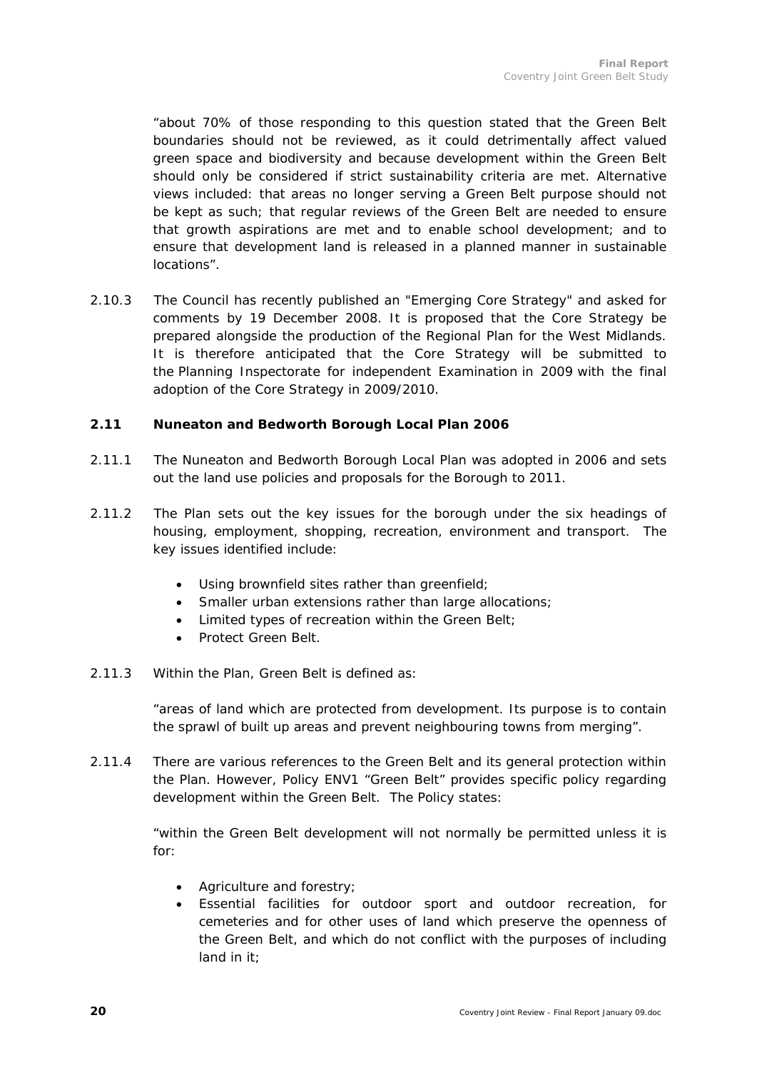"about 70% of those responding to this question stated that the Green Belt boundaries should not be reviewed, as it could detrimentally affect valued green space and biodiversity and because development within the Green Belt should only be considered if strict sustainability criteria are met. Alternative views included: that areas no longer serving a Green Belt purpose should not be kept as such; that regular reviews of the Green Belt are needed to ensure that growth aspirations are met and to enable school development; and to ensure that development land is released in a planned manner in sustainable locations".

2.10.3 The Council has recently published an "Emerging Core Strategy" and asked for comments by 19 December 2008. It is proposed that the Core Strategy be prepared alongside the production of the Regional Plan for the West Midlands. It is therefore anticipated that the Core Strategy will be submitted to the Planning Inspectorate for independent Examination in 2009 with the final adoption of the Core Strategy in 2009/2010.

### 2.11 Nuneaton and Bedworth Borough Local Plan 2006

2.11.1 The Nuneaton and Bedworth Borough Local Plan was adopted in 2006 and sets out the land use policies and proposals for the Borough to 2011.

2.11.2 The Plan sets out the key issues for the borough under the six headings of housing, employment, shopping, recreation, environment and transport. The key issues identified include:

- Using brownfield sites rather than greenfield;
- Smaller urban extensions rather than large allocations;
- Limited types of recreation within the Green Belt;
- Protect Green Belt.

2.11.3 Within the Plan, Green Belt is defined as:

"areas of land which are protected from development. Its purpose is to contain the sprawl of built up areas and prevent neighbouring towns from merging".

2.11.4 There are various references to the Green Belt and its general protection within the Plan. However, Policy ENV1 "Green Belt" provides specific policy regarding development within the Green Belt. The Policy states:

"within the Green Belt development will not normally be permitted unless it is for:

- Agriculture and forestry;
- Essential facilities for outdoor sport and outdoor recreation, for cemeteries and for other uses of land which preserve the openness of the Green Belt, and which do not conflict with the purposes of including land in it;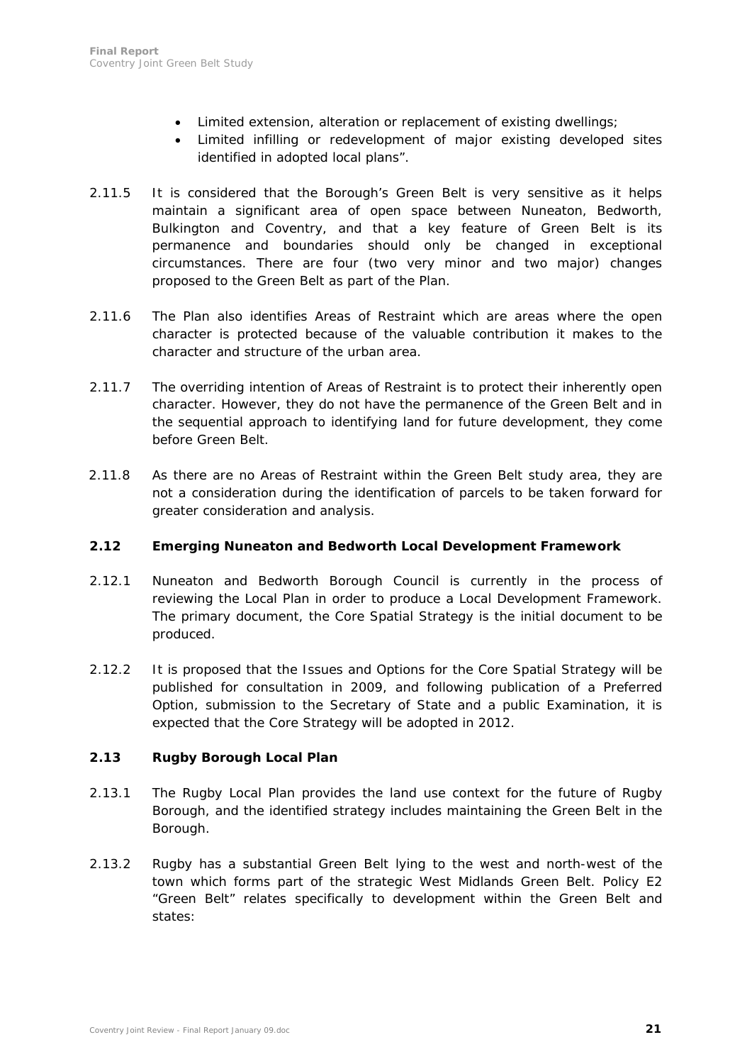- Limited extension, alteration or replacement of existing dwellings;
- Limited infilling or redevelopment of major existing developed sites identified in adopted local plans".

2.11.5 It is considered that the Borough's Green Belt is very sensitive as it helps maintain a significant area of open space between Nuneaton, Bedworth, Bulkington and Coventry, and that a key feature of Green Belt is its permanence and boundaries should only be changed in exceptional circumstances. There are four (two very minor and two major) changes proposed to the Green Belt as part of the Plan.

2.11.6 The Plan also identifies Areas of Restraint which are areas where the open character is protected because of the valuable contribution it makes to the character and structure of the urban area.

2.11.7 The overriding intention of Areas of Restraint is to protect their inherently open character. However, they do not have the permanence of the Green Belt and in the sequential approach to identifying land for future development, they come before Green Belt.

2.11.8 As there are no Areas of Restraint within the Green Belt study area, they are not a consideration during the identification of parcels to be taken forward for greater consideration and analysis.

### 2.12 Emerging Nuneaton and Bedworth Local Development Framework

2.12.1 Nuneaton and Bedworth Borough Council is currently in the process of reviewing the Local Plan in order to produce a Local Development Framework. The primary document, the Core Spatial Strategy is the initial document to be produced.

2.12.2 It is proposed that the Issues and Options for the Core Spatial Strategy will be published for consultation in 2009, and following publication of a Preferred Option, submission to the Secretary of State and a public Examination, it is expected that the Core Strategy will be adopted in 2012.

### 2.13 Rugby Borough Local Plan

2.13.1 The Rugby Local Plan provides the land use context for the future of Rugby Borough, and the identified strategy includes maintaining the Green Belt in the Borough.

2.13.2 Rugby has a substantial Green Belt lying to the west and north-west of the town which forms part of the strategic West Midlands Green Belt. Policy E2 "Green Belt" relates specifically to development within the Green Belt and states: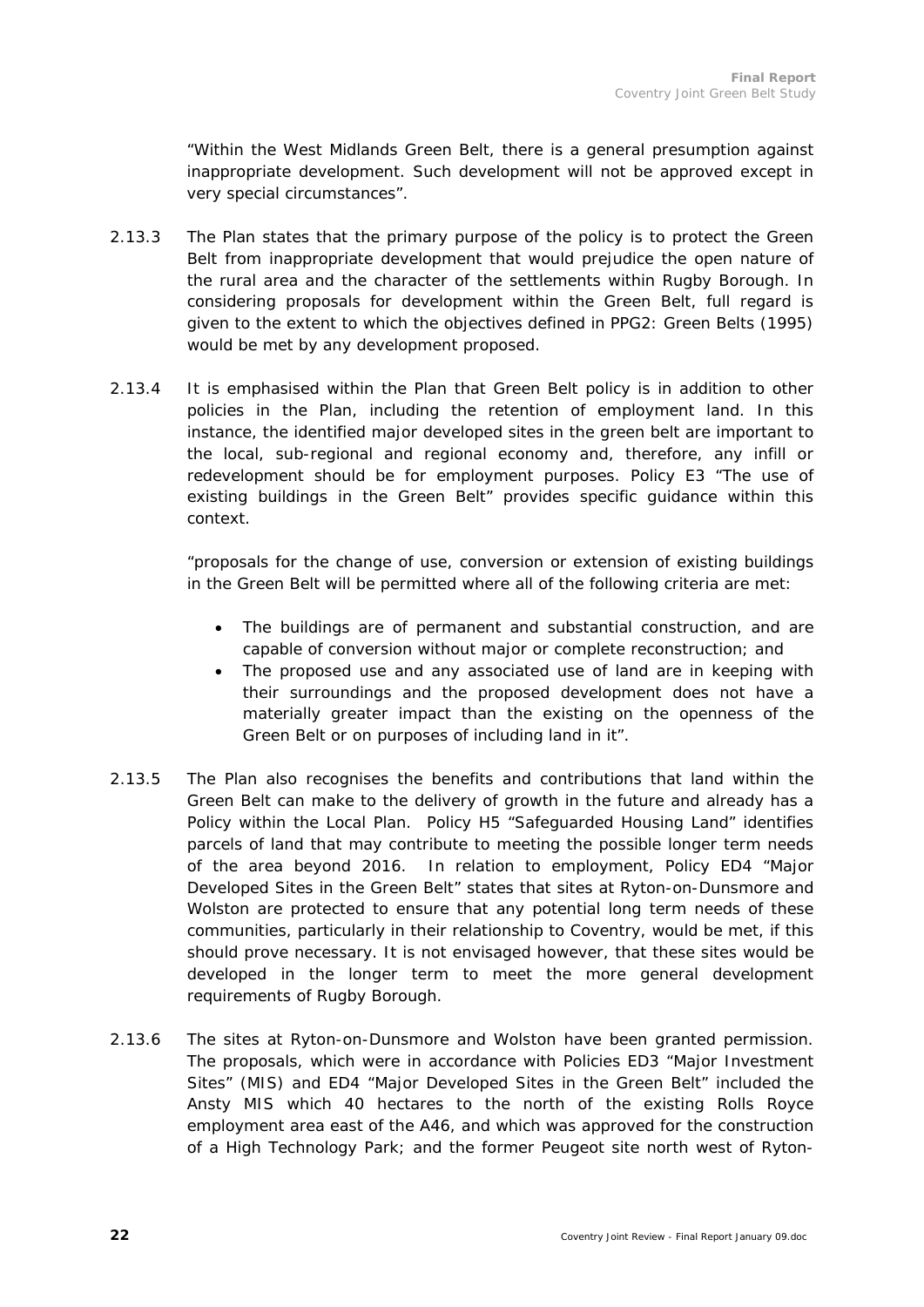"Within the West Midlands Green Belt, there is a general presumption against inappropriate development. Such development will not be approved except in very special circumstances".

2.13.3 The Plan states that the primary purpose of the policy is to protect the Green Belt from inappropriate development that would prejudice the open nature of the rural area and the character of the settlements within Rugby Borough. In considering proposals for development within the Green Belt, full regard is given to the extent to which the objectives defined in PPG2: Green Belts (1995) would be met by any development proposed.

2.13.4 It is emphasised within the Plan that Green Belt policy is in addition to other policies in the Plan, including the retention of employment land. In this instance, the identified major developed sites in the green belt are important to the local, sub-regional and regional economy and, therefore, any infill or redevelopment should be for employment purposes. Policy E3 "The use of existing buildings in the Green Belt" provides specific guidance within this context.

"proposals for the change of use, conversion or extension of existing buildings in the Green Belt will be permitted where all of the following criteria are met:

- The buildings are of permanent and substantial construction, and are capable of conversion without major or complete reconstruction; and
- The proposed use and any associated use of land are in keeping with their surroundings and the proposed development does not have a materially greater impact than the existing on the openness of the Green Belt or on purposes of including land in it".

2.13.5 The Plan also recognises the benefits and contributions that land within the Green Belt can make to the delivery of growth in the future and already has a Policy within the Local Plan. Policy H5 "Safeguarded Housing Land" identifies parcels of land that may contribute to meeting the possible longer term needs of the area beyond 2016. In relation to employment, Policy ED4 "Major Developed Sites in the Green Belt" states that sites at Ryton-on-Dunsmore and Wolston are protected to ensure that any potential long term needs of these communities, particularly in their relationship to Coventry, would be met, if this should prove necessary. It is not envisaged however, that these sites would be developed in the longer term to meet the more general development requirements of Rugby Borough.

2.13.6 The sites at Ryton-on-Dunsmore and Wolston have been granted permission. The proposals, which were in accordance with Policies ED3 "Major Investment Sites" (MIS) and ED4 "Major Developed Sites in the Green Belt" included the Ansty MIS which 40 hectares to the north of the existing Rolls Royce employment area east of the A46, and which was approved for the construction of a High Technology Park; and the former Peugeot site north west of Ryton-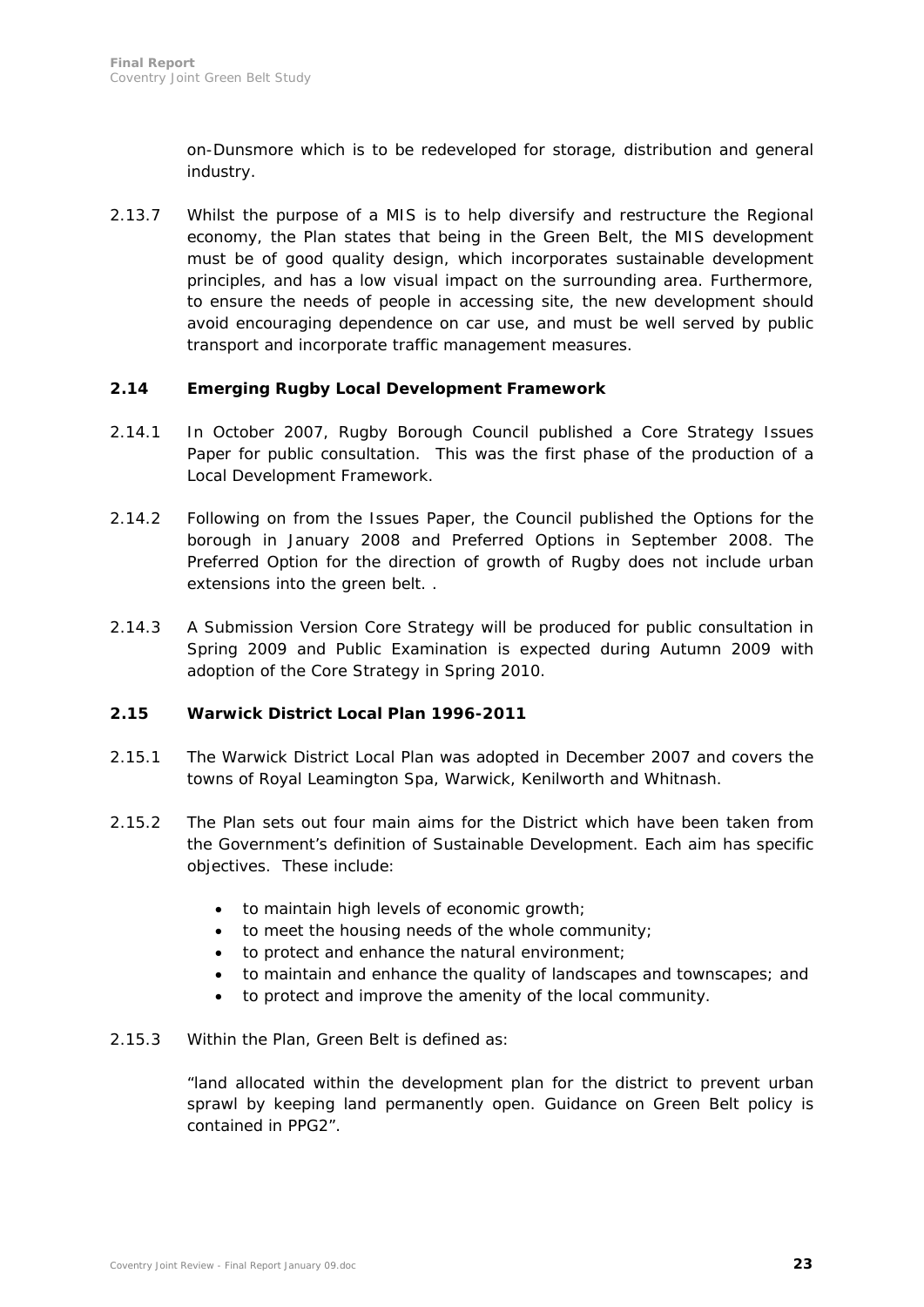on-Dunsmore which is to be redeveloped for storage, distribution and general industry.

2.13.7 Whilst the purpose of a MIS is to help diversify and restructure the Regional economy, the Plan states that being in the Green Belt, the MIS development must be of good quality design, which incorporates sustainable development principles, and has a low visual impact on the surrounding area. Furthermore, to ensure the needs of people in accessing site, the new development should avoid encouraging dependence on car use, and must be well served by public transport and incorporate traffic management measures.

## 2.14 Emerging Rugby Local Development Framework

2.14.1 In October 2007, Rugby Borough Council published a Core Strategy Issues Paper for public consultation. This was the first phase of the production of a Local Development Framework.

2.14.2 Following on from the Issues Paper, the Council published the Options for the borough in January 2008 and Preferred Options in September 2008. The Preferred Option for the direction of growth of Rugby does not include urban extensions into the green belt. .

2.14.3 A Submission Version Core Strategy will be produced for public consultation in Spring 2009 and Public Examination is expected during Autumn 2009 with adoption of the Core Strategy in Spring 2010.

## 2.15 Warwick District Local Plan 1996-2011

2.15.1 The Warwick District Local Plan was adopted in December 2007 and covers the towns of Royal Leamington Spa, Warwick, Kenilworth and Whitnash.

2.15.2 The Plan sets out four main aims for the District which have been taken from the Government's definition of Sustainable Development. Each aim has specific objectives. These include:

- to maintain high levels of economic growth;
- to meet the housing needs of the whole community;
- to protect and enhance the natural environment;
- to maintain and enhance the quality of landscapes and townscapes; and
- to protect and improve the amenity of the local community.

2.15.3 Within the Plan, Green Belt is defined as:

"land allocated within the development plan for the district to prevent urban sprawl by keeping land permanently open. Guidance on Green Belt policy is contained in PPG2".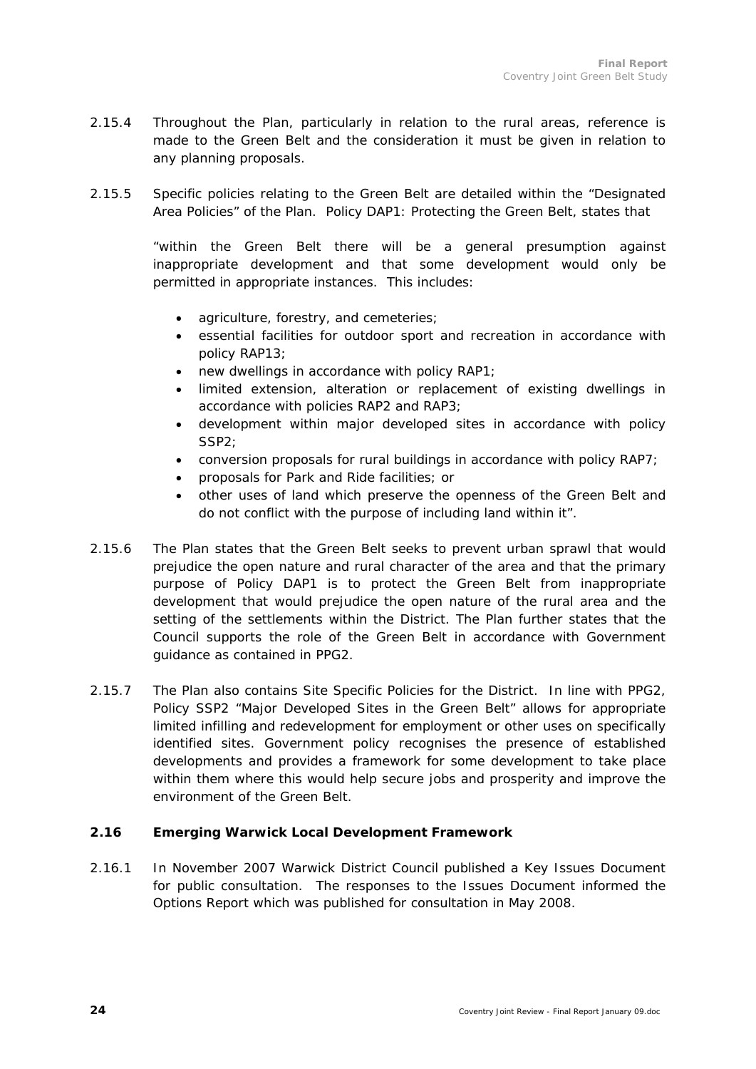2.15.4 Throughout the Plan, particularly in relation to the rural areas, reference is made to the Green Belt and the consideration it must be given in relation to any planning proposals.

2.15.5 Specific policies relating to the Green Belt are detailed within the "Designated Area Policies" of the Plan. Policy DAP1: Protecting the Green Belt, states that

> "within the Green Belt there will be a general presumption against inappropriate development and that some development would only be permitted in appropriate instances. This includes:
>
> - agriculture, forestry, and cemeteries;
> - essential facilities for outdoor sport and recreation in accordance with policy RAP13;
> - new dwellings in accordance with policy RAP1;
> - limited extension, alteration or replacement of existing dwellings in accordance with policies RAP2 and RAP3;
> - development within major developed sites in accordance with policy SSP2;
> - conversion proposals for rural buildings in accordance with policy RAP7;
> - proposals for Park and Ride facilities; or
> - other uses of land which preserve the openness of the Green Belt and do not conflict with the purpose of including land within it".

2.15.6 The Plan states that the Green Belt seeks to prevent urban sprawl that would prejudice the open nature and rural character of the area and that the primary purpose of Policy DAP1 is to protect the Green Belt from inappropriate development that would prejudice the open nature of the rural area and the setting of the settlements within the District. The Plan further states that the Council supports the role of the Green Belt in accordance with Government guidance as contained in PPG2.

2.15.7 The Plan also contains Site Specific Policies for the District. In line with PPG2, Policy SSP2 "Major Developed Sites in the Green Belt" allows for appropriate limited infilling and redevelopment for employment or other uses on specifically identified sites. Government policy recognises the presence of established developments and provides a framework for some development to take place within them where this would help secure jobs and prosperity and improve the environment of the Green Belt.

### 2.16 Emerging Warwick Local Development Framework

2.16.1 In November 2007 Warwick District Council published a Key Issues Document for public consultation. The responses to the Issues Document informed the Options Report which was published for consultation in May 2008.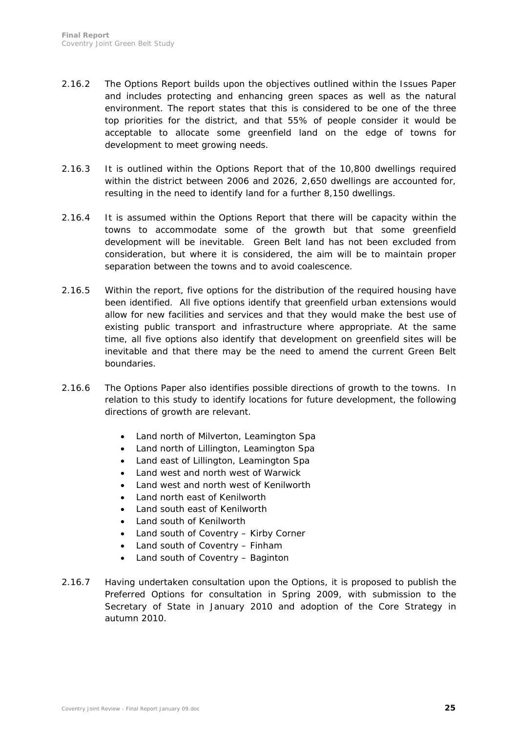2.16.2 The Options Report builds upon the objectives outlined within the Issues Paper and includes protecting and enhancing green spaces as well as the natural environment. The report states that this is considered to be one of the three top priorities for the district, and that 55% of people consider it would be acceptable to allocate some greenfield land on the edge of towns for development to meet growing needs.

2.16.3 It is outlined within the Options Report that of the 10,800 dwellings required within the district between 2006 and 2026, 2,650 dwellings are accounted for, resulting in the need to identify land for a further 8,150 dwellings.

2.16.4 It is assumed within the Options Report that there will be capacity within the towns to accommodate some of the growth but that some greenfield development will be inevitable. Green Belt land has not been excluded from consideration, but where it is considered, the aim will be to maintain proper separation between the towns and to avoid coalescence.

2.16.5 Within the report, five options for the distribution of the required housing have been identified. All five options identify that greenfield urban extensions would allow for new facilities and services and that they would make the best use of existing public transport and infrastructure where appropriate. At the same time, all five options also identify that development on greenfield sites will be inevitable and that there may be the need to amend the current Green Belt boundaries.

2.16.6 The Options Paper also identifies possible directions of growth to the towns. In relation to this study to identify locations for future development, the following directions of growth are relevant.

- Land north of Milverton, Leamington Spa
- Land north of Lillington, Leamington Spa
- Land east of Lillington, Leamington Spa
- Land west and north west of Warwick
- Land west and north west of Kenilworth
- Land north east of Kenilworth
- Land south east of Kenilworth
- Land south of Kenilworth
- Land south of Coventry – Kirby Corner
- Land south of Coventry – Finham
- Land south of Coventry – Baginton

2.16.7 Having undertaken consultation upon the Options, it is proposed to publish the Preferred Options for consultation in Spring 2009, with submission to the Secretary of State in January 2010 and adoption of the Core Strategy in autumn 2010.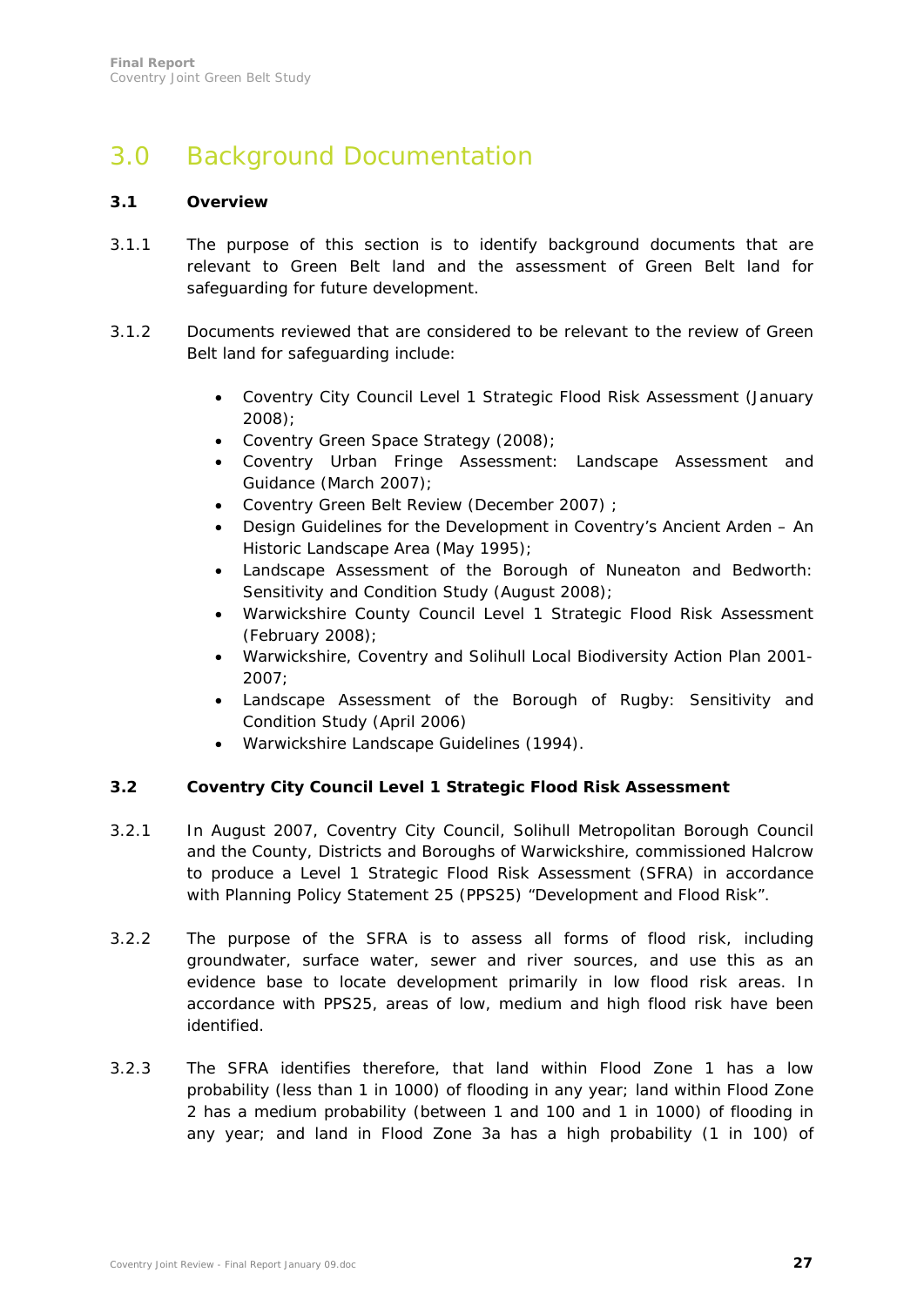# 3.0 Background Documentation

## 3.1 Overview

3.1.1 The purpose of this section is to identify background documents that are relevant to Green Belt land and the assessment of Green Belt land for safeguarding for future development.

3.1.2 Documents reviewed that are considered to be relevant to the review of Green Belt land for safeguarding include:

- Coventry City Council Level 1 Strategic Flood Risk Assessment (January 2008);
- Coventry Green Space Strategy (2008);
- Coventry Urban Fringe Assessment: Landscape Assessment and Guidance (March 2007);
- Coventry Green Belt Review (December 2007) ;
- Design Guidelines for the Development in Coventry's Ancient Arden – An Historic Landscape Area (May 1995);
- Landscape Assessment of the Borough of Nuneaton and Bedworth: Sensitivity and Condition Study (August 2008);
- Warwickshire County Council Level 1 Strategic Flood Risk Assessment (February 2008);
- Warwickshire, Coventry and Solihull Local Biodiversity Action Plan 2001-2007;
- Landscape Assessment of the Borough of Rugby: Sensitivity and Condition Study (April 2006)
- Warwickshire Landscape Guidelines (1994).

## 3.2 Coventry City Council Level 1 Strategic Flood Risk Assessment

3.2.1 In August 2007, Coventry City Council, Solihull Metropolitan Borough Council and the County, Districts and Boroughs of Warwickshire, commissioned Halcrow to produce a Level 1 Strategic Flood Risk Assessment (SFRA) in accordance with Planning Policy Statement 25 (PPS25) "Development and Flood Risk".

3.2.2 The purpose of the SFRA is to assess all forms of flood risk, including groundwater, surface water, sewer and river sources, and use this as an evidence base to locate development primarily in low flood risk areas. In accordance with PPS25, areas of low, medium and high flood risk have been identified.

3.2.3 The SFRA identifies therefore, that land within Flood Zone 1 has a low probability (less than 1 in 1000) of flooding in any year; land within Flood Zone 2 has a medium probability (between 1 and 100 and 1 in 1000) of flooding in any year; and land in Flood Zone 3a has a high probability (1 in 100) of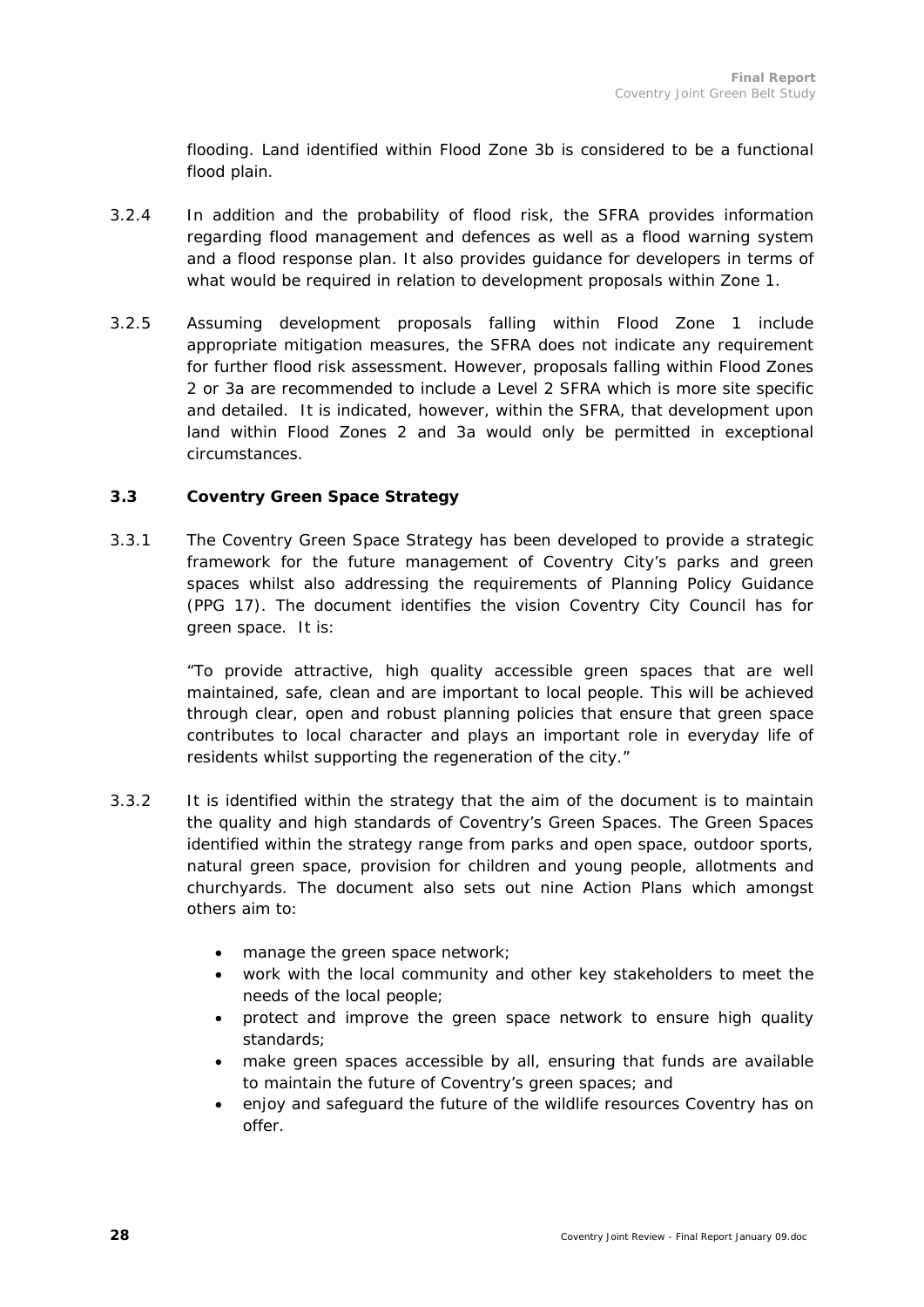flooding. Land identified within Flood Zone 3b is considered to be a functional flood plain.

3.2.4 In addition and the probability of flood risk, the SFRA provides information regarding flood management and defences as well as a flood warning system and a flood response plan. It also provides guidance for developers in terms of what would be required in relation to development proposals within Zone 1.

3.2.5 Assuming development proposals falling within Flood Zone 1 include appropriate mitigation measures, the SFRA does not indicate any requirement for further flood risk assessment. However, proposals falling within Flood Zones 2 or 3a are recommended to include a Level 2 SFRA which is more site specific and detailed. It is indicated, however, within the SFRA, that development upon land within Flood Zones 2 and 3a would only be permitted in exceptional circumstances.

### 3.3 Coventry Green Space Strategy

3.3.1 The Coventry Green Space Strategy has been developed to provide a strategic framework for the future management of Coventry City's parks and green spaces whilst also addressing the requirements of Planning Policy Guidance (PPG 17). The document identifies the vision Coventry City Council has for green space. It is:

"To provide attractive, high quality accessible green spaces that are well maintained, safe, clean and are important to local people. This will be achieved through clear, open and robust planning policies that ensure that green space contributes to local character and plays an important role in everyday life of residents whilst supporting the regeneration of the city."

3.3.2 It is identified within the strategy that the aim of the document is to maintain the quality and high standards of Coventry's Green Spaces. The Green Spaces identified within the strategy range from parks and open space, outdoor sports, natural green space, provision for children and young people, allotments and churchyards. The document also sets out nine Action Plans which amongst others aim to:

- manage the green space network;
- work with the local community and other key stakeholders to meet the needs of the local people;
- protect and improve the green space network to ensure high quality standards;
- make green spaces accessible by all, ensuring that funds are available to maintain the future of Coventry's green spaces; and
- enjoy and safeguard the future of the wildlife resources Coventry has on offer.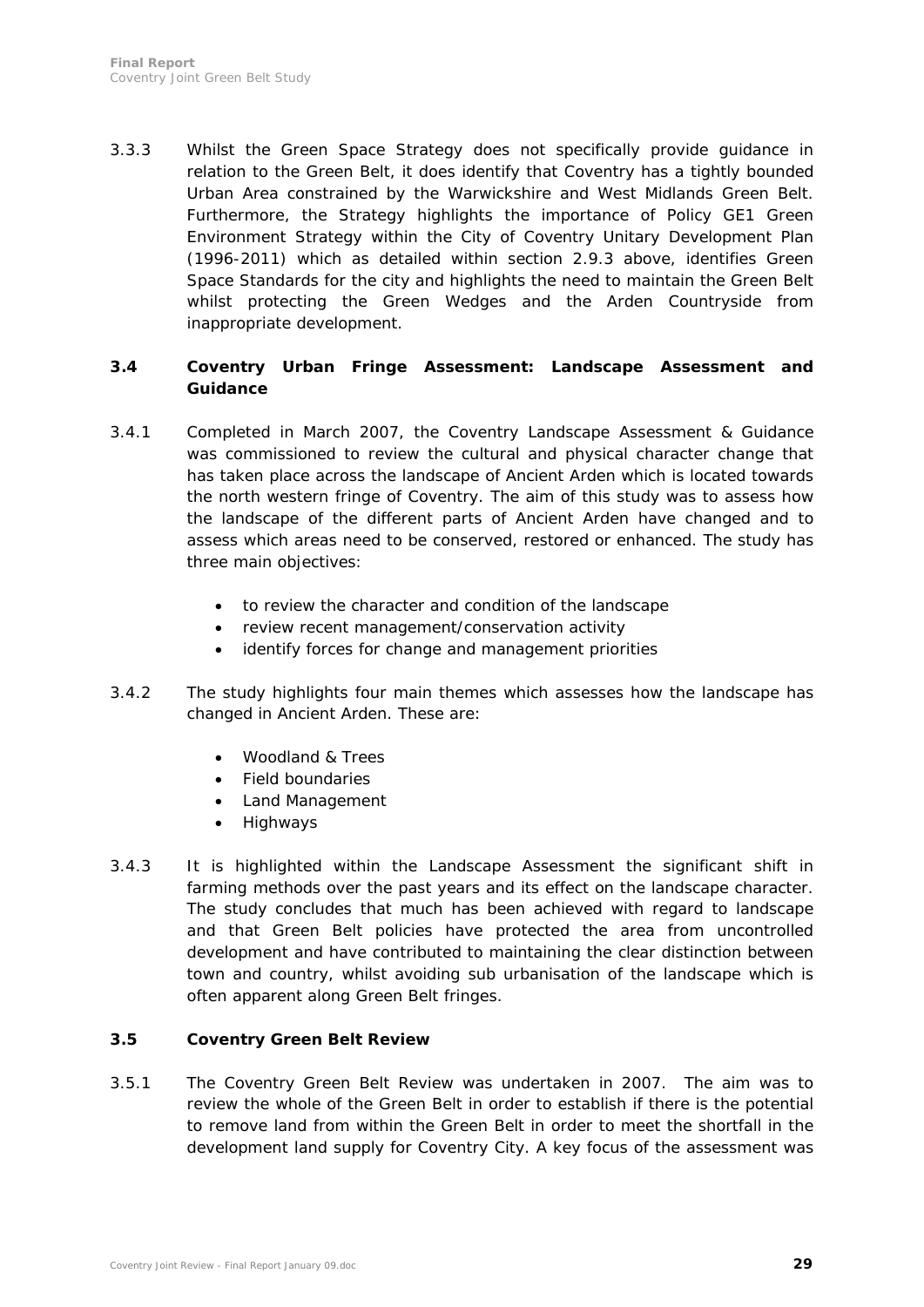3.3.3 Whilst the Green Space Strategy does not specifically provide guidance in relation to the Green Belt, it does identify that Coventry has a tightly bounded Urban Area constrained by the Warwickshire and West Midlands Green Belt. Furthermore, the Strategy highlights the importance of Policy GE1 Green Environment Strategy within the City of Coventry Unitary Development Plan (1996-2011) which as detailed within section 2.9.3 above, identifies Green Space Standards for the city and highlights the need to maintain the Green Belt whilst protecting the Green Wedges and the Arden Countryside from inappropriate development.

### 3.4 Coventry Urban Fringe Assessment: Landscape Assessment and Guidance

3.4.1 Completed in March 2007, the Coventry Landscape Assessment & Guidance was commissioned to review the cultural and physical character change that has taken place across the landscape of Ancient Arden which is located towards the north western fringe of Coventry. The aim of this study was to assess how the landscape of the different parts of Ancient Arden have changed and to assess which areas need to be conserved, restored or enhanced. The study has three main objectives:

- to review the character and condition of the landscape
- review recent management/conservation activity
- identify forces for change and management priorities

3.4.2 The study highlights four main themes which assesses how the landscape has changed in Ancient Arden. These are:

- Woodland & Trees
- Field boundaries
- Land Management
- Highways

3.4.3 It is highlighted within the Landscape Assessment the significant shift in farming methods over the past years and its effect on the landscape character. The study concludes that much has been achieved with regard to landscape and that Green Belt policies have protected the area from uncontrolled development and have contributed to maintaining the clear distinction between town and country, whilst avoiding sub urbanisation of the landscape which is often apparent along Green Belt fringes.

### 3.5 Coventry Green Belt Review

3.5.1 The Coventry Green Belt Review was undertaken in 2007. The aim was to review the whole of the Green Belt in order to establish if there is the potential to remove land from within the Green Belt in order to meet the shortfall in the development land supply for Coventry City. A key focus of the assessment was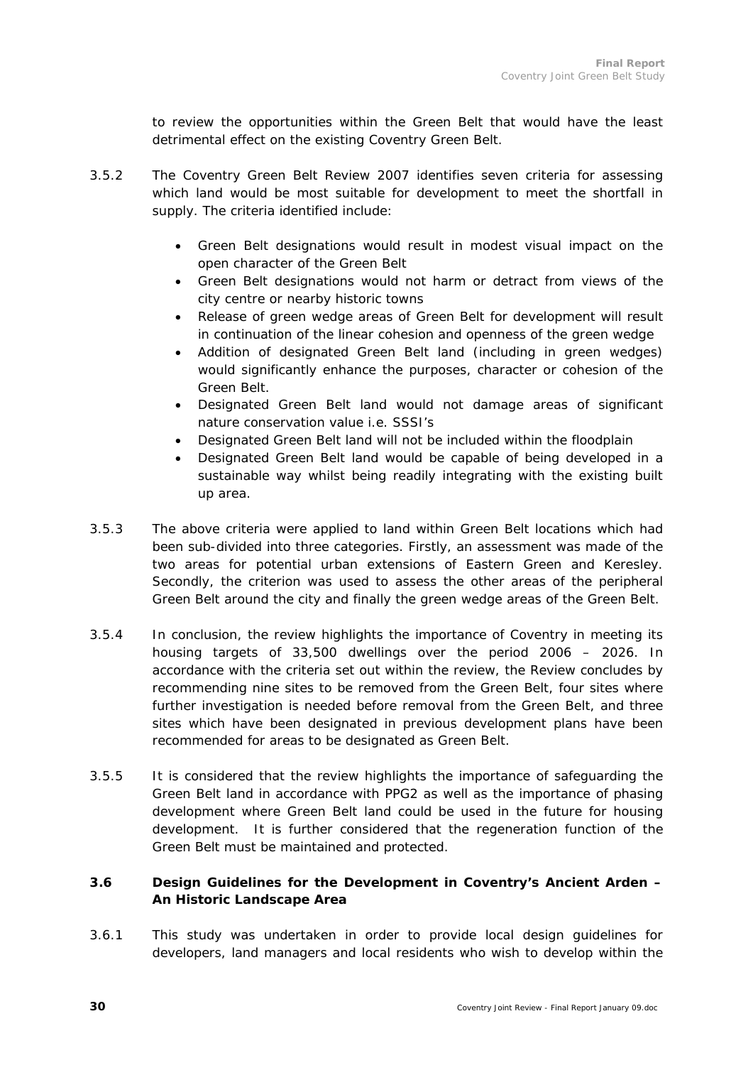to review the opportunities within the Green Belt that would have the least detrimental effect on the existing Coventry Green Belt.

3.5.2 The Coventry Green Belt Review 2007 identifies seven criteria for assessing which land would be most suitable for development to meet the shortfall in supply. The criteria identified include:

- Green Belt designations would result in modest visual impact on the open character of the Green Belt
- Green Belt designations would not harm or detract from views of the city centre or nearby historic towns
- Release of green wedge areas of Green Belt for development will result in continuation of the linear cohesion and openness of the green wedge
- Addition of designated Green Belt land (including in green wedges) would significantly enhance the purposes, character or cohesion of the Green Belt.
- Designated Green Belt land would not damage areas of significant nature conservation value i.e. SSSI's
- Designated Green Belt land will not be included within the floodplain
- Designated Green Belt land would be capable of being developed in a sustainable way whilst being readily integrating with the existing built up area.

3.5.3 The above criteria were applied to land within Green Belt locations which had been sub-divided into three categories. Firstly, an assessment was made of the two areas for potential urban extensions of Eastern Green and Keresley. Secondly, the criterion was used to assess the other areas of the peripheral Green Belt around the city and finally the green wedge areas of the Green Belt.

3.5.4 In conclusion, the review highlights the importance of Coventry in meeting its housing targets of 33,500 dwellings over the period 2006 – 2026. In accordance with the criteria set out within the review, the Review concludes by recommending nine sites to be removed from the Green Belt, four sites where further investigation is needed before removal from the Green Belt, and three sites which have been designated in previous development plans have been recommended for areas to be designated as Green Belt.

3.5.5 It is considered that the review highlights the importance of safeguarding the Green Belt land in accordance with PPG2 as well as the importance of phasing development where Green Belt land could be used in the future for housing development. It is further considered that the regeneration function of the Green Belt must be maintained and protected.

### 3.6 Design Guidelines for the Development in Coventry's Ancient Arden – An Historic Landscape Area

3.6.1 This study was undertaken in order to provide local design guidelines for developers, land managers and local residents who wish to develop within the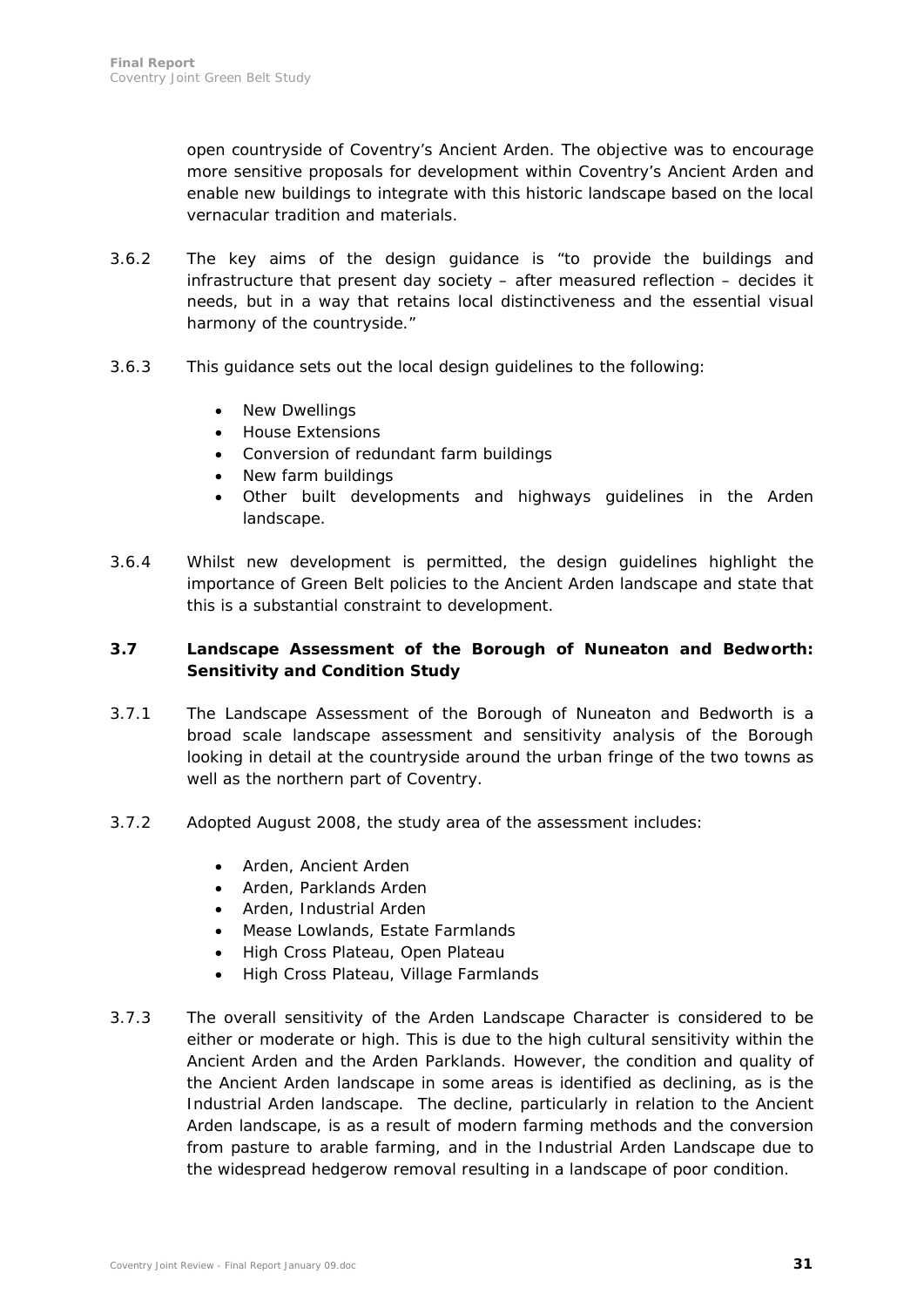open countryside of Coventry's Ancient Arden. The objective was to encourage more sensitive proposals for development within Coventry's Ancient Arden and enable new buildings to integrate with this historic landscape based on the local vernacular tradition and materials.

3.6.2 The key aims of the design guidance is "to provide the buildings and infrastructure that present day society – after measured reflection – decides it needs, but in a way that retains local distinctiveness and the essential visual harmony of the countryside."

3.6.3 This guidance sets out the local design guidelines to the following:

- New Dwellings
- House Extensions
- Conversion of redundant farm buildings
- New farm buildings
- Other built developments and highways guidelines in the Arden landscape.

3.6.4 Whilst new development is permitted, the design guidelines highlight the importance of Green Belt policies to the Ancient Arden landscape and state that this is a substantial constraint to development.

### 3.7 Landscape Assessment of the Borough of Nuneaton and Bedworth: Sensitivity and Condition Study

3.7.1 The Landscape Assessment of the Borough of Nuneaton and Bedworth is a broad scale landscape assessment and sensitivity analysis of the Borough looking in detail at the countryside around the urban fringe of the two towns as well as the northern part of Coventry.

3.7.2 Adopted August 2008, the study area of the assessment includes:

- Arden, Ancient Arden
- Arden, Parklands Arden
- Arden, Industrial Arden
- Mease Lowlands, Estate Farmlands
- High Cross Plateau, Open Plateau
- High Cross Plateau, Village Farmlands

3.7.3 The overall sensitivity of the Arden Landscape Character is considered to be either or moderate or high. This is due to the high cultural sensitivity within the Ancient Arden and the Arden Parklands. However, the condition and quality of the Ancient Arden landscape in some areas is identified as declining, as is the Industrial Arden landscape. The decline, particularly in relation to the Ancient Arden landscape, is as a result of modern farming methods and the conversion from pasture to arable farming, and in the Industrial Arden Landscape due to the widespread hedgerow removal resulting in a landscape of poor condition.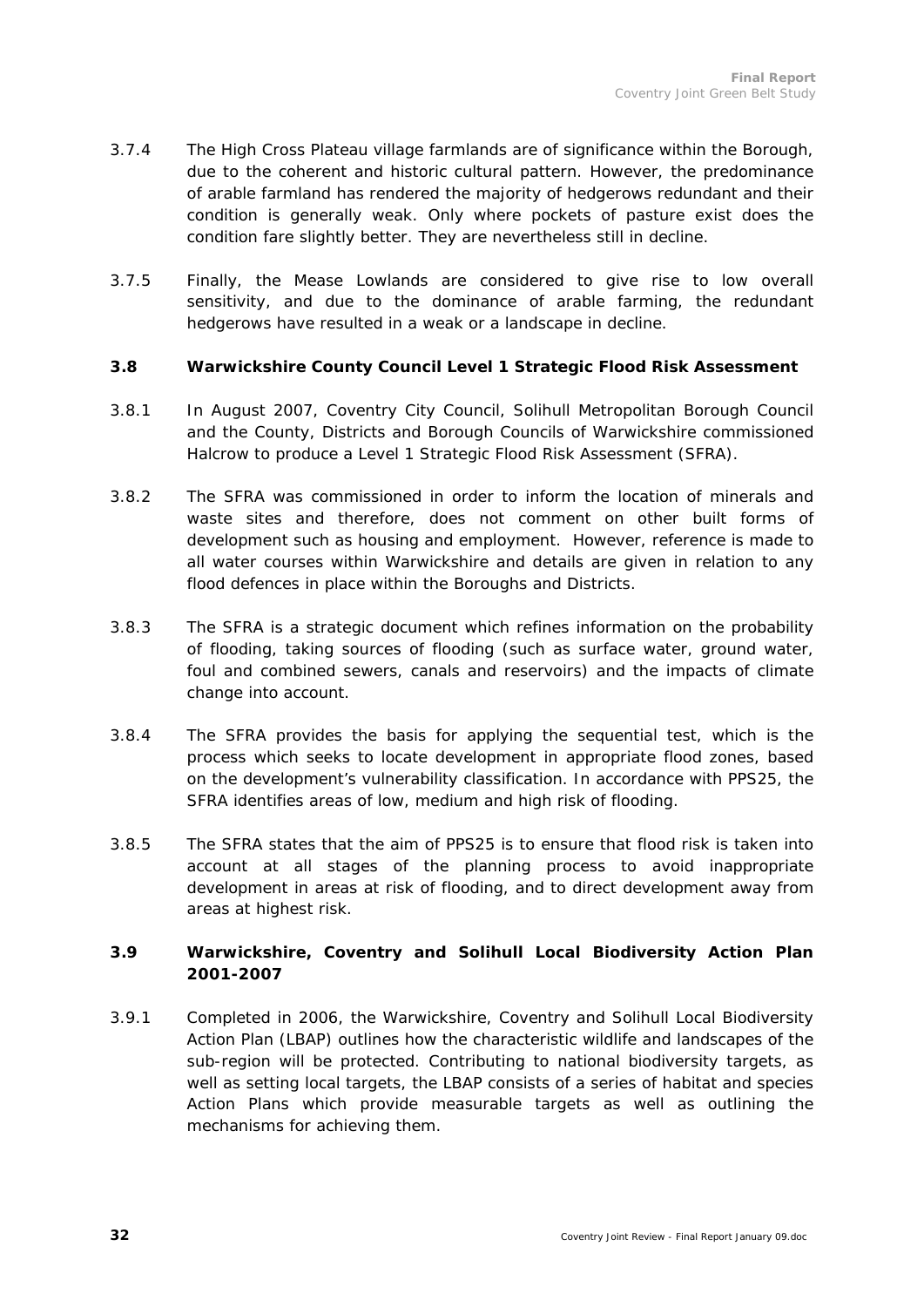3.7.4 The High Cross Plateau village farmlands are of significance within the Borough, due to the coherent and historic cultural pattern. However, the predominance of arable farmland has rendered the majority of hedgerows redundant and their condition is generally weak. Only where pockets of pasture exist does the condition fare slightly better. They are nevertheless still in decline.

3.7.5 Finally, the Mease Lowlands are considered to give rise to low overall sensitivity, and due to the dominance of arable farming, the redundant hedgerows have resulted in a weak or a landscape in decline.

### 3.8 Warwickshire County Council Level 1 Strategic Flood Risk Assessment

3.8.1 In August 2007, Coventry City Council, Solihull Metropolitan Borough Council and the County, Districts and Borough Councils of Warwickshire commissioned Halcrow to produce a Level 1 Strategic Flood Risk Assessment (SFRA).

3.8.2 The SFRA was commissioned in order to inform the location of minerals and waste sites and therefore, does not comment on other built forms of development such as housing and employment. However, reference is made to all water courses within Warwickshire and details are given in relation to any flood defences in place within the Boroughs and Districts.

3.8.3 The SFRA is a strategic document which refines information on the probability of flooding, taking sources of flooding (such as surface water, ground water, foul and combined sewers, canals and reservoirs) and the impacts of climate change into account.

3.8.4 The SFRA provides the basis for applying the sequential test, which is the process which seeks to locate development in appropriate flood zones, based on the development's vulnerability classification. In accordance with PPS25, the SFRA identifies areas of low, medium and high risk of flooding.

3.8.5 The SFRA states that the aim of PPS25 is to ensure that flood risk is taken into account at all stages of the planning process to avoid inappropriate development in areas at risk of flooding, and to direct development away from areas at highest risk.

### 3.9 Warwickshire, Coventry and Solihull Local Biodiversity Action Plan 2001-2007

3.9.1 Completed in 2006, the Warwickshire, Coventry and Solihull Local Biodiversity Action Plan (LBAP) outlines how the characteristic wildlife and landscapes of the sub-region will be protected. Contributing to national biodiversity targets, as well as setting local targets, the LBAP consists of a series of habitat and species Action Plans which provide measurable targets as well as outlining the mechanisms for achieving them.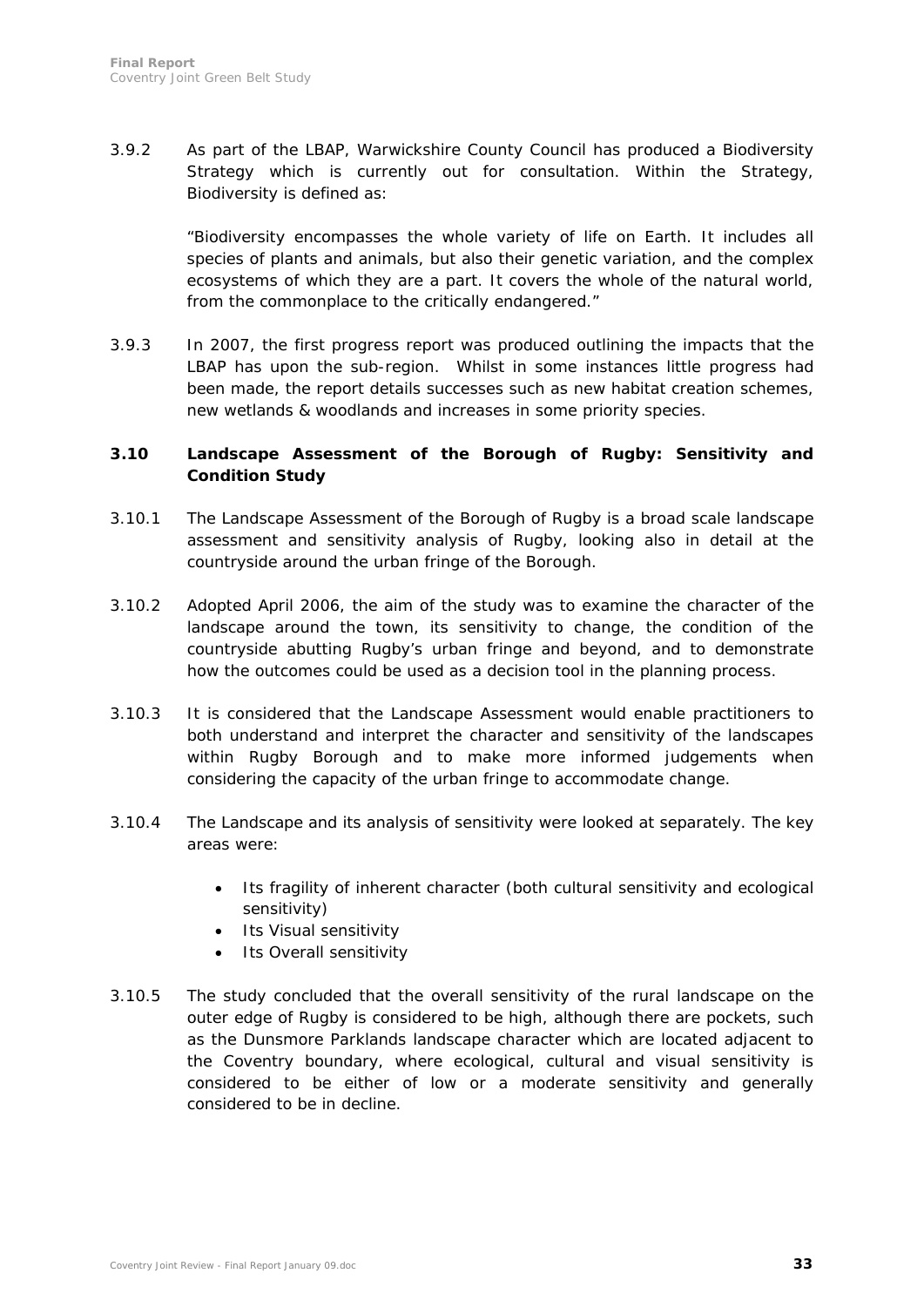3.9.2 As part of the LBAP, Warwickshire County Council has produced a Biodiversity Strategy which is currently out for consultation. Within the Strategy, Biodiversity is defined as:

> "Biodiversity encompasses the whole variety of life on Earth. It includes all species of plants and animals, but also their genetic variation, and the complex ecosystems of which they are a part. It covers the whole of the natural world, from the commonplace to the critically endangered."

3.9.3 In 2007, the first progress report was produced outlining the impacts that the LBAP has upon the sub-region. Whilst in some instances little progress had been made, the report details successes such as new habitat creation schemes, new wetlands & woodlands and increases in some priority species.

### 3.10 Landscape Assessment of the Borough of Rugby: Sensitivity and Condition Study

3.10.1 The Landscape Assessment of the Borough of Rugby is a broad scale landscape assessment and sensitivity analysis of Rugby, looking also in detail at the countryside around the urban fringe of the Borough.

3.10.2 Adopted April 2006, the aim of the study was to examine the character of the landscape around the town, its sensitivity to change, the condition of the countryside abutting Rugby's urban fringe and beyond, and to demonstrate how the outcomes could be used as a decision tool in the planning process.

3.10.3 It is considered that the Landscape Assessment would enable practitioners to both understand and interpret the character and sensitivity of the landscapes within Rugby Borough and to make more informed judgements when considering the capacity of the urban fringe to accommodate change.

3.10.4 The Landscape and its analysis of sensitivity were looked at separately. The key areas were:

- Its fragility of inherent character (both cultural sensitivity and ecological sensitivity)
- Its Visual sensitivity
- Its Overall sensitivity

3.10.5 The study concluded that the overall sensitivity of the rural landscape on the outer edge of Rugby is considered to be high, although there are pockets, such as the Dunsmore Parklands landscape character which are located adjacent to the Coventry boundary, where ecological, cultural and visual sensitivity is considered to be either of low or a moderate sensitivity and generally considered to be in decline.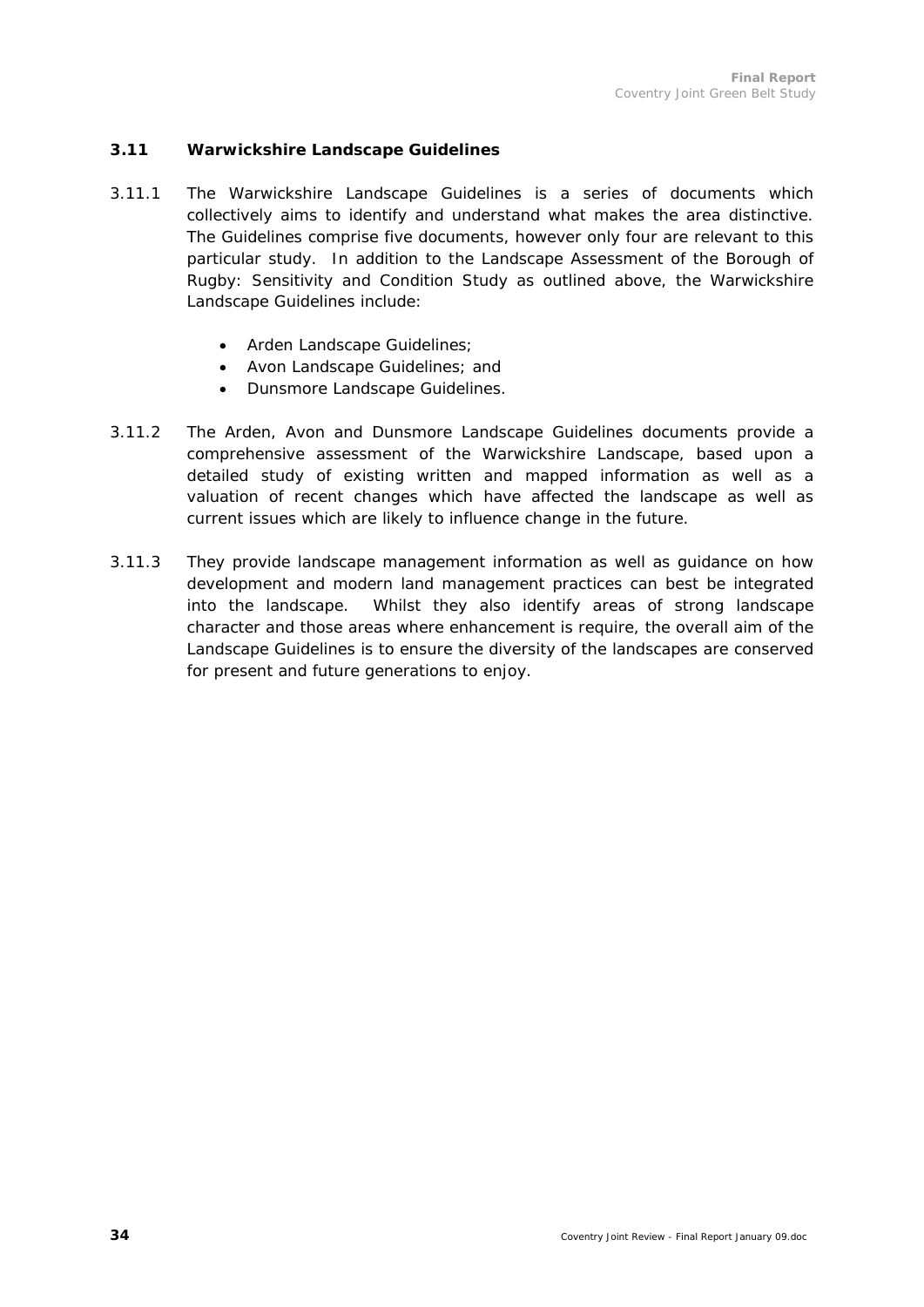### 3.11 Warwickshire Landscape Guidelines

3.11.1 The Warwickshire Landscape Guidelines is a series of documents which collectively aims to identify and understand what makes the area distinctive. The Guidelines comprise five documents, however only four are relevant to this particular study. In addition to the Landscape Assessment of the Borough of Rugby: Sensitivity and Condition Study as outlined above, the Warwickshire Landscape Guidelines include:

- Arden Landscape Guidelines;
- Avon Landscape Guidelines; and
- Dunsmore Landscape Guidelines.

3.11.2 The Arden, Avon and Dunsmore Landscape Guidelines documents provide a comprehensive assessment of the Warwickshire Landscape, based upon a detailed study of existing written and mapped information as well as a valuation of recent changes which have affected the landscape as well as current issues which are likely to influence change in the future.

3.11.3 They provide landscape management information as well as guidance on how development and modern land management practices can best be integrated into the landscape. Whilst they also identify areas of strong landscape character and those areas where enhancement is require, the overall aim of the Landscape Guidelines is to ensure the diversity of the landscapes are conserved for present and future generations to enjoy.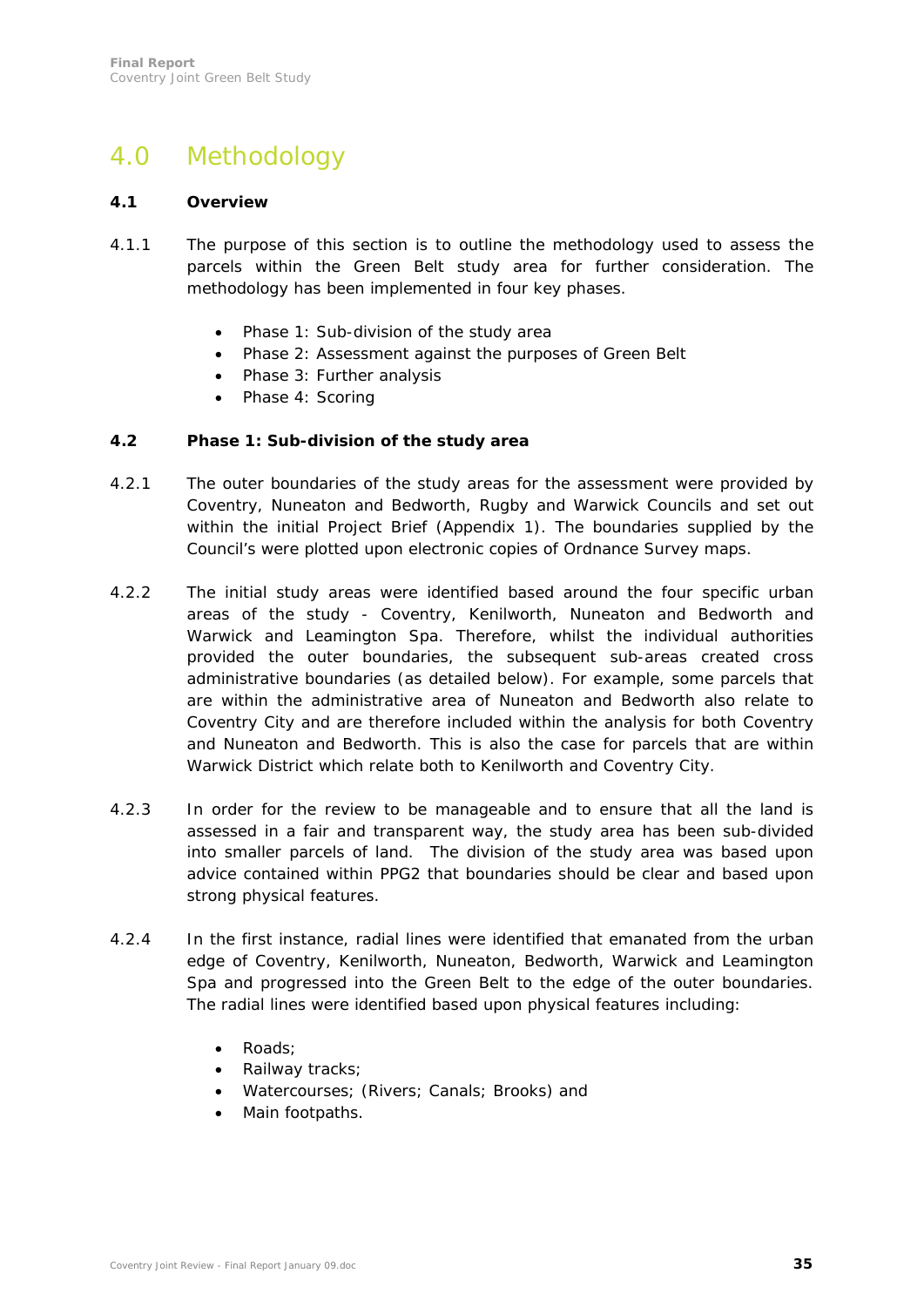# 4.0 Methodology

## 4.1 Overview

4.1.1 The purpose of this section is to outline the methodology used to assess the parcels within the Green Belt study area for further consideration. The methodology has been implemented in four key phases.

- Phase 1: Sub-division of the study area
- Phase 2: Assessment against the purposes of Green Belt
- Phase 3: Further analysis
- Phase 4: Scoring

## 4.2 Phase 1: Sub-division of the study area

4.2.1 The outer boundaries of the study areas for the assessment were provided by Coventry, Nuneaton and Bedworth, Rugby and Warwick Councils and set out within the initial Project Brief (Appendix 1). The boundaries supplied by the Council's were plotted upon electronic copies of Ordnance Survey maps.

4.2.2 The initial study areas were identified based around the four specific urban areas of the study - Coventry, Kenilworth, Nuneaton and Bedworth and Warwick and Leamington Spa. Therefore, whilst the individual authorities provided the outer boundaries, the subsequent sub-areas created cross administrative boundaries (as detailed below). For example, some parcels that are within the administrative area of Nuneaton and Bedworth also relate to Coventry City and are therefore included within the analysis for both Coventry and Nuneaton and Bedworth. This is also the case for parcels that are within Warwick District which relate both to Kenilworth and Coventry City.

4.2.3 In order for the review to be manageable and to ensure that all the land is assessed in a fair and transparent way, the study area has been sub-divided into smaller parcels of land. The division of the study area was based upon advice contained within PPG2 that boundaries should be clear and based upon strong physical features.

4.2.4 In the first instance, radial lines were identified that emanated from the urban edge of Coventry, Kenilworth, Nuneaton, Bedworth, Warwick and Leamington Spa and progressed into the Green Belt to the edge of the outer boundaries. The radial lines were identified based upon physical features including:

- Roads;
- Railway tracks;
- Watercourses; (Rivers; Canals; Brooks) and
- Main footpaths.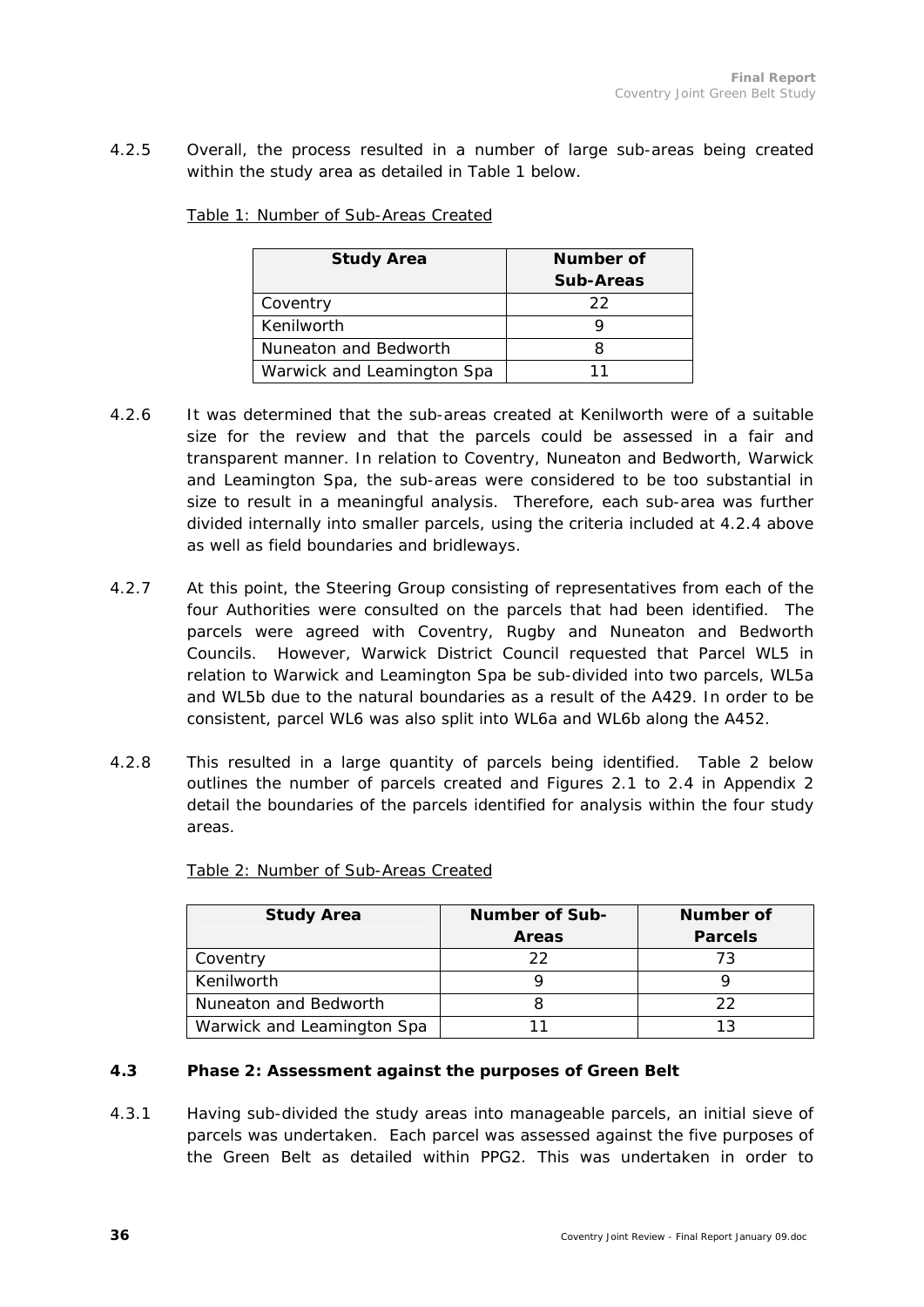4.2.5 Overall, the process resulted in a number of large sub-areas being created within the study area as detailed in Table 1 below.

Table 1: Number of Sub-Areas Created

| Study Area | Number of Sub-Areas |
|---|---|
| Coventry | 22 |
| Kenilworth | 9 |
| Nuneaton and Bedworth | 8 |
| Warwick and Leamington Spa | 11 |

4.2.6 It was determined that the sub-areas created at Kenilworth were of a suitable size for the review and that the parcels could be assessed in a fair and transparent manner. In relation to Coventry, Nuneaton and Bedworth, Warwick and Leamington Spa, the sub-areas were considered to be too substantial in size to result in a meaningful analysis. Therefore, each sub-area was further divided internally into smaller parcels, using the criteria included at 4.2.4 above as well as field boundaries and bridleways.

4.2.7 At this point, the Steering Group consisting of representatives from each of the four Authorities were consulted on the parcels that had been identified. The parcels were agreed with Coventry, Rugby and Nuneaton and Bedworth Councils. However, Warwick District Council requested that Parcel WL5 in relation to Warwick and Leamington Spa be sub-divided into two parcels, WL5a and WL5b due to the natural boundaries as a result of the A429. In order to be consistent, parcel WL6 was also split into WL6a and WL6b along the A452.

4.2.8 This resulted in a large quantity of parcels being identified. Table 2 below outlines the number of parcels created and Figures 2.1 to 2.4 in Appendix 2 detail the boundaries of the parcels identified for analysis within the four study areas.

Table 2: Number of Sub-Areas Created

| Study Area | Number of Sub-Areas | Number of Parcels |
|---|---|---|
| Coventry | 22 | 73 |
| Kenilworth | 9 | 9 |
| Nuneaton and Bedworth | 8 | 22 |
| Warwick and Leamington Spa | 11 | 13 |

### 4.3 Phase 2: Assessment against the purposes of Green Belt

4.3.1 Having sub-divided the study areas into manageable parcels, an initial sieve of parcels was undertaken. Each parcel was assessed against the five purposes of the Green Belt as detailed within PPG2. This was undertaken in order to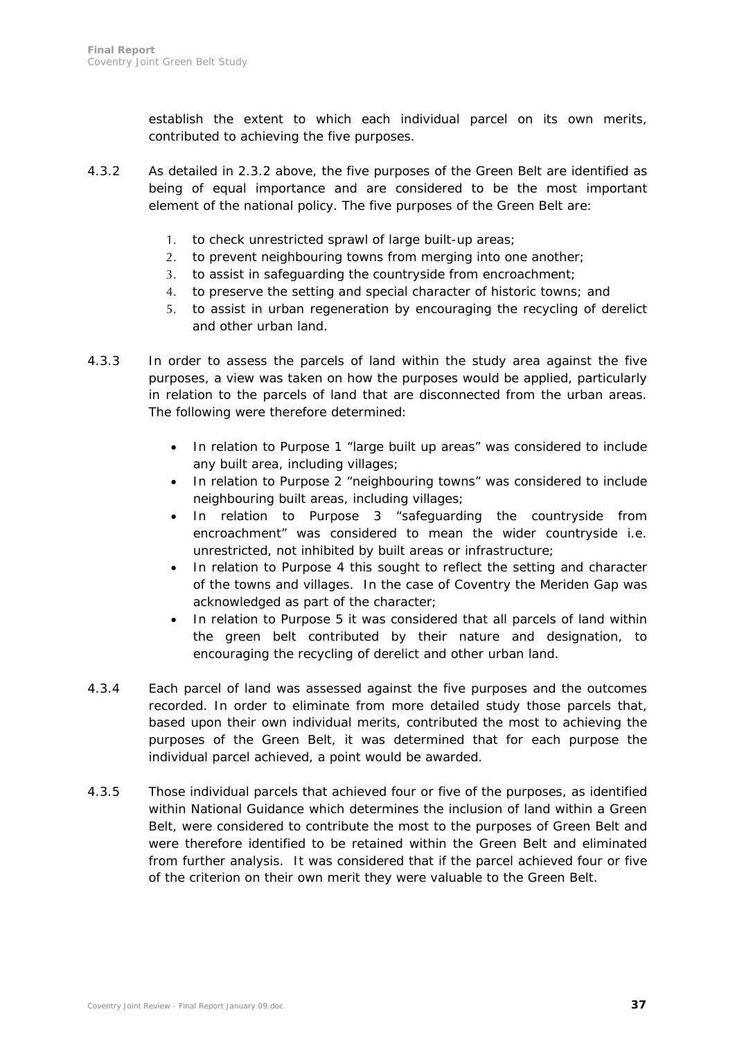establish the extent to which each individual parcel on its own merits, contributed to achieving the five purposes.

4.3.2 As detailed in 2.3.2 above, the five purposes of the Green Belt are identified as being of equal importance and are considered to be the most important element of the national policy. The five purposes of the Green Belt are:

1. to check unrestricted sprawl of large built-up areas;
2. to prevent neighbouring towns from merging into one another;
3. to assist in safeguarding the countryside from encroachment;
4. to preserve the setting and special character of historic towns; and
5. to assist in urban regeneration by encouraging the recycling of derelict and other urban land.

4.3.3 In order to assess the parcels of land within the study area against the five purposes, a view was taken on how the purposes would be applied, particularly in relation to the parcels of land that are disconnected from the urban areas. The following were therefore determined:

- In relation to Purpose 1 "large built up areas" was considered to include any built area, including villages;
- In relation to Purpose 2 "neighbouring towns" was considered to include neighbouring built areas, including villages;
- In relation to Purpose 3 "safeguarding the countryside from encroachment" was considered to mean the wider countryside i.e. unrestricted, not inhibited by built areas or infrastructure;
- In relation to Purpose 4 this sought to reflect the setting and character of the towns and villages. In the case of Coventry the Meriden Gap was acknowledged as part of the character;
- In relation to Purpose 5 it was considered that all parcels of land within the green belt contributed by their nature and designation, to encouraging the recycling of derelict and other urban land.

4.3.4 Each parcel of land was assessed against the five purposes and the outcomes recorded. In order to eliminate from more detailed study those parcels that, based upon their own individual merits, contributed the most to achieving the purposes of the Green Belt, it was determined that for each purpose the individual parcel achieved, a point would be awarded.

4.3.5 Those individual parcels that achieved four or five of the purposes, as identified within National Guidance which determines the inclusion of land within a Green Belt, were considered to contribute the most to the purposes of Green Belt and were therefore identified to be retained within the Green Belt and eliminated from further analysis. It was considered that if the parcel achieved four or five of the criterion on their own merit they were valuable to the Green Belt.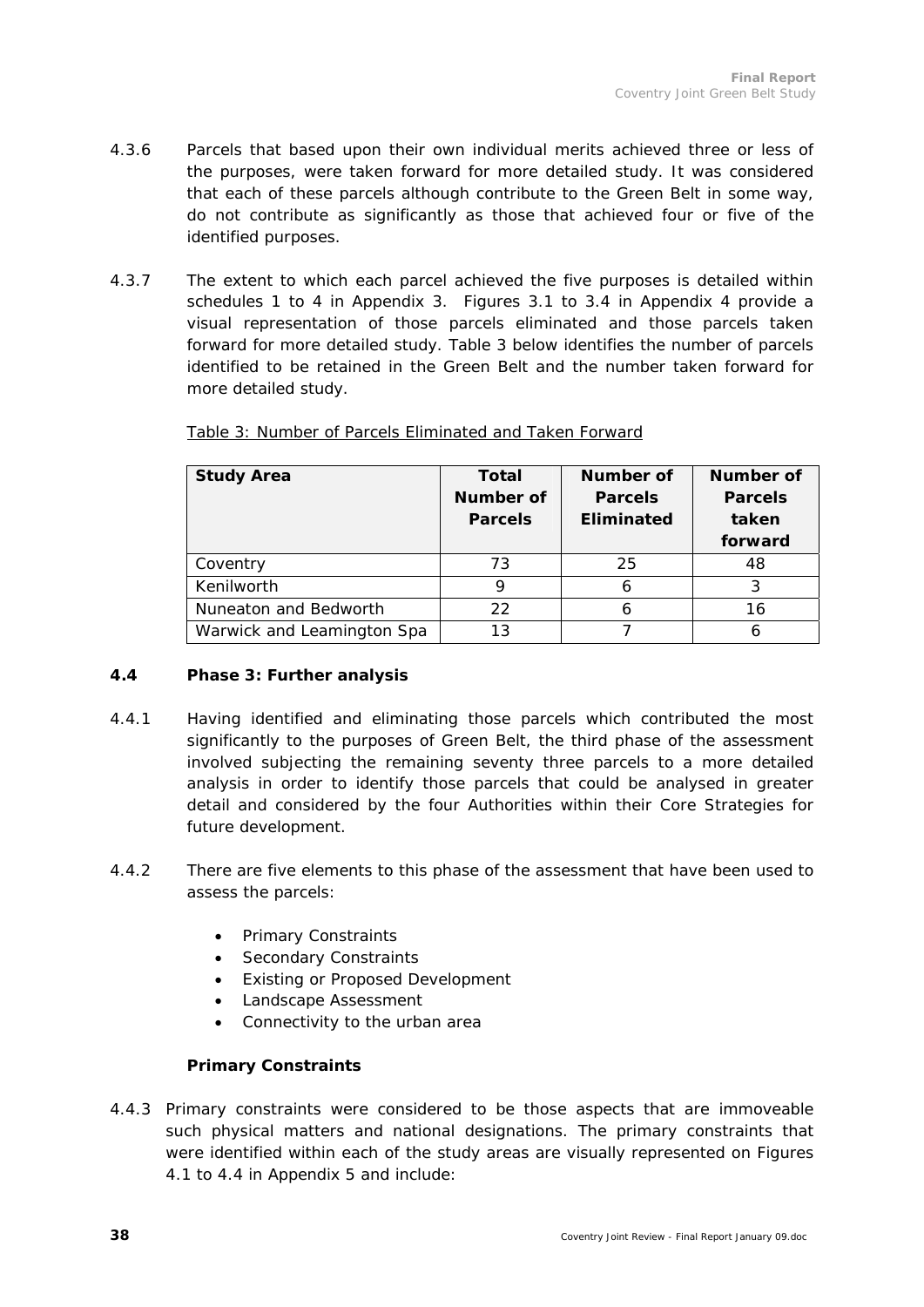4.3.6 Parcels that based upon their own individual merits achieved three or less of the purposes, were taken forward for more detailed study. It was considered that each of these parcels although contribute to the Green Belt in some way, do not contribute as significantly as those that achieved four or five of the identified purposes.

4.3.7 The extent to which each parcel achieved the five purposes is detailed within schedules 1 to 4 in Appendix 3. Figures 3.1 to 3.4 in Appendix 4 provide a visual representation of those parcels eliminated and those parcels taken forward for more detailed study. Table 3 below identifies the number of parcels identified to be retained in the Green Belt and the number taken forward for more detailed study.

Table 3: Number of Parcels Eliminated and Taken Forward

| Study Area | Total Number of Parcels | Number of Parcels Eliminated | Number of Parcels taken forward |
|---|---|---|---|
| Coventry | 73 | 25 | 48 |
| Kenilworth | 9 | 6 | 3 |
| Nuneaton and Bedworth | 22 | 6 | 16 |
| Warwick and Leamington Spa | 13 | 7 | 6 |

### 4.4 Phase 3: Further analysis

4.4.1 Having identified and eliminating those parcels which contributed the most significantly to the purposes of Green Belt, the third phase of the assessment involved subjecting the remaining seventy three parcels to a more detailed analysis in order to identify those parcels that could be analysed in greater detail and considered by the four Authorities within their Core Strategies for future development.

4.4.2 There are five elements to this phase of the assessment that have been used to assess the parcels:

- Primary Constraints
- Secondary Constraints
- Existing or Proposed Development
- Landscape Assessment
- Connectivity to the urban area

**Primary Constraints**

4.4.3 Primary constraints were considered to be those aspects that are immoveable such physical matters and national designations. The primary constraints that were identified within each of the study areas are visually represented on Figures 4.1 to 4.4 in Appendix 5 and include: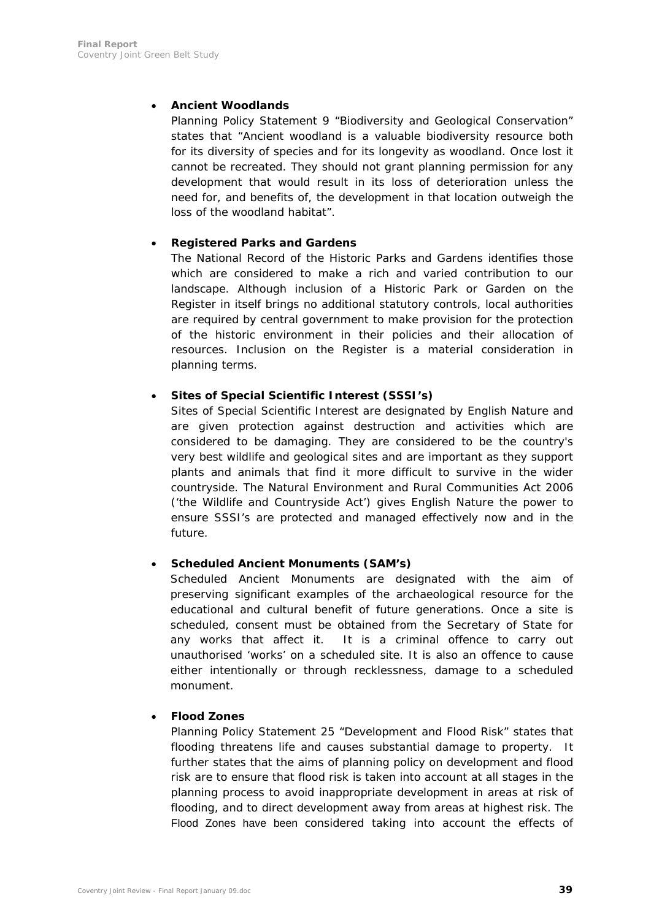- **Ancient Woodlands**
  Planning Policy Statement 9 "Biodiversity and Geological Conservation" states that "Ancient woodland is a valuable biodiversity resource both for its diversity of species and for its longevity as woodland. Once lost it cannot be recreated. They should not grant planning permission for any development that would result in its loss of deterioration unless the need for, and benefits of, the development in that location outweigh the loss of the woodland habitat".

- **Registered Parks and Gardens**
  The National Record of the Historic Parks and Gardens identifies those which are considered to make a rich and varied contribution to our landscape. Although inclusion of a Historic Park or Garden on the Register in itself brings no additional statutory controls, local authorities are required by central government to make provision for the protection of the historic environment in their policies and their allocation of resources. Inclusion on the Register is a material consideration in planning terms.

- **Sites of Special Scientific Interest (SSSI's)**
  Sites of Special Scientific Interest are designated by English Nature and are given protection against destruction and activities which are considered to be damaging. They are considered to be the country's very best wildlife and geological sites and are important as they support plants and animals that find it more difficult to survive in the wider countryside. The Natural Environment and Rural Communities Act 2006 ('the Wildlife and Countryside Act') gives English Nature the power to ensure SSSI's are protected and managed effectively now and in the future.

- **Scheduled Ancient Monuments (SAM's)**
  Scheduled Ancient Monuments are designated with the aim of preserving significant examples of the archaeological resource for the educational and cultural benefit of future generations. Once a site is scheduled, consent must be obtained from the Secretary of State for any works that affect it. It is a criminal offence to carry out unauthorised 'works' on a scheduled site. It is also an offence to cause either intentionally or through recklessness, damage to a scheduled monument.

- **Flood Zones**
  Planning Policy Statement 25 "Development and Flood Risk" states that flooding threatens life and causes substantial damage to property. It further states that the aims of planning policy on development and flood risk are to ensure that flood risk is taken into account at all stages in the planning process to avoid inappropriate development in areas at risk of flooding, and to direct development away from areas at highest risk. The Flood Zones have been considered taking into account the effects of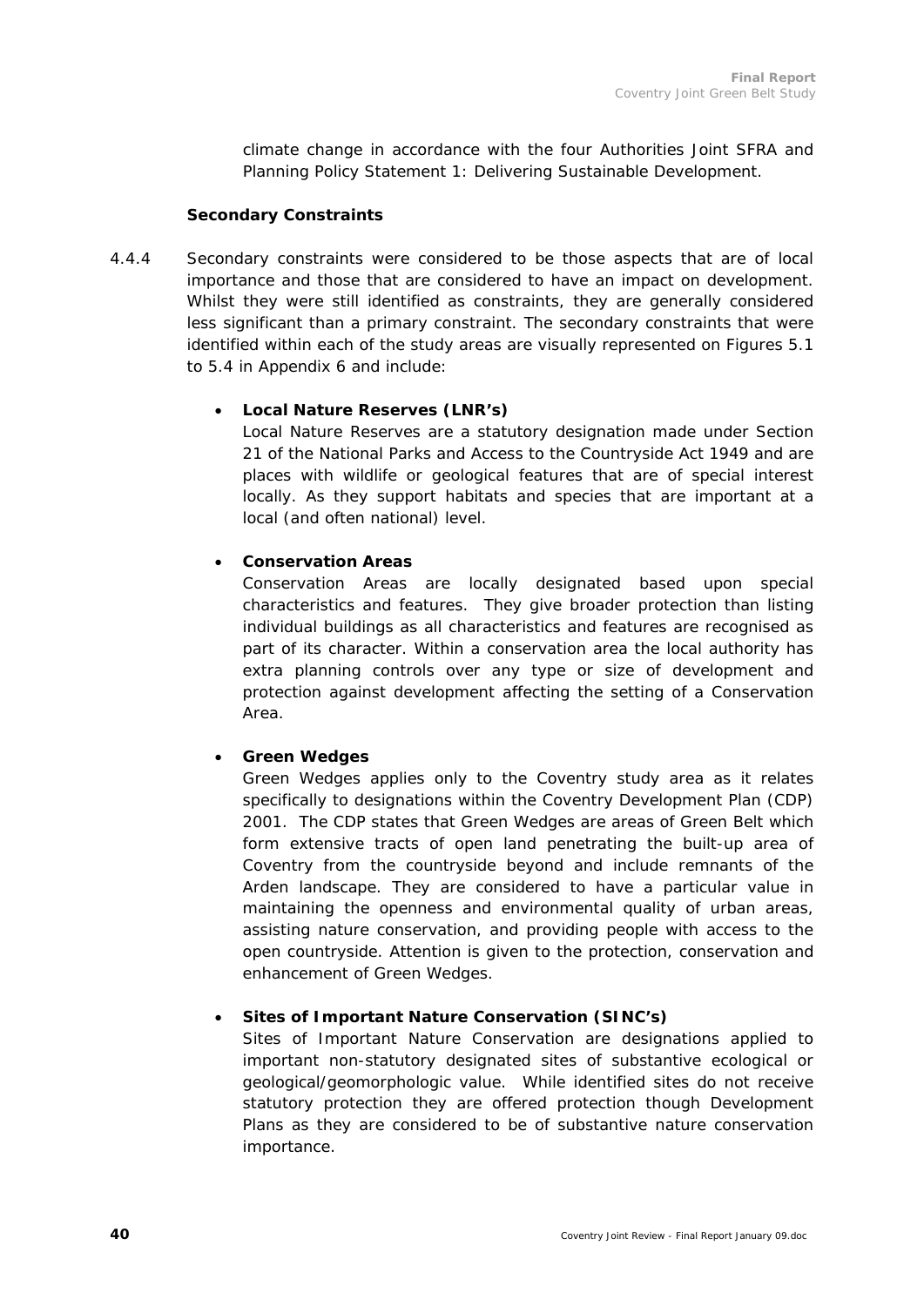climate change in accordance with the four Authorities Joint SFRA and Planning Policy Statement 1: Delivering Sustainable Development.

**Secondary Constraints**

4.4.4 Secondary constraints were considered to be those aspects that are of local importance and those that are considered to have an impact on development. Whilst they were still identified as constraints, they are generally considered less significant than a primary constraint. The secondary constraints that were identified within each of the study areas are visually represented on Figures 5.1 to 5.4 in Appendix 6 and include:

- **Local Nature Reserves (LNR's)**
  Local Nature Reserves are a statutory designation made under Section 21 of the National Parks and Access to the Countryside Act 1949 and are places with wildlife or geological features that are of special interest locally. As they support habitats and species that are important at a local (and often national) level.

- **Conservation Areas**
  Conservation Areas are locally designated based upon special characteristics and features. They give broader protection than listing individual buildings as all characteristics and features are recognised as part of its character. Within a conservation area the local authority has extra planning controls over any type or size of development and protection against development affecting the setting of a Conservation Area.

- **Green Wedges**
  Green Wedges applies only to the Coventry study area as it relates specifically to designations within the Coventry Development Plan (CDP) 2001. The CDP states that Green Wedges are areas of Green Belt which form extensive tracts of open land penetrating the built-up area of Coventry from the countryside beyond and include remnants of the Arden landscape. They are considered to have a particular value in maintaining the openness and environmental quality of urban areas, assisting nature conservation, and providing people with access to the open countryside. Attention is given to the protection, conservation and enhancement of Green Wedges.

- **Sites of Important Nature Conservation (SINC's)**
  Sites of Important Nature Conservation are designations applied to important non-statutory designated sites of substantive ecological or geological/geomorphologic value. While identified sites do not receive statutory protection they are offered protection though Development Plans as they are considered to be of substantive nature conservation importance.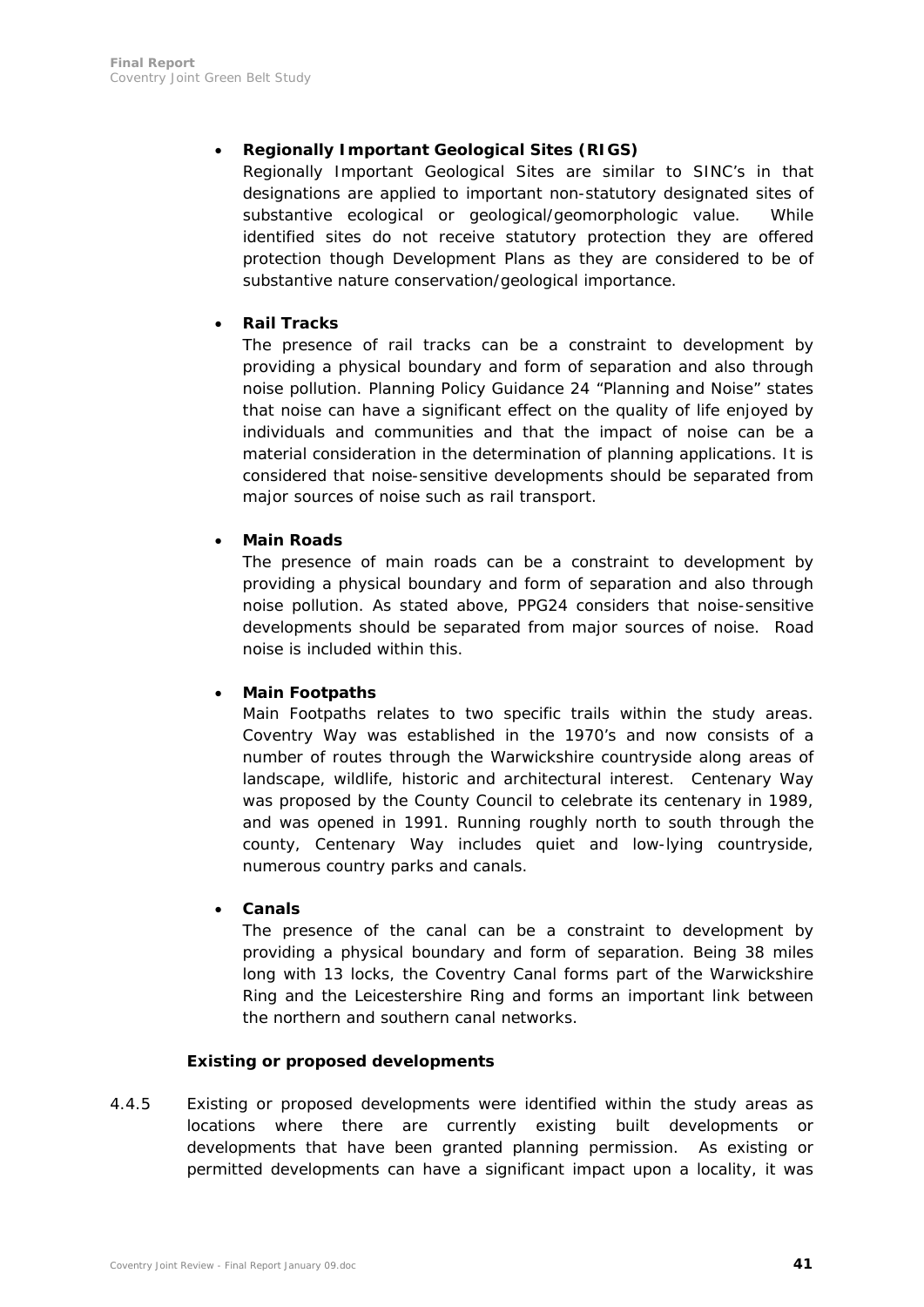- **Regionally Important Geological Sites (RIGS)**
  Regionally Important Geological Sites are similar to SINC's in that designations are applied to important non-statutory designated sites of substantive ecological or geological/geomorphologic value. While identified sites do not receive statutory protection they are offered protection though Development Plans as they are considered to be of substantive nature conservation/geological importance.

- **Rail Tracks**
  The presence of rail tracks can be a constraint to development by providing a physical boundary and form of separation and also through noise pollution. Planning Policy Guidance 24 "Planning and Noise" states that noise can have a significant effect on the quality of life enjoyed by individuals and communities and that the impact of noise can be a material consideration in the determination of planning applications. It is considered that noise-sensitive developments should be separated from major sources of noise such as rail transport.

- **Main Roads**
  The presence of main roads can be a constraint to development by providing a physical boundary and form of separation and also through noise pollution. As stated above, PPG24 considers that noise-sensitive developments should be separated from major sources of noise. Road noise is included within this.

- **Main Footpaths**
  Main Footpaths relates to two specific trails within the study areas. Coventry Way was established in the 1970's and now consists of a number of routes through the Warwickshire countryside along areas of landscape, wildlife, historic and architectural interest. Centenary Way was proposed by the County Council to celebrate its centenary in 1989, and was opened in 1991. Running roughly north to south through the county, Centenary Way includes quiet and low-lying countryside, numerous country parks and canals.

- **Canals**
  The presence of the canal can be a constraint to development by providing a physical boundary and form of separation. Being 38 miles long with 13 locks, the Coventry Canal forms part of the Warwickshire Ring and the Leicestershire Ring and forms an important link between the northern and southern canal networks.

**Existing or proposed developments**

4.4.5 Existing or proposed developments were identified within the study areas as locations where there are currently existing built developments or developments that have been granted planning permission. As existing or permitted developments can have a significant impact upon a locality, it was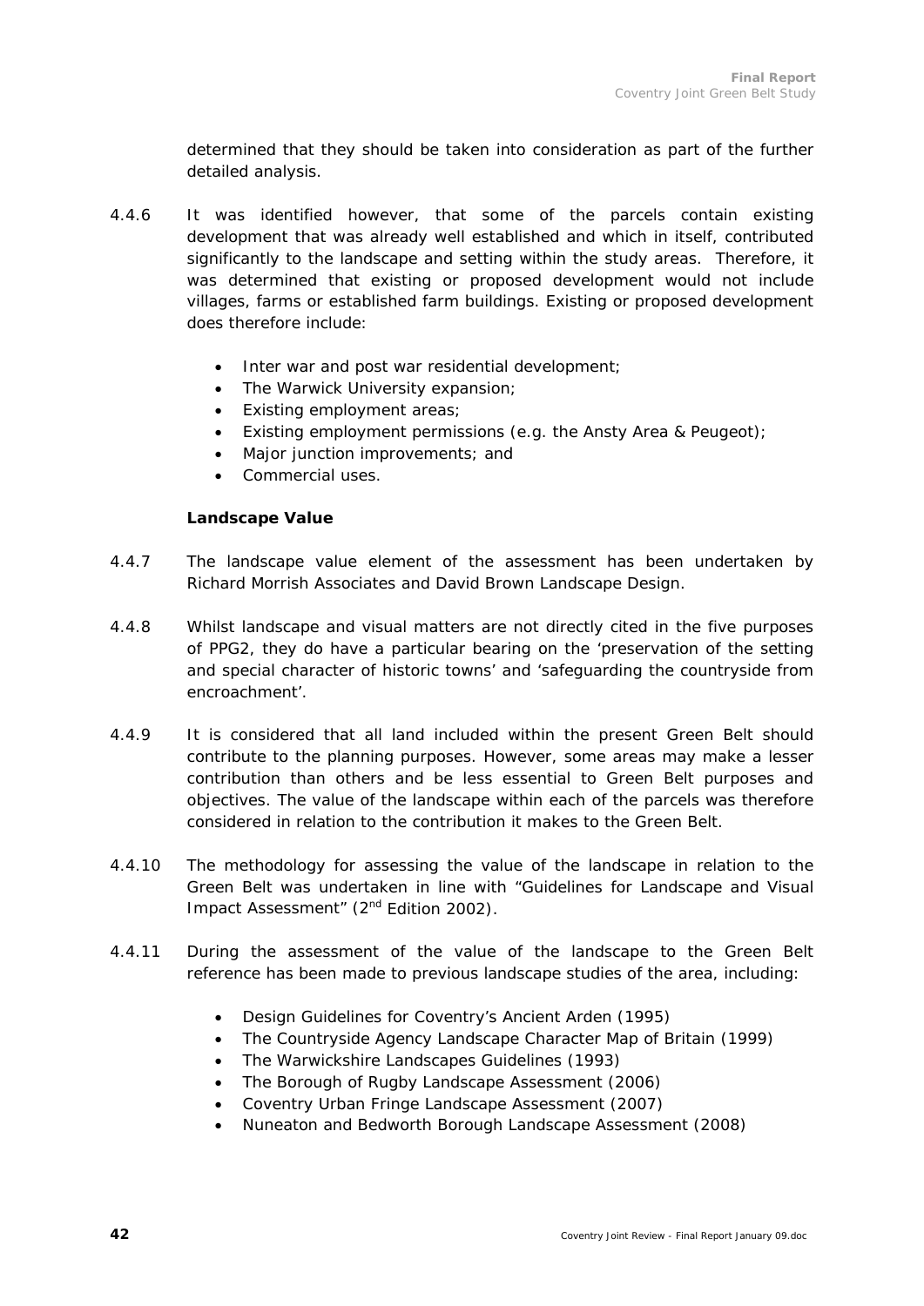determined that they should be taken into consideration as part of the further detailed analysis.

4.4.6 It was identified however, that some of the parcels contain existing development that was already well established and which in itself, contributed significantly to the landscape and setting within the study areas. Therefore, it was determined that existing or proposed development would not include villages, farms or established farm buildings. Existing or proposed development does therefore include:

- Inter war and post war residential development;
- The Warwick University expansion;
- Existing employment areas;
- Existing employment permissions (e.g. the Ansty Area & Peugeot);
- Major junction improvements; and
- Commercial uses.

**Landscape Value**

4.4.7 The landscape value element of the assessment has been undertaken by Richard Morrish Associates and David Brown Landscape Design.

4.4.8 Whilst landscape and visual matters are not directly cited in the five purposes of PPG2, they do have a particular bearing on the 'preservation of the setting and special character of historic towns' and 'safeguarding the countryside from encroachment'.

4.4.9 It is considered that all land included within the present Green Belt should contribute to the planning purposes. However, some areas may make a lesser contribution than others and be less essential to Green Belt purposes and objectives. The value of the landscape within each of the parcels was therefore considered in relation to the contribution it makes to the Green Belt.

4.4.10 The methodology for assessing the value of the landscape in relation to the Green Belt was undertaken in line with "Guidelines for Landscape and Visual Impact Assessment" (2nd Edition 2002).

4.4.11 During the assessment of the value of the landscape to the Green Belt reference has been made to previous landscape studies of the area, including:

- Design Guidelines for Coventry's Ancient Arden (1995)
- The Countryside Agency Landscape Character Map of Britain (1999)
- The Warwickshire Landscapes Guidelines (1993)
- The Borough of Rugby Landscape Assessment (2006)
- Coventry Urban Fringe Landscape Assessment (2007)
- Nuneaton and Bedworth Borough Landscape Assessment (2008)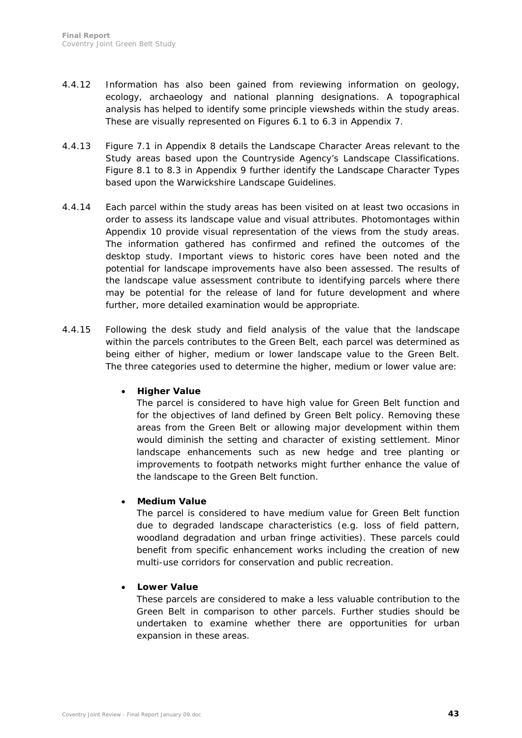4.4.12 Information has also been gained from reviewing information on geology, ecology, archaeology and national planning designations. A topographical analysis has helped to identify some principle viewsheds within the study areas. These are visually represented on Figures 6.1 to 6.3 in Appendix 7.

4.4.13 Figure 7.1 in Appendix 8 details the Landscape Character Areas relevant to the Study areas based upon the Countryside Agency's Landscape Classifications. Figure 8.1 to 8.3 in Appendix 9 further identify the Landscape Character Types based upon the Warwickshire Landscape Guidelines.

4.4.14 Each parcel within the study areas has been visited on at least two occasions in order to assess its landscape value and visual attributes. Photomontages within Appendix 10 provide visual representation of the views from the study areas. The information gathered has confirmed and refined the outcomes of the desktop study. Important views to historic cores have been noted and the potential for landscape improvements have also been assessed. The results of the landscape value assessment contribute to identifying parcels where there may be potential for the release of land for future development and where further, more detailed examination would be appropriate.

4.4.15 Following the desk study and field analysis of the value that the landscape within the parcels contributes to the Green Belt, each parcel was determined as being either of higher, medium or lower landscape value to the Green Belt. The three categories used to determine the higher, medium or lower value are:

- **Higher Value**
  The parcel is considered to have high value for Green Belt function and for the objectives of land defined by Green Belt policy. Removing these areas from the Green Belt or allowing major development within them would diminish the setting and character of existing settlement. Minor landscape enhancements such as new hedge and tree planting or improvements to footpath networks might further enhance the value of the landscape to the Green Belt function.

- **Medium Value**
  The parcel is considered to have medium value for Green Belt function due to degraded landscape characteristics (e.g. loss of field pattern, woodland degradation and urban fringe activities). These parcels could benefit from specific enhancement works including the creation of new multi-use corridors for conservation and public recreation.

- **Lower Value**
  These parcels are considered to make a less valuable contribution to the Green Belt in comparison to other parcels. Further studies should be undertaken to examine whether there are opportunities for urban expansion in these areas.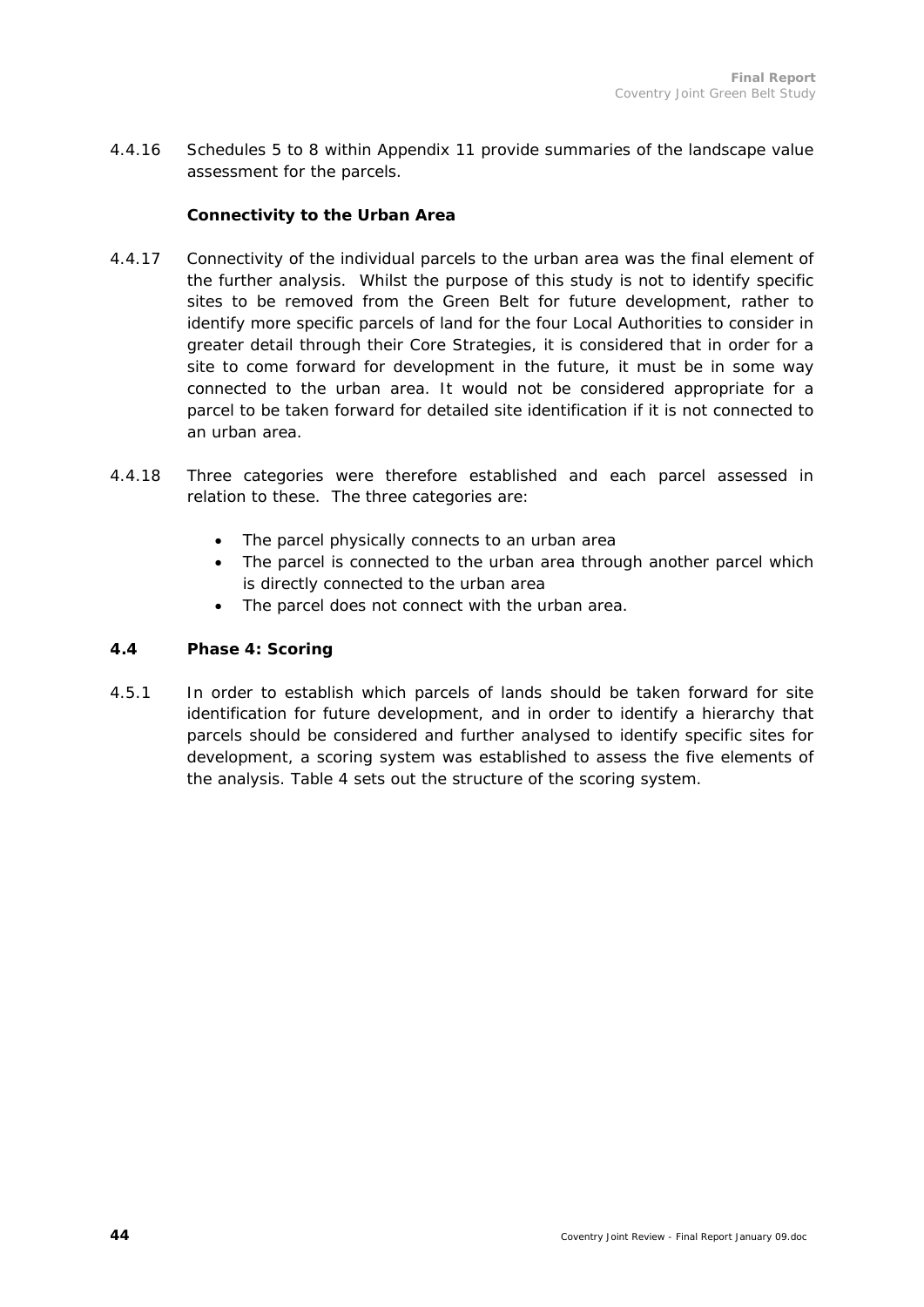4.4.16 Schedules 5 to 8 within Appendix 11 provide summaries of the landscape value assessment for the parcels.

**Connectivity to the Urban Area**

4.4.17 Connectivity of the individual parcels to the urban area was the final element of the further analysis. Whilst the purpose of this study is not to identify specific sites to be removed from the Green Belt for future development, rather to identify more specific parcels of land for the four Local Authorities to consider in greater detail through their Core Strategies, it is considered that in order for a site to come forward for development in the future, it must be in some way connected to the urban area. It would not be considered appropriate for a parcel to be taken forward for detailed site identification if it is not connected to an urban area.

4.4.18 Three categories were therefore established and each parcel assessed in relation to these. The three categories are:

- The parcel physically connects to an urban area
- The parcel is connected to the urban area through another parcel which is directly connected to the urban area
- The parcel does not connect with the urban area.

### 4.4 Phase 4: Scoring

4.5.1 In order to establish which parcels of lands should be taken forward for site identification for future development, and in order to identify a hierarchy that parcels should be considered and further analysed to identify specific sites for development, a scoring system was established to assess the five elements of the analysis. Table 4 sets out the structure of the scoring system.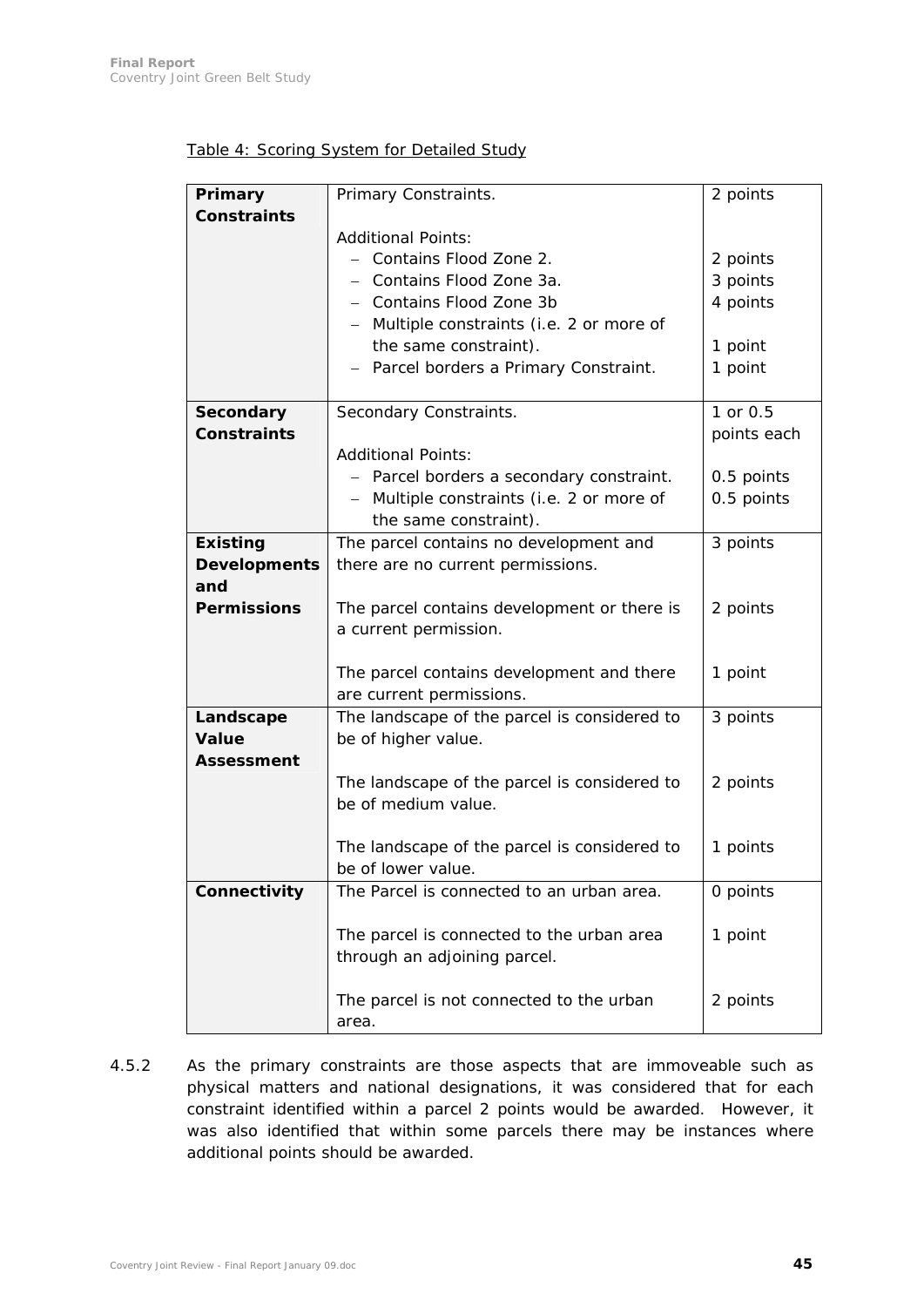Table 4: Scoring System for Detailed Study

| **Primary Constraints** | Primary Constraints.<br><br>Additional Points:<br>– Contains Flood Zone 2.<br>– Contains Flood Zone 3a.<br>– Contains Flood Zone 3b<br>– Multiple constraints (i.e. 2 or more of the same constraint).<br>– Parcel borders a Primary Constraint. | 2 points<br><br><br>2 points<br>3 points<br>4 points<br><br>1 point<br>1 point |
|---|---|---|
| **Secondary Constraints** | Secondary Constraints.<br><br>Additional Points:<br>– Parcel borders a secondary constraint.<br>– Multiple constraints (i.e. 2 or more of the same constraint). | 1 or 0.5 points each<br><br><br>0.5 points<br>0.5 points |
| **Existing Developments and Permissions** | The parcel contains no development and there are no current permissions.<br><br>The parcel contains development or there is a current permission.<br><br>The parcel contains development and there are current permissions. | 3 points<br><br><br>2 points<br><br><br>1 point |
| **Landscape Value Assessment** | The landscape of the parcel is considered to be of higher value.<br><br>The landscape of the parcel is considered to be of medium value.<br><br>The landscape of the parcel is considered to be of lower value. | 3 points<br><br><br>2 points<br><br><br>1 points |
| **Connectivity** | The Parcel is connected to an urban area.<br><br>The parcel is connected to the urban area through an adjoining parcel.<br><br>The parcel is not connected to the urban area. | 0 points<br><br>1 point<br><br><br>2 points |

4.5.2 As the primary constraints are those aspects that are immoveable such as physical matters and national designations, it was considered that for each constraint identified within a parcel 2 points would be awarded. However, it was also identified that within some parcels there may be instances where additional points should be awarded.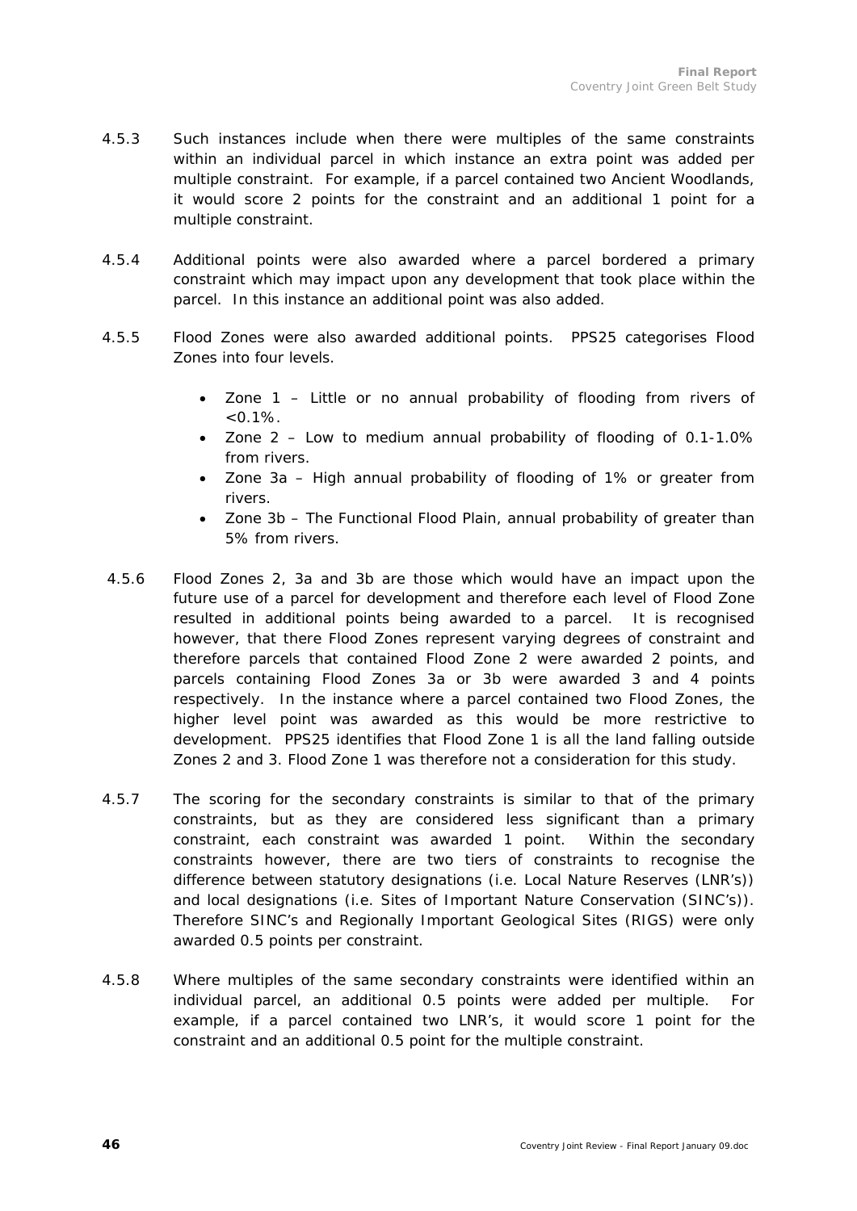4.5.3 Such instances include when there were multiples of the same constraints within an individual parcel in which instance an extra point was added per multiple constraint. For example, if a parcel contained two Ancient Woodlands, it would score 2 points for the constraint and an additional 1 point for a multiple constraint.

4.5.4 Additional points were also awarded where a parcel bordered a primary constraint which may impact upon any development that took place within the parcel. In this instance an additional point was also added.

4.5.5 Flood Zones were also awarded additional points. PPS25 categorises Flood Zones into four levels.

- Zone 1 – Little or no annual probability of flooding from rivers of <0.1%.
- Zone 2 – Low to medium annual probability of flooding of 0.1-1.0% from rivers.
- Zone 3a – High annual probability of flooding of 1% or greater from rivers.
- Zone 3b – The Functional Flood Plain, annual probability of greater than 5% from rivers.

4.5.6 Flood Zones 2, 3a and 3b are those which would have an impact upon the future use of a parcel for development and therefore each level of Flood Zone resulted in additional points being awarded to a parcel. It is recognised however, that there Flood Zones represent varying degrees of constraint and therefore parcels that contained Flood Zone 2 were awarded 2 points, and parcels containing Flood Zones 3a or 3b were awarded 3 and 4 points respectively. In the instance where a parcel contained two Flood Zones, the higher level point was awarded as this would be more restrictive to development. PPS25 identifies that Flood Zone 1 is all the land falling outside Zones 2 and 3. Flood Zone 1 was therefore not a consideration for this study.

4.5.7 The scoring for the secondary constraints is similar to that of the primary constraints, but as they are considered less significant than a primary constraint, each constraint was awarded 1 point. Within the secondary constraints however, there are two tiers of constraints to recognise the difference between statutory designations (i.e. Local Nature Reserves (LNR's)) and local designations (i.e. Sites of Important Nature Conservation (SINC's)). Therefore SINC's and Regionally Important Geological Sites (RIGS) were only awarded 0.5 points per constraint.

4.5.8 Where multiples of the same secondary constraints were identified within an individual parcel, an additional 0.5 points were added per multiple. For example, if a parcel contained two LNR's, it would score 1 point for the constraint and an additional 0.5 point for the multiple constraint.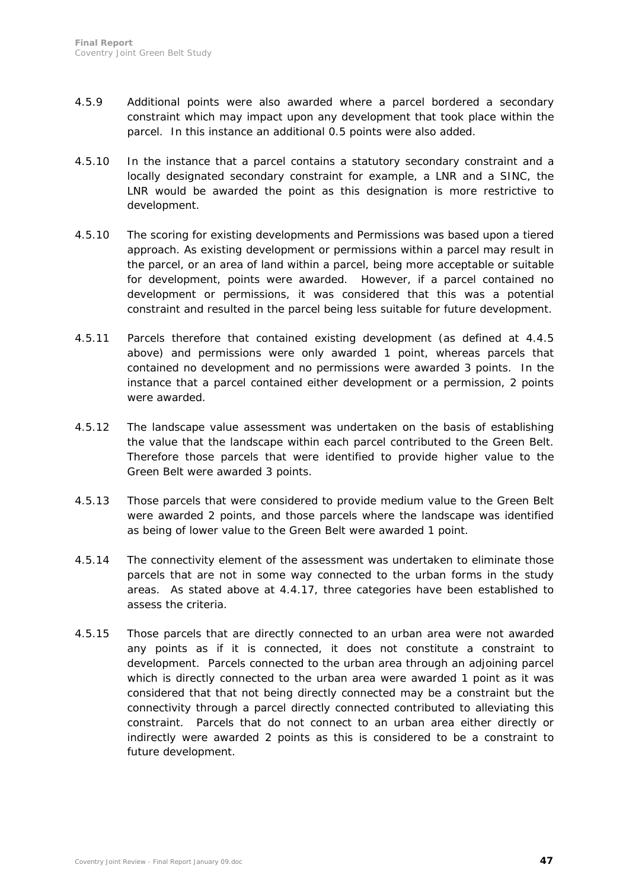4.5.9 Additional points were also awarded where a parcel bordered a secondary constraint which may impact upon any development that took place within the parcel. In this instance an additional 0.5 points were also added.

4.5.10 In the instance that a parcel contains a statutory secondary constraint and a locally designated secondary constraint for example, a LNR and a SINC, the LNR would be awarded the point as this designation is more restrictive to development.

4.5.10 The scoring for existing developments and Permissions was based upon a tiered approach. As existing development or permissions within a parcel may result in the parcel, or an area of land within a parcel, being more acceptable or suitable for development, points were awarded. However, if a parcel contained no development or permissions, it was considered that this was a potential constraint and resulted in the parcel being less suitable for future development.

4.5.11 Parcels therefore that contained existing development (as defined at 4.4.5 above) and permissions were only awarded 1 point, whereas parcels that contained no development and no permissions were awarded 3 points. In the instance that a parcel contained either development or a permission, 2 points were awarded.

4.5.12 The landscape value assessment was undertaken on the basis of establishing the value that the landscape within each parcel contributed to the Green Belt. Therefore those parcels that were identified to provide higher value to the Green Belt were awarded 3 points.

4.5.13 Those parcels that were considered to provide medium value to the Green Belt were awarded 2 points, and those parcels where the landscape was identified as being of lower value to the Green Belt were awarded 1 point.

4.5.14 The connectivity element of the assessment was undertaken to eliminate those parcels that are not in some way connected to the urban forms in the study areas. As stated above at 4.4.17, three categories have been established to assess the criteria.

4.5.15 Those parcels that are directly connected to an urban area were not awarded any points as if it is connected, it does not constitute a constraint to development. Parcels connected to the urban area through an adjoining parcel which is directly connected to the urban area were awarded 1 point as it was considered that that not being directly connected may be a constraint but the connectivity through a parcel directly connected contributed to alleviating this constraint. Parcels that do not connect to an urban area either directly or indirectly were awarded 2 points as this is considered to be a constraint to future development.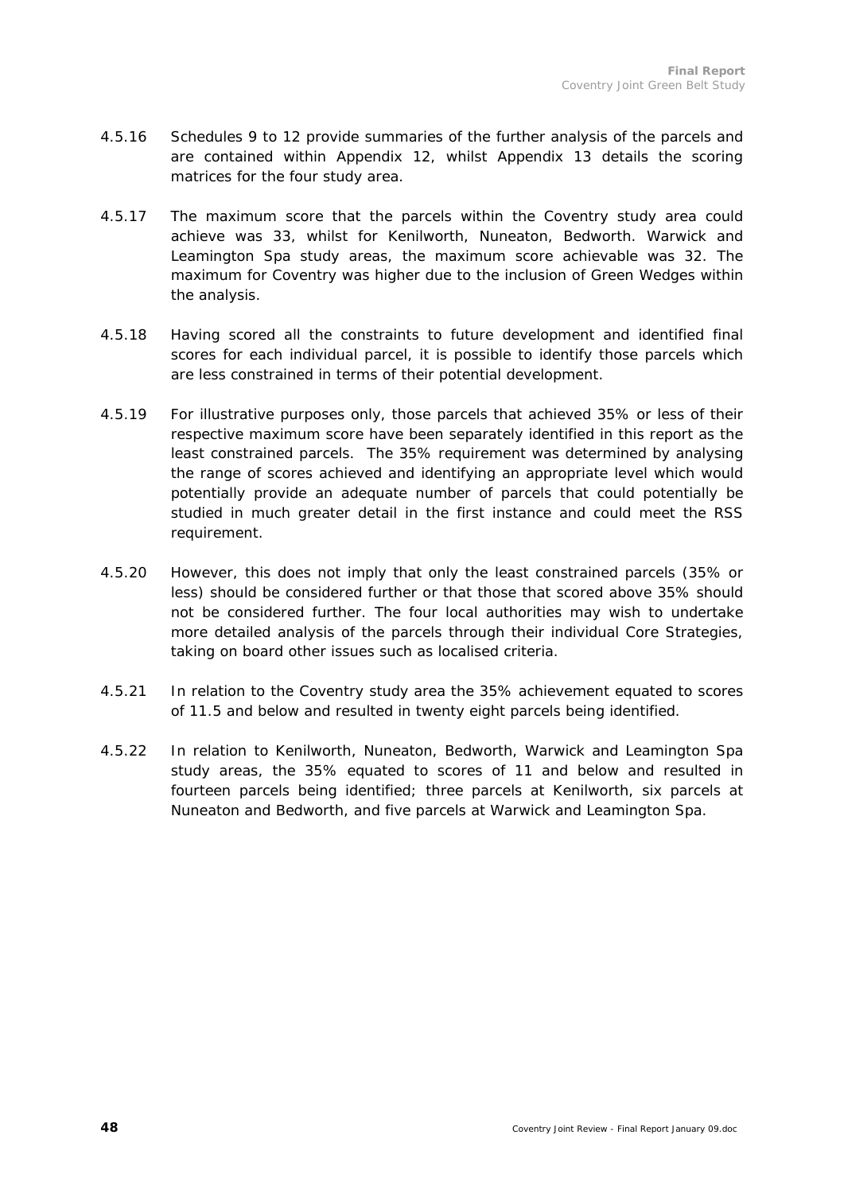4.5.16 Schedules 9 to 12 provide summaries of the further analysis of the parcels and are contained within Appendix 12, whilst Appendix 13 details the scoring matrices for the four study area.

4.5.17 The maximum score that the parcels within the Coventry study area could achieve was 33, whilst for Kenilworth, Nuneaton, Bedworth. Warwick and Leamington Spa study areas, the maximum score achievable was 32. The maximum for Coventry was higher due to the inclusion of Green Wedges within the analysis.

4.5.18 Having scored all the constraints to future development and identified final scores for each individual parcel, it is possible to identify those parcels which are less constrained in terms of their potential development.

4.5.19 For illustrative purposes only, those parcels that achieved 35% or less of their respective maximum score have been separately identified in this report as the least constrained parcels. The 35% requirement was determined by analysing the range of scores achieved and identifying an appropriate level which would potentially provide an adequate number of parcels that could potentially be studied in much greater detail in the first instance and could meet the RSS requirement.

4.5.20 However, this does not imply that only the least constrained parcels (35% or less) should be considered further or that those that scored above 35% should not be considered further. The four local authorities may wish to undertake more detailed analysis of the parcels through their individual Core Strategies, taking on board other issues such as localised criteria.

4.5.21 In relation to the Coventry study area the 35% achievement equated to scores of 11.5 and below and resulted in twenty eight parcels being identified.

4.5.22 In relation to Kenilworth, Nuneaton, Bedworth, Warwick and Leamington Spa study areas, the 35% equated to scores of 11 and below and resulted in fourteen parcels being identified; three parcels at Kenilworth, six parcels at Nuneaton and Bedworth, and five parcels at Warwick and Leamington Spa.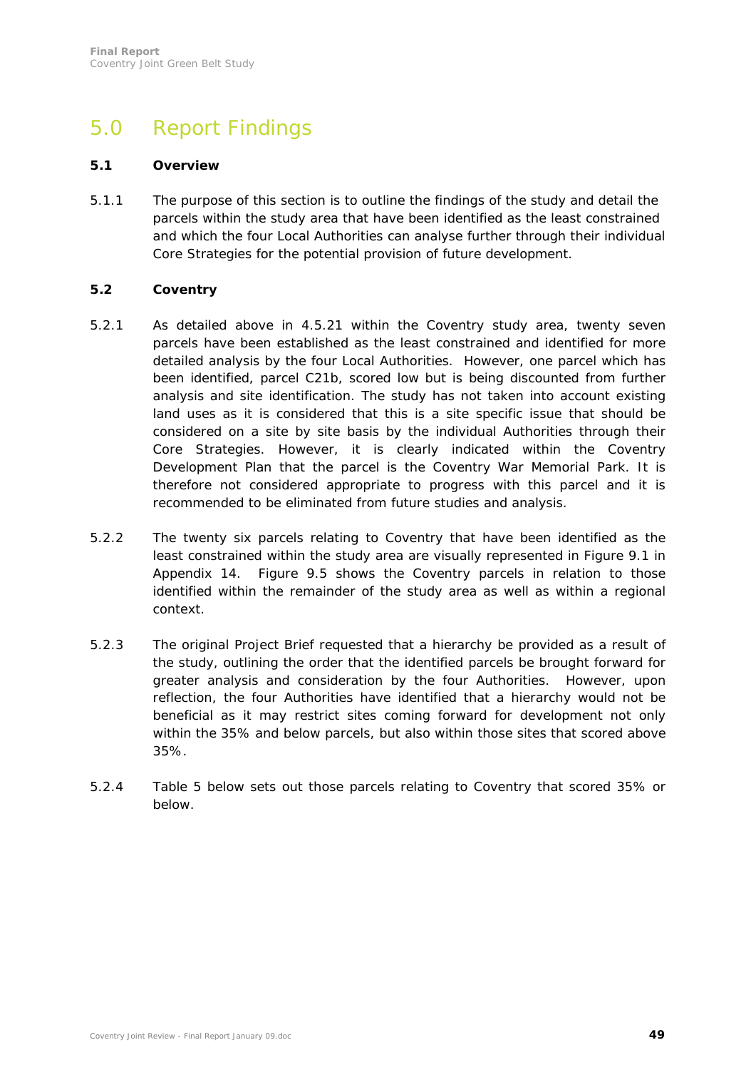# 5.0 Report Findings

### 5.1 Overview

5.1.1 The purpose of this section is to outline the findings of the study and detail the parcels within the study area that have been identified as the least constrained and which the four Local Authorities can analyse further through their individual Core Strategies for the potential provision of future development.

### 5.2 Coventry

5.2.1 As detailed above in 4.5.21 within the Coventry study area, twenty seven parcels have been established as the least constrained and identified for more detailed analysis by the four Local Authorities. However, one parcel which has been identified, parcel C21b, scored low but is being discounted from further analysis and site identification. The study has not taken into account existing land uses as it is considered that this is a site specific issue that should be considered on a site by site basis by the individual Authorities through their Core Strategies. However, it is clearly indicated within the Coventry Development Plan that the parcel is the Coventry War Memorial Park. It is therefore not considered appropriate to progress with this parcel and it is recommended to be eliminated from future studies and analysis.

5.2.2 The twenty six parcels relating to Coventry that have been identified as the least constrained within the study area are visually represented in Figure 9.1 in Appendix 14. Figure 9.5 shows the Coventry parcels in relation to those identified within the remainder of the study area as well as within a regional context.

5.2.3 The original Project Brief requested that a hierarchy be provided as a result of the study, outlining the order that the identified parcels be brought forward for greater analysis and consideration by the four Authorities. However, upon reflection, the four Authorities have identified that a hierarchy would not be beneficial as it may restrict sites coming forward for development not only within the 35% and below parcels, but also within those sites that scored above 35%.

5.2.4 Table 5 below sets out those parcels relating to Coventry that scored 35% or below.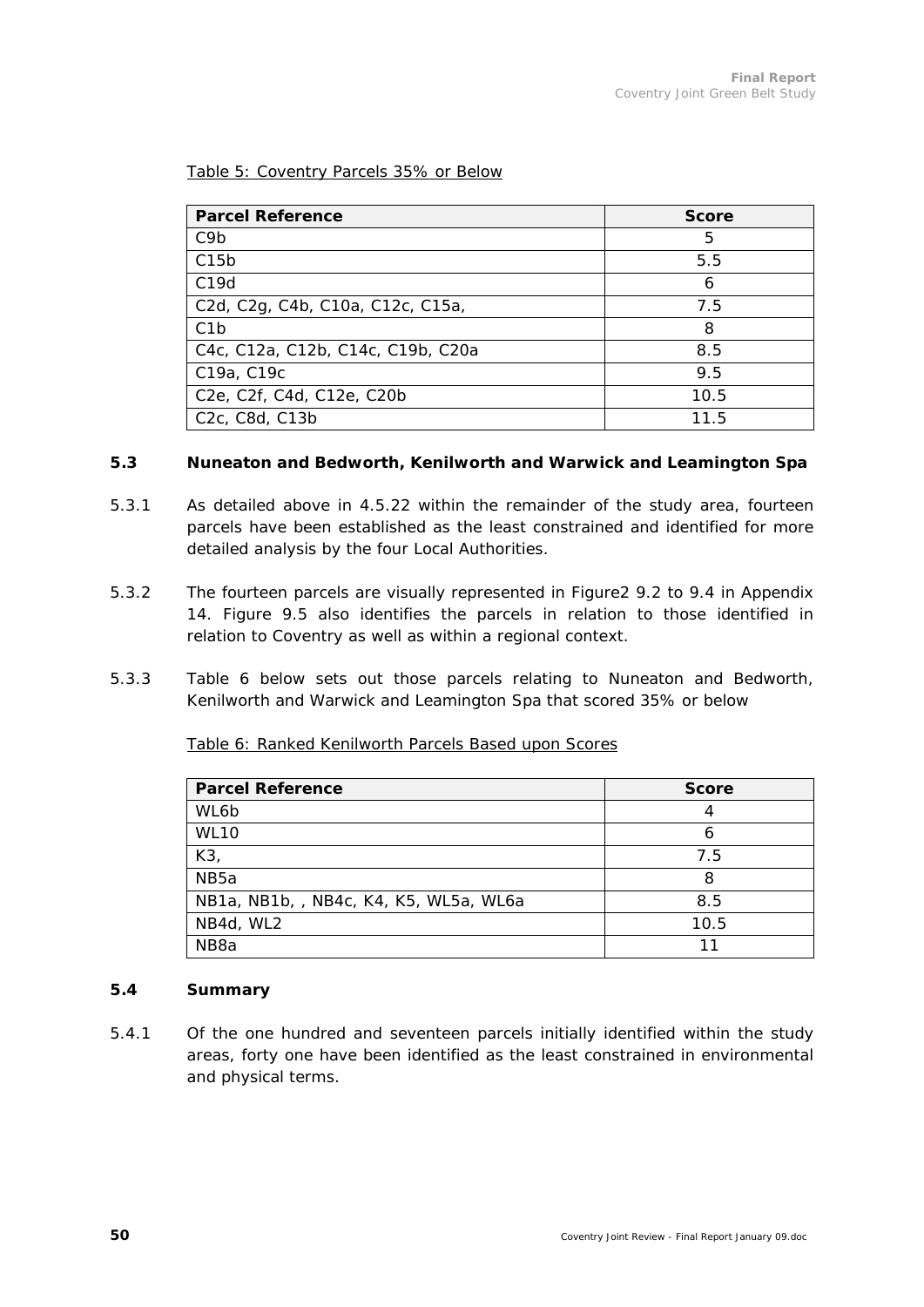Table 5: Coventry Parcels 35% or Below

| Parcel Reference | Score |
| --- | --- |
| C9b | 5 |
| C15b | 5.5 |
| C19d | 6 |
| C2d, C2g, C4b, C10a, C12c, C15a, | 7.5 |
| C1b | 8 |
| C4c, C12a, C12b, C14c, C19b, C20a | 8.5 |
| C19a, C19c | 9.5 |
| C2e, C2f, C4d, C12e, C20b | 10.5 |
| C2c, C8d, C13b | 11.5 |

## 5.3 Nuneaton and Bedworth, Kenilworth and Warwick and Leamington Spa

5.3.1 As detailed above in 4.5.22 within the remainder of the study area, fourteen parcels have been established as the least constrained and identified for more detailed analysis by the four Local Authorities.

5.3.2 The fourteen parcels are visually represented in Figure2 9.2 to 9.4 in Appendix 14. Figure 9.5 also identifies the parcels in relation to those identified in relation to Coventry as well as within a regional context.

5.3.3 Table 6 below sets out those parcels relating to Nuneaton and Bedworth, Kenilworth and Warwick and Leamington Spa that scored 35% or below

Table 6: Ranked Kenilworth Parcels Based upon Scores

| Parcel Reference | Score |
| --- | --- |
| WL6b | 4 |
| WL10 | 6 |
| K3, | 7.5 |
| NB5a | 8 |
| NB1a, NB1b, , NB4c, K4, K5, WL5a, WL6a | 8.5 |
| NB4d, WL2 | 10.5 |
| NB8a | 11 |

## 5.4 Summary

5.4.1 Of the one hundred and seventeen parcels initially identified within the study areas, forty one have been identified as the least constrained in environmental and physical terms.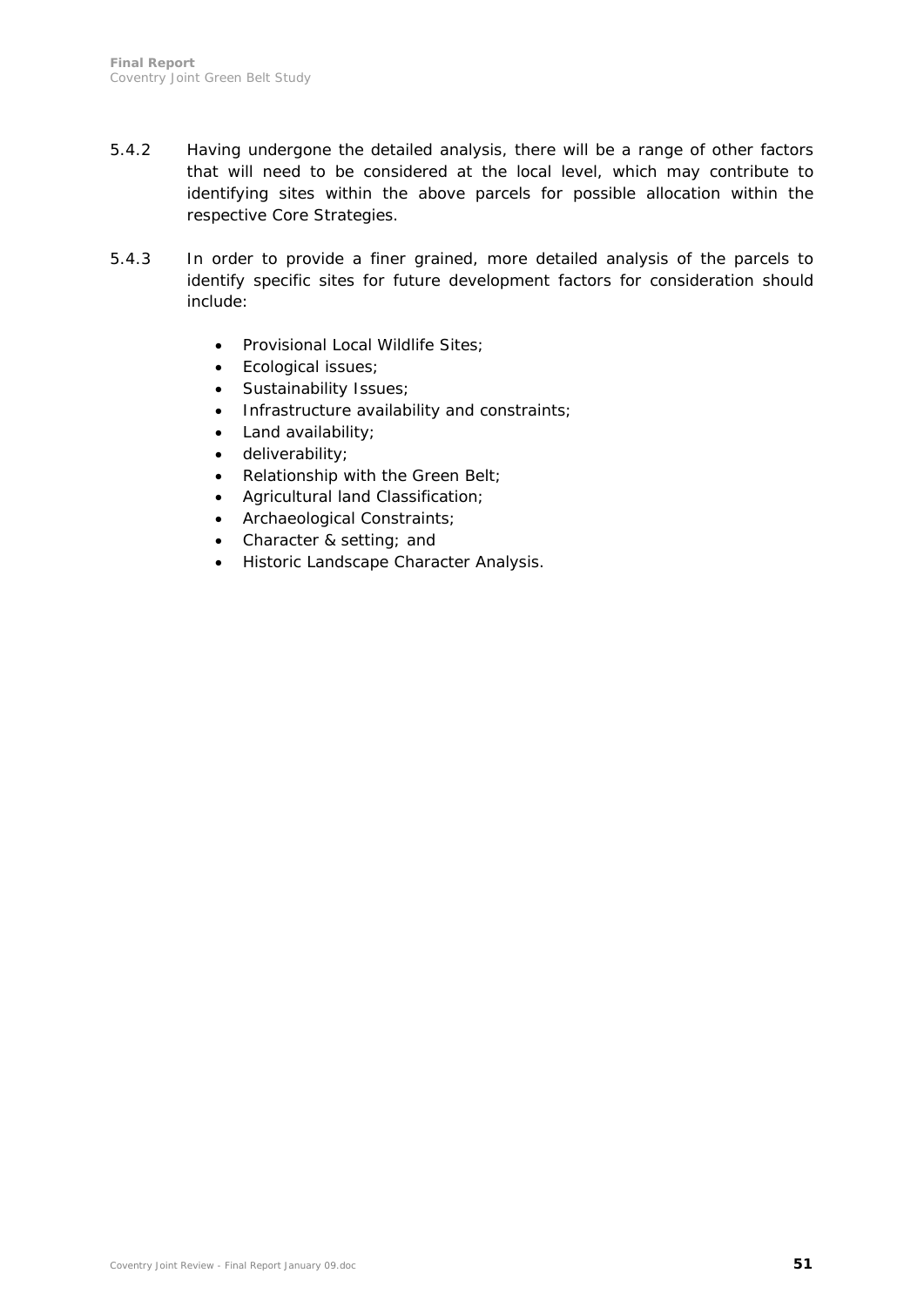5.4.2 Having undergone the detailed analysis, there will be a range of other factors that will need to be considered at the local level, which may contribute to identifying sites within the above parcels for possible allocation within the respective Core Strategies.

5.4.3 In order to provide a finer grained, more detailed analysis of the parcels to identify specific sites for future development factors for consideration should include:

- Provisional Local Wildlife Sites;
- Ecological issues;
- Sustainability Issues;
- Infrastructure availability and constraints;
- Land availability;
- deliverability;
- Relationship with the Green Belt;
- Agricultural land Classification;
- Archaeological Constraints;
- Character & setting; and
- Historic Landscape Character Analysis.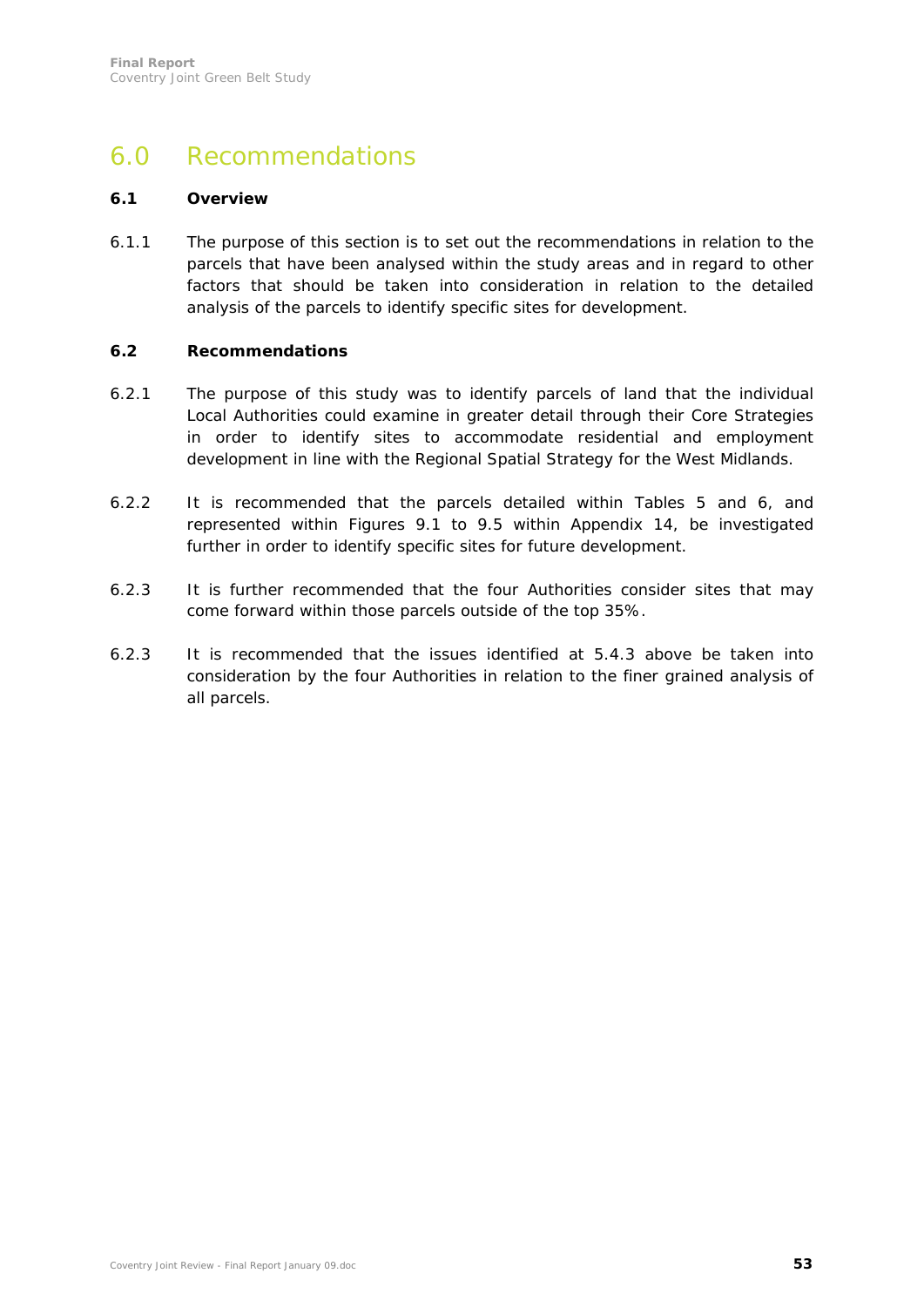# 6.0 Recommendations

## 6.1 Overview

6.1.1 The purpose of this section is to set out the recommendations in relation to the parcels that have been analysed within the study areas and in regard to other factors that should be taken into consideration in relation to the detailed analysis of the parcels to identify specific sites for development.

## 6.2 Recommendations

6.2.1 The purpose of this study was to identify parcels of land that the individual Local Authorities could examine in greater detail through their Core Strategies in order to identify sites to accommodate residential and employment development in line with the Regional Spatial Strategy for the West Midlands.

6.2.2 It is recommended that the parcels detailed within Tables 5 and 6, and represented within Figures 9.1 to 9.5 within Appendix 14, be investigated further in order to identify specific sites for future development.

6.2.3 It is further recommended that the four Authorities consider sites that may come forward within those parcels outside of the top 35%.

6.2.3 It is recommended that the issues identified at 5.4.3 above be taken into consideration by the four Authorities in relation to the finer grained analysis of all parcels.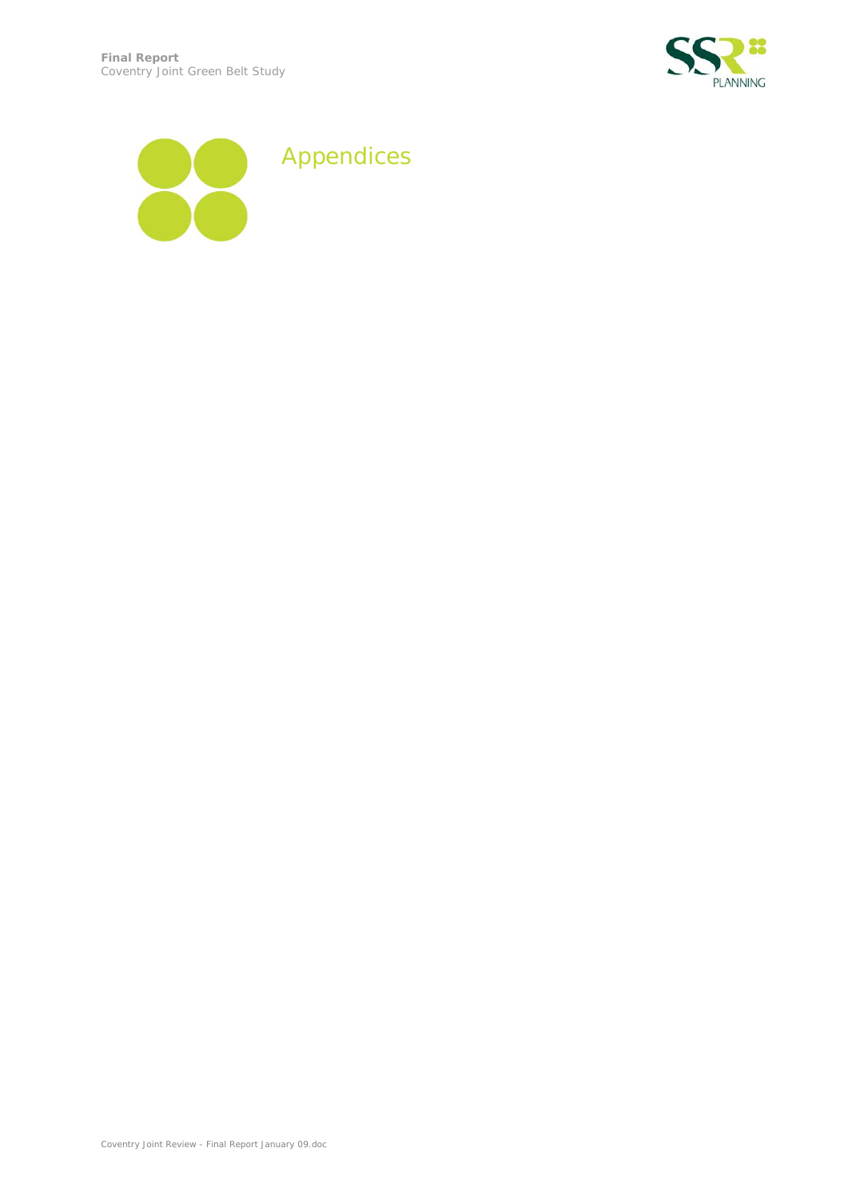# Appendices